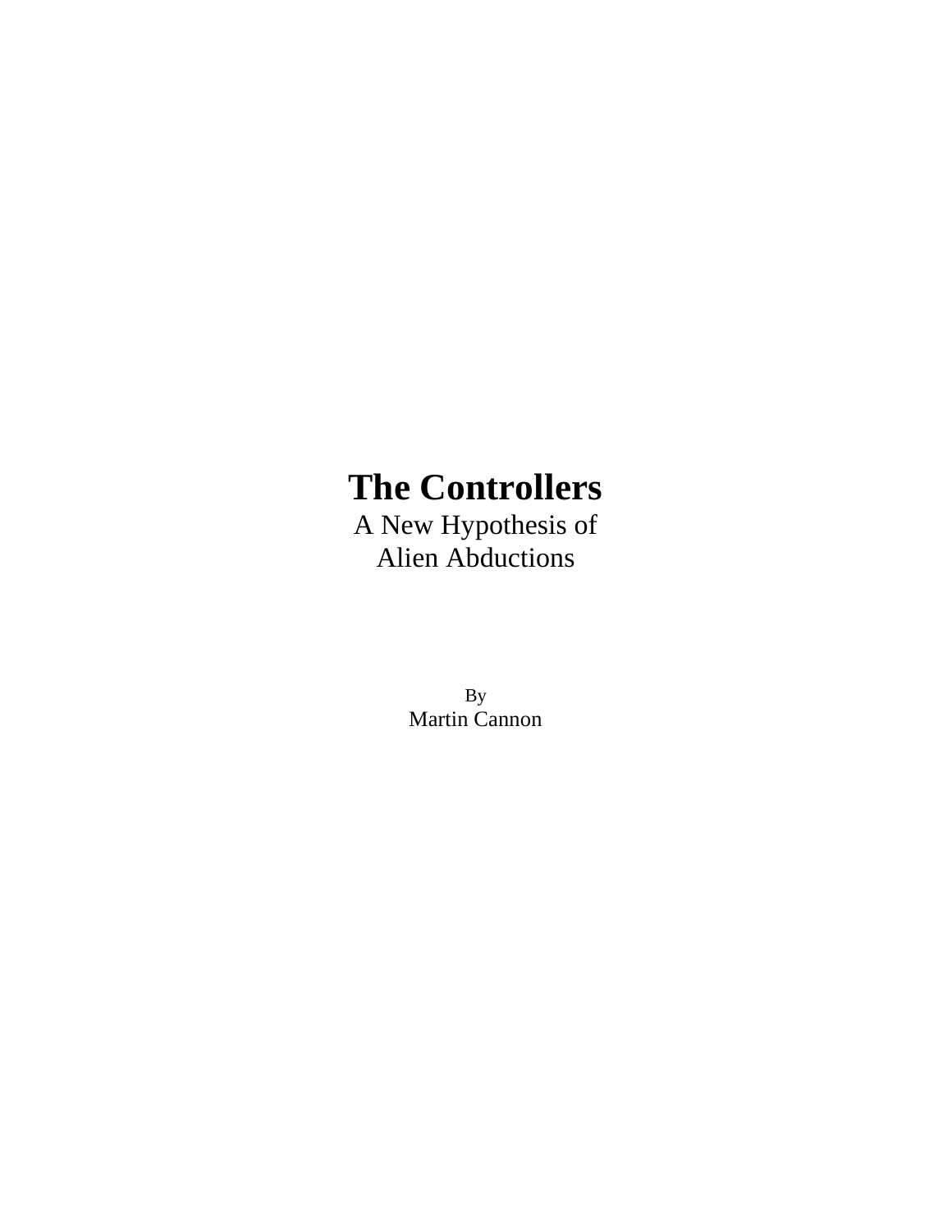# The Controllers

A New Hypothesis of
Alien Abductions

By
Martin Cannon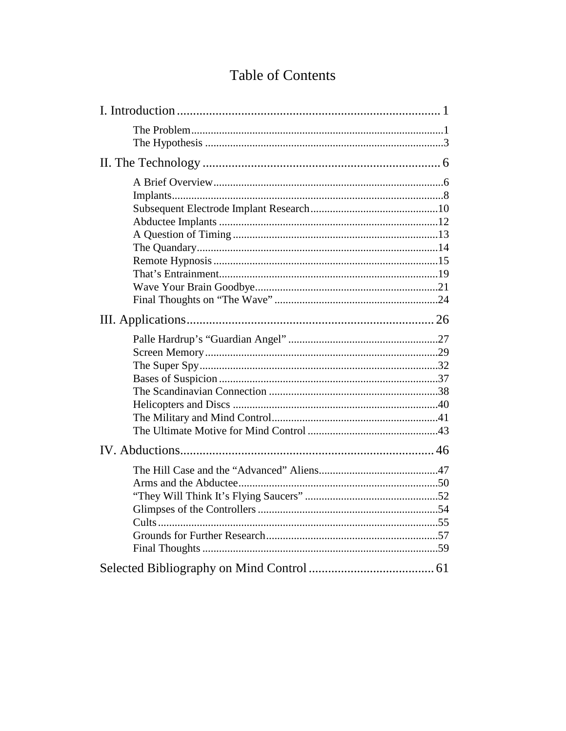# Table of Contents

I. Introduction ........................................................................ 1

- The Problem ........................................................................ 1
- The Hypothesis ...................................................................... 3

II. The Technology ..................................................................... 6

- A Brief Overview ..................................................................... 6
- Implants .................................................................................. 8
- Subsequent Electrode Implant Research .............................. 10
- Abductee Implants ................................................................. 12
- A Question of Timing ............................................................ 13
- The Quandary ........................................................................ 14
- Remote Hypnosis .................................................................. 15
- That's Entrainment ................................................................ 19
- Wave Your Brain Goodbye .................................................... 21
- Final Thoughts on "The Wave" ............................................. 24

III. Applications ........................................................................ 26

- Palle Hardrup's "Guardian Angel" ........................................ 27
- Screen Memory ..................................................................... 29
- The Super Spy ...................................................................... 32
- Bases of Suspicion ................................................................ 37
- The Scandinavian Connection .............................................. 38
- Helicopters and Discs ........................................................... 40
- The Military and Mind Control ............................................. 41
- The Ultimate Motive for Mind Control ................................. 43

IV. Abductions .......................................................................... 46

- The Hill Case and the "Advanced" Aliens ............................ 47
- Arms and the Abductee ......................................................... 50
- "They Will Think It's Flying Saucers" ................................. 52
- Glimpses of the Controllers .................................................. 54
- Cults ...................................................................................... 55
- Grounds for Further Research .............................................. 57
- Final Thoughts ...................................................................... 59

Selected Bibliography on Mind Control ...................................... 61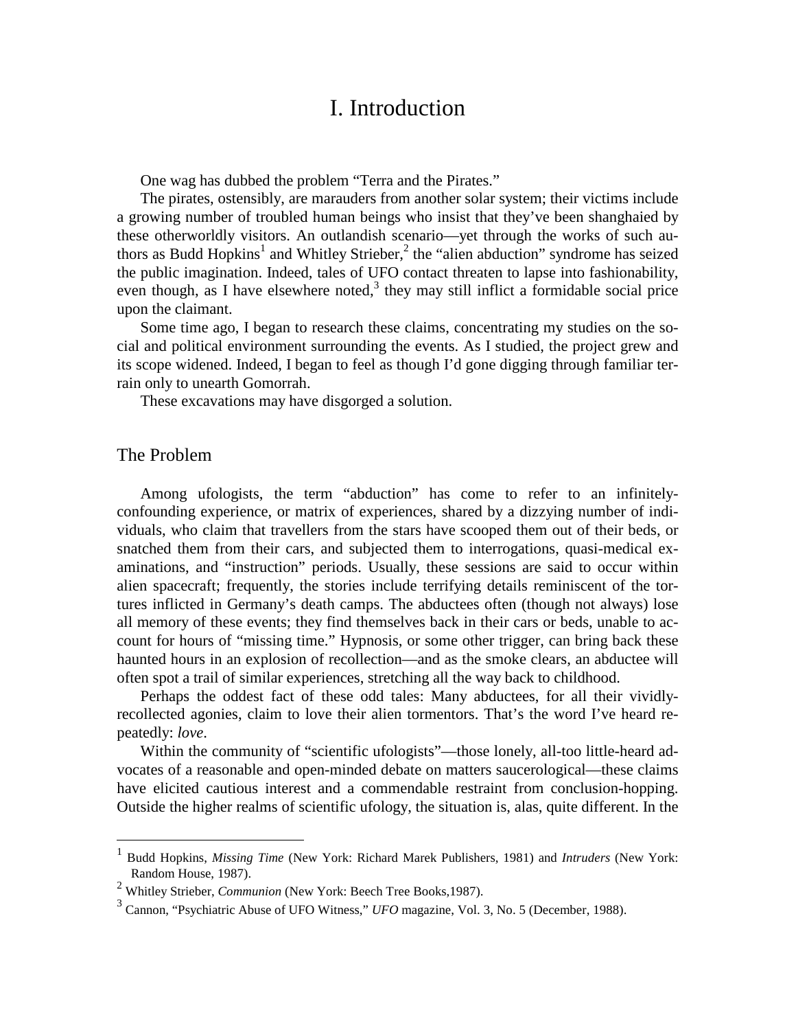# I. Introduction

One wag has dubbed the problem "Terra and the Pirates."

The pirates, ostensibly, are marauders from another solar system; their victims include a growing number of troubled human beings who insist that they've been shanghaied by these otherworldly visitors. An outlandish scenario—yet through the works of such authors as Budd Hopkins[1] and Whitley Strieber,[2] the "alien abduction" syndrome has seized the public imagination. Indeed, tales of UFO contact threaten to lapse into fashionability, even though, as I have elsewhere noted,[3] they may still inflict a formidable social price upon the claimant.

Some time ago, I began to research these claims, concentrating my studies on the social and political environment surrounding the events. As I studied, the project grew and its scope widened. Indeed, I began to feel as though I'd gone digging through familiar terrain only to unearth Gomorrah.

These excavations may have disgorged a solution.

## The Problem

Among ufologists, the term "abduction" has come to refer to an infinitely-confounding experience, or matrix of experiences, shared by a dizzying number of individuals, who claim that travellers from the stars have scooped them out of their beds, or snatched them from their cars, and subjected them to interrogations, quasi-medical examinations, and "instruction" periods. Usually, these sessions are said to occur within alien spacecraft; frequently, the stories include terrifying details reminiscent of the tortures inflicted in Germany's death camps. The abductees often (though not always) lose all memory of these events; they find themselves back in their cars or beds, unable to account for hours of "missing time." Hypnosis, or some other trigger, can bring back these haunted hours in an explosion of recollection—and as the smoke clears, an abductee will often spot a trail of similar experiences, stretching all the way back to childhood.

Perhaps the oddest fact of these odd tales: Many abductees, for all their vividly-recollected agonies, claim to love their alien tormentors. That's the word I've heard repeatedly: *love*.

Within the community of "scientific ufologists"—those lonely, all-too little-heard advocates of a reasonable and open-minded debate on matters saucerological—these claims have elicited cautious interest and a commendable restraint from conclusion-hopping. Outside the higher realms of scientific ufology, the situation is, alas, quite different. In the

---

[1] Budd Hopkins, *Missing Time* (New York: Richard Marek Publishers, 1981) and *Intruders* (New York: Random House, 1987).

[2] Whitley Strieber, *Communion* (New York: Beech Tree Books,1987).

[3] Cannon, "Psychiatric Abuse of UFO Witness," *UFO* magazine, Vol. 3, No. 5 (December, 1988).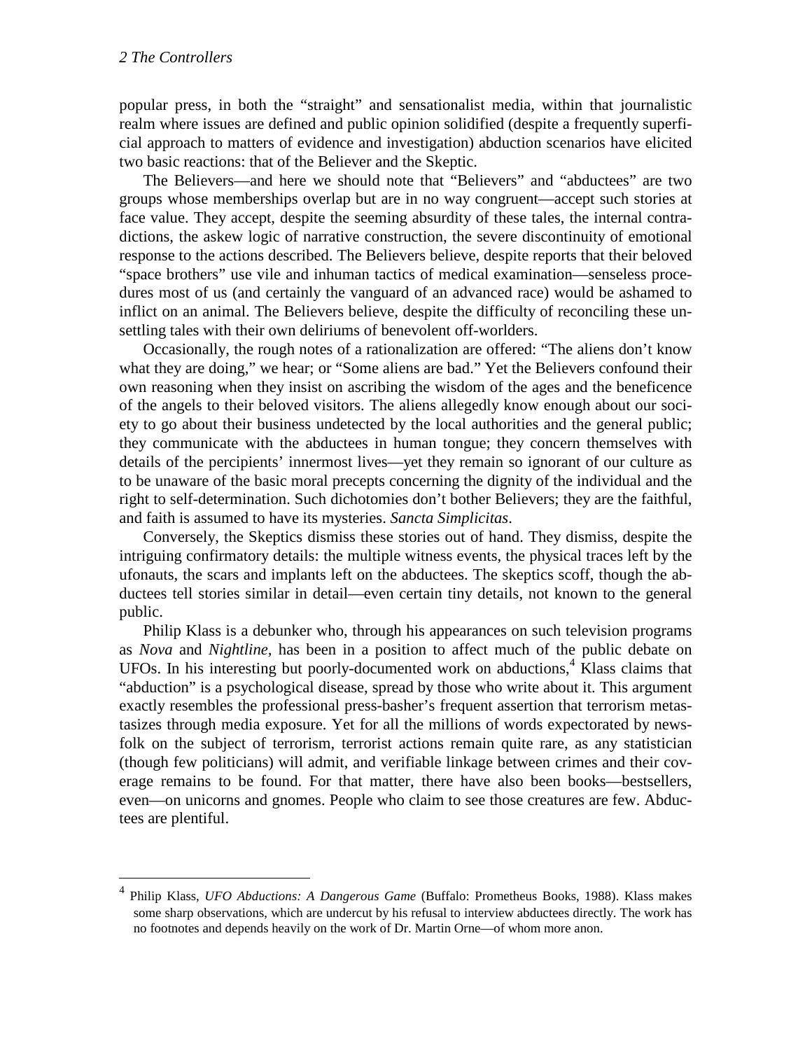popular press, in both the "straight" and sensationalist media, within that journalistic realm where issues are defined and public opinion solidified (despite a frequently superficial approach to matters of evidence and investigation) abduction scenarios have elicited two basic reactions: that of the Believer and the Skeptic.

The Believers—and here we should note that "Believers" and "abductees" are two groups whose memberships overlap but are in no way congruent—accept such stories at face value. They accept, despite the seeming absurdity of these tales, the internal contradictions, the askew logic of narrative construction, the severe discontinuity of emotional response to the actions described. The Believers believe, despite reports that their beloved "space brothers" use vile and inhuman tactics of medical examination—senseless procedures most of us (and certainly the vanguard of an advanced race) would be ashamed to inflict on an animal. The Believers believe, despite the difficulty of reconciling these unsettling tales with their own deliriums of benevolent off-worlders.

Occasionally, the rough notes of a rationalization are offered: "The aliens don't know what they are doing," we hear; or "Some aliens are bad." Yet the Believers confound their own reasoning when they insist on ascribing the wisdom of the ages and the beneficence of the angels to their beloved visitors. The aliens allegedly know enough about our society to go about their business undetected by the local authorities and the general public; they communicate with the abductees in human tongue; they concern themselves with details of the percipients' innermost lives—yet they remain so ignorant of our culture as to be unaware of the basic moral precepts concerning the dignity of the individual and the right to self-determination. Such dichotomies don't bother Believers; they are the faithful, and faith is assumed to have its mysteries. *Sancta Simplicitas*.

Conversely, the Skeptics dismiss these stories out of hand. They dismiss, despite the intriguing confirmatory details: the multiple witness events, the physical traces left by the ufonauts, the scars and implants left on the abductees. The skeptics scoff, though the abductees tell stories similar in detail—even certain tiny details, not known to the general public.

Philip Klass is a debunker who, through his appearances on such television programs as *Nova* and *Nightline,* has been in a position to affect much of the public debate on UFOs. In his interesting but poorly-documented work on abductions,[4] Klass claims that "abduction" is a psychological disease, spread by those who write about it. This argument exactly resembles the professional press-basher's frequent assertion that terrorism metastasizes through media exposure. Yet for all the millions of words expectorated by newsfolk on the subject of terrorism, terrorist actions remain quite rare, as any statistician (though few politicians) will admit, and verifiable linkage between crimes and their coverage remains to be found. For that matter, there have also been books—bestsellers, even—on unicorns and gnomes. People who claim to see those creatures are few. Abductees are plentiful.

[4] Philip Klass, *UFO Abductions: A Dangerous Game* (Buffalo: Prometheus Books, 1988). Klass makes some sharp observations, which are undercut by his refusal to interview abductees directly. The work has no footnotes and depends heavily on the work of Dr. Martin Orne—of whom more anon.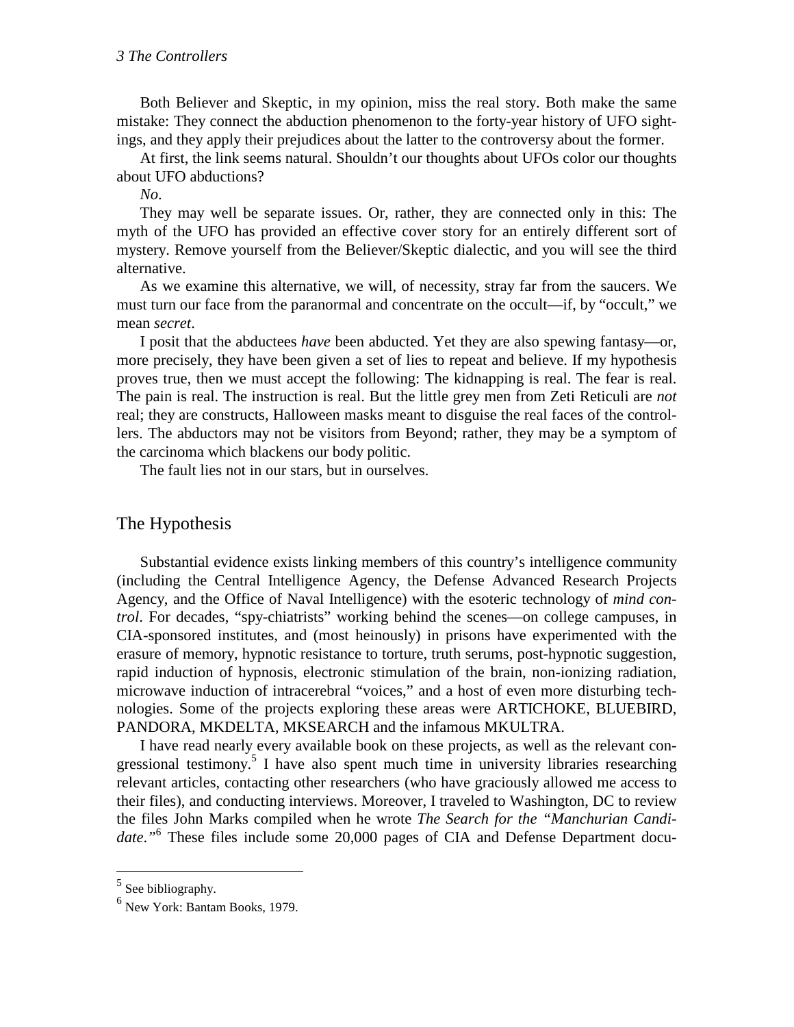Both Believer and Skeptic, in my opinion, miss the real story. Both make the same mistake: They connect the abduction phenomenon to the forty-year history of UFO sightings, and they apply their prejudices about the latter to the controversy about the former.

At first, the link seems natural. Shouldn't our thoughts about UFOs color our thoughts about UFO abductions?

*No*.

They may well be separate issues. Or, rather, they are connected only in this: The myth of the UFO has provided an effective cover story for an entirely different sort of mystery. Remove yourself from the Believer/Skeptic dialectic, and you will see the third alternative.

As we examine this alternative, we will, of necessity, stray far from the saucers. We must turn our face from the paranormal and concentrate on the occult—if, by "occult," we mean *secret*.

I posit that the abductees *have* been abducted. Yet they are also spewing fantasy—or, more precisely, they have been given a set of lies to repeat and believe. If my hypothesis proves true, then we must accept the following: The kidnapping is real. The fear is real. The pain is real. The instruction is real. But the little grey men from Zeti Reticuli are *not* real; they are constructs, Halloween masks meant to disguise the real faces of the controllers. The abductors may not be visitors from Beyond; rather, they may be a symptom of the carcinoma which blackens our body politic.

The fault lies not in our stars, but in ourselves.

## The Hypothesis

Substantial evidence exists linking members of this country's intelligence community (including the Central Intelligence Agency, the Defense Advanced Research Projects Agency, and the Office of Naval Intelligence) with the esoteric technology of *mind control*. For decades, "spy-chiatrists" working behind the scenes—on college campuses, in CIA-sponsored institutes, and (most heinously) in prisons have experimented with the erasure of memory, hypnotic resistance to torture, truth serums, post-hypnotic suggestion, rapid induction of hypnosis, electronic stimulation of the brain, non-ionizing radiation, microwave induction of intracerebral "voices," and a host of even more disturbing technologies. Some of the projects exploring these areas were ARTICHOKE, BLUEBIRD, PANDORA, MKDELTA, MKSEARCH and the infamous MKULTRA.

I have read nearly every available book on these projects, as well as the relevant congressional testimony.[5] I have also spent much time in university libraries researching relevant articles, contacting other researchers (who have graciously allowed me access to their files), and conducting interviews. Moreover, I traveled to Washington, DC to review the files John Marks compiled when he wrote *The Search for the "Manchurian Candidate."*[6] These files include some 20,000 pages of CIA and Defense Department docu-

---

[5] See bibliography.

[6] New York: Bantam Books, 1979.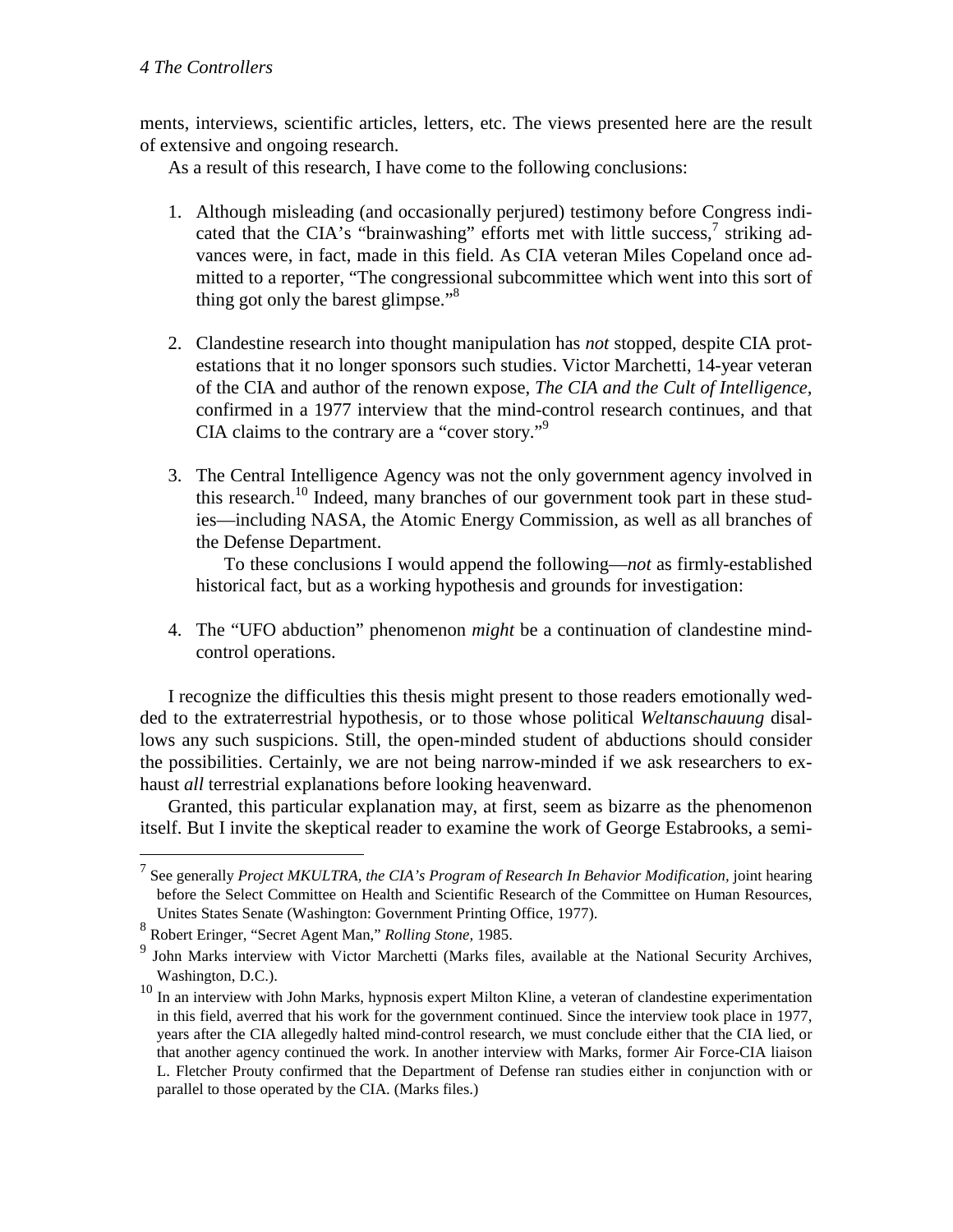ments, interviews, scientific articles, letters, etc. The views presented here are the result of extensive and ongoing research.

As a result of this research, I have come to the following conclusions:

1. Although misleading (and occasionally perjured) testimony before Congress indicated that the CIA's "brainwashing" efforts met with little success,[7] striking advances were, in fact, made in this field. As CIA veteran Miles Copeland once admitted to a reporter, "The congressional subcommittee which went into this sort of thing got only the barest glimpse."[8]

2. Clandestine research into thought manipulation has *not* stopped, despite CIA protestations that it no longer sponsors such studies. Victor Marchetti, 14-year veteran of the CIA and author of the renown expose, *The CIA and the Cult of Intelligence,* confirmed in a 1977 interview that the mind-control research continues, and that CIA claims to the contrary are a "cover story."[9]

3. The Central Intelligence Agency was not the only government agency involved in this research.[10] Indeed, many branches of our government took part in these studies—including NASA, the Atomic Energy Commission, as well as all branches of the Defense Department.

   To these conclusions I would append the following—*not* as firmly-established historical fact, but as a working hypothesis and grounds for investigation:

4. The "UFO abduction" phenomenon *might* be a continuation of clandestine mind-control operations.

I recognize the difficulties this thesis might present to those readers emotionally wedded to the extraterrestrial hypothesis, or to those whose political *Weltanschauung* disallows any such suspicions. Still, the open-minded student of abductions should consider the possibilities. Certainly, we are not being narrow-minded if we ask researchers to exhaust *all* terrestrial explanations before looking heavenward.

Granted, this particular explanation may, at first, seem as bizarre as the phenomenon itself. But I invite the skeptical reader to examine the work of George Estabrooks, a semi-

---

[7] See generally *Project MKULTRA, the CIA's Program of Research In Behavior Modification,* joint hearing before the Select Committee on Health and Scientific Research of the Committee on Human Resources, Unites States Senate (Washington: Government Printing Office, 1977).

[8] Robert Eringer, "Secret Agent Man," *Rolling Stone,* 1985.

[9] John Marks interview with Victor Marchetti (Marks files, available at the National Security Archives, Washington, D.C.).

[10] In an interview with John Marks, hypnosis expert Milton Kline, a veteran of clandestine experimentation in this field, averred that his work for the government continued. Since the interview took place in 1977, years after the CIA allegedly halted mind-control research, we must conclude either that the CIA lied, or that another agency continued the work. In another interview with Marks, former Air Force-CIA liaison L. Fletcher Prouty confirmed that the Department of Defense ran studies either in conjunction with or parallel to those operated by the CIA. (Marks files.)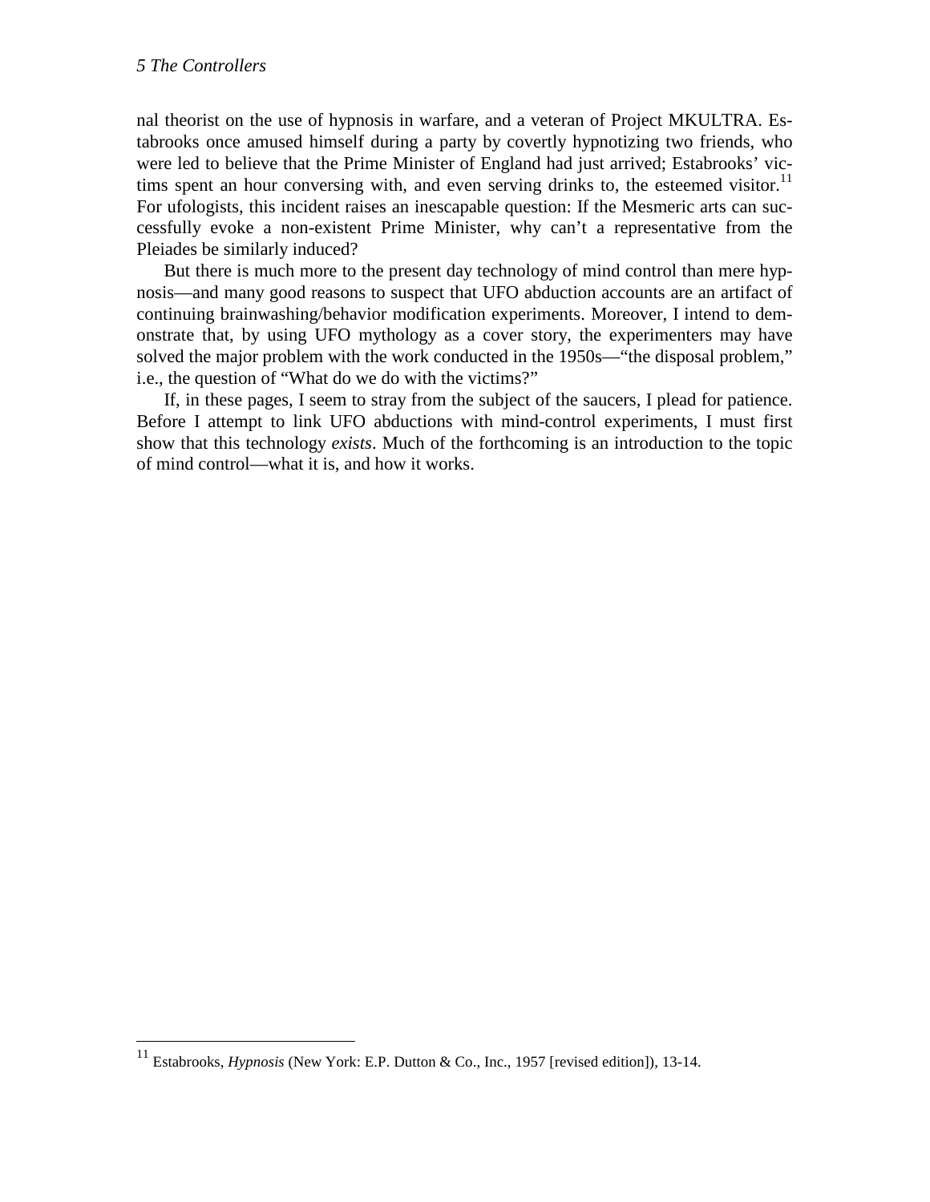nal theorist on the use of hypnosis in warfare, and a veteran of Project MKULTRA. Estabrooks once amused himself during a party by covertly hypnotizing two friends, who were led to believe that the Prime Minister of England had just arrived; Estabrooks' victims spent an hour conversing with, and even serving drinks to, the esteemed visitor.[11] For ufologists, this incident raises an inescapable question: If the Mesmeric arts can successfully evoke a non-existent Prime Minister, why can't a representative from the Pleiades be similarly induced?

But there is much more to the present day technology of mind control than mere hypnosis—and many good reasons to suspect that UFO abduction accounts are an artifact of continuing brainwashing/behavior modification experiments. Moreover, I intend to demonstrate that, by using UFO mythology as a cover story, the experimenters may have solved the major problem with the work conducted in the 1950s—"the disposal problem," i.e., the question of "What do we do with the victims?"

If, in these pages, I seem to stray from the subject of the saucers, I plead for patience. Before I attempt to link UFO abductions with mind-control experiments, I must first show that this technology *exists*. Much of the forthcoming is an introduction to the topic of mind control—what it is, and how it works.

---

[11] Estabrooks, *Hypnosis* (New York: E.P. Dutton & Co., Inc., 1957 [revised edition]), 13-14.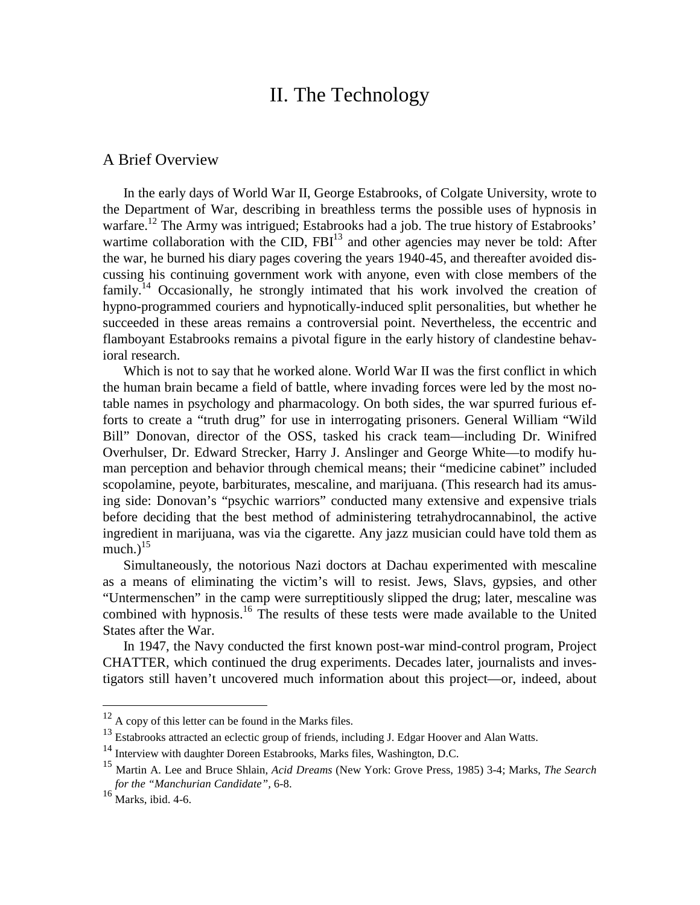# II. The Technology

## A Brief Overview

In the early days of World War II, George Estabrooks, of Colgate University, wrote to the Department of War, describing in breathless terms the possible uses of hypnosis in warfare.[12] The Army was intrigued; Estabrooks had a job. The true history of Estabrooks' wartime collaboration with the CID, FBI[13] and other agencies may never be told: After the war, he burned his diary pages covering the years 1940-45, and thereafter avoided discussing his continuing government work with anyone, even with close members of the family.[14] Occasionally, he strongly intimated that his work involved the creation of hypno-programmed couriers and hypnotically-induced split personalities, but whether he succeeded in these areas remains a controversial point. Nevertheless, the eccentric and flamboyant Estabrooks remains a pivotal figure in the early history of clandestine behavioral research.

Which is not to say that he worked alone. World War II was the first conflict in which the human brain became a field of battle, where invading forces were led by the most notable names in psychology and pharmacology. On both sides, the war spurred furious efforts to create a "truth drug" for use in interrogating prisoners. General William "Wild Bill" Donovan, director of the OSS, tasked his crack team—including Dr. Winifred Overhulser, Dr. Edward Strecker, Harry J. Anslinger and George White—to modify human perception and behavior through chemical means; their "medicine cabinet" included scopolamine, peyote, barbiturates, mescaline, and marijuana. (This research had its amusing side: Donovan's "psychic warriors" conducted many extensive and expensive trials before deciding that the best method of administering tetrahydrocannabinol, the active ingredient in marijuana, was via the cigarette. Any jazz musician could have told them as much.)[15]

Simultaneously, the notorious Nazi doctors at Dachau experimented with mescaline as a means of eliminating the victim's will to resist. Jews, Slavs, gypsies, and other "Untermenschen" in the camp were surreptitiously slipped the drug; later, mescaline was combined with hypnosis.[16] The results of these tests were made available to the United States after the War.

In 1947, the Navy conducted the first known post-war mind-control program, Project CHATTER, which continued the drug experiments. Decades later, journalists and investigators still haven't uncovered much information about this project—or, indeed, about

---

[12] A copy of this letter can be found in the Marks files.

[13] Estabrooks attracted an eclectic group of friends, including J. Edgar Hoover and Alan Watts.

[14] Interview with daughter Doreen Estabrooks, Marks files, Washington, D.C.

[15] Martin A. Lee and Bruce Shlain, *Acid Dreams* (New York: Grove Press, 1985) 3-4; Marks, *The Search for the "Manchurian Candidate"*, 6-8.

[16] Marks, ibid. 4-6.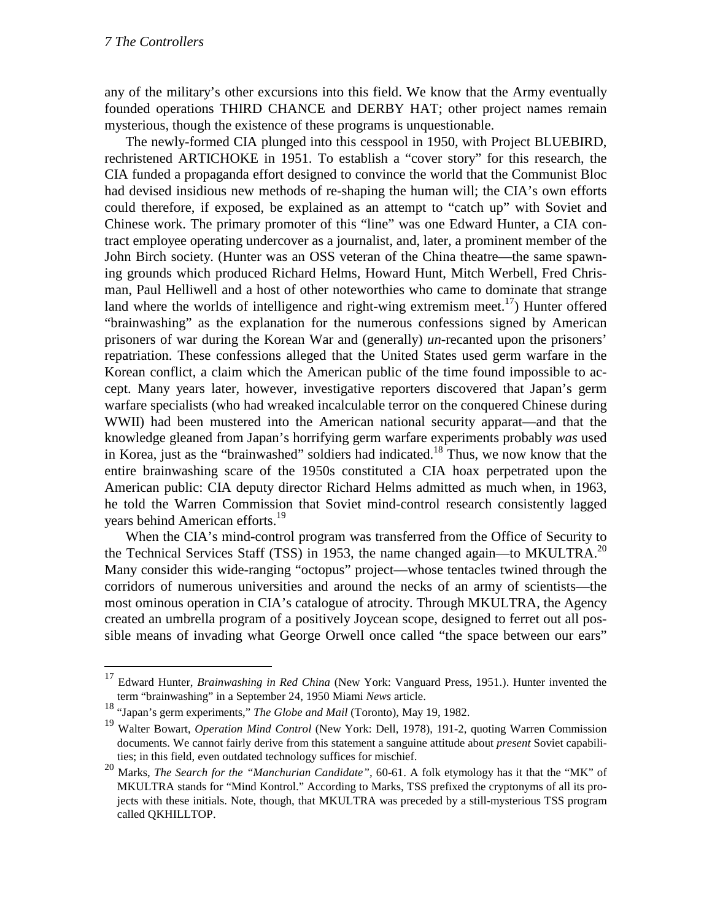any of the military's other excursions into this field. We know that the Army eventually founded operations THIRD CHANCE and DERBY HAT; other project names remain mysterious, though the existence of these programs is unquestionable.

The newly-formed CIA plunged into this cesspool in 1950, with Project BLUEBIRD, rechristened ARTICHOKE in 1951. To establish a "cover story" for this research, the CIA funded a propaganda effort designed to convince the world that the Communist Bloc had devised insidious new methods of re-shaping the human will; the CIA's own efforts could therefore, if exposed, be explained as an attempt to "catch up" with Soviet and Chinese work. The primary promoter of this "line" was one Edward Hunter, a CIA contract employee operating undercover as a journalist, and, later, a prominent member of the John Birch society. (Hunter was an OSS veteran of the China theatre—the same spawning grounds which produced Richard Helms, Howard Hunt, Mitch Werbell, Fred Chrisman, Paul Helliwell and a host of other noteworthies who came to dominate that strange land where the worlds of intelligence and right-wing extremism meet.[17]) Hunter offered "brainwashing" as the explanation for the numerous confessions signed by American prisoners of war during the Korean War and (generally) *un*-recanted upon the prisoners' repatriation. These confessions alleged that the United States used germ warfare in the Korean conflict, a claim which the American public of the time found impossible to accept. Many years later, however, investigative reporters discovered that Japan's germ warfare specialists (who had wreaked incalculable terror on the conquered Chinese during WWII) had been mustered into the American national security apparat—and that the knowledge gleaned from Japan's horrifying germ warfare experiments probably *was* used in Korea, just as the "brainwashed" soldiers had indicated.[18] Thus, we now know that the entire brainwashing scare of the 1950s constituted a CIA hoax perpetrated upon the American public: CIA deputy director Richard Helms admitted as much when, in 1963, he told the Warren Commission that Soviet mind-control research consistently lagged years behind American efforts.[19]

When the CIA's mind-control program was transferred from the Office of Security to the Technical Services Staff (TSS) in 1953, the name changed again—to MKULTRA.[20] Many consider this wide-ranging "octopus" project—whose tentacles twined through the corridors of numerous universities and around the necks of an army of scientists—the most ominous operation in CIA's catalogue of atrocity. Through MKULTRA, the Agency created an umbrella program of a positively Joycean scope, designed to ferret out all possible means of invading what George Orwell once called "the space between our ears"

---

[17] Edward Hunter, *Brainwashing in Red China* (New York: Vanguard Press, 1951.). Hunter invented the term "brainwashing" in a September 24, 1950 Miami *News* article.

[18] "Japan's germ experiments," *The Globe and Mail* (Toronto), May 19, 1982.

[19] Walter Bowart, *Operation Mind Control* (New York: Dell, 1978), 191-2, quoting Warren Commission documents. We cannot fairly derive from this statement a sanguine attitude about *present* Soviet capabilities; in this field, even outdated technology suffices for mischief.

[20] Marks, *The Search for the "Manchurian Candidate"*, 60-61. A folk etymology has it that the "MK" of MKULTRA stands for "Mind Kontrol." According to Marks, TSS prefixed the cryptonyms of all its projects with these initials. Note, though, that MKULTRA was preceded by a still-mysterious TSS program called QKHILLTOP.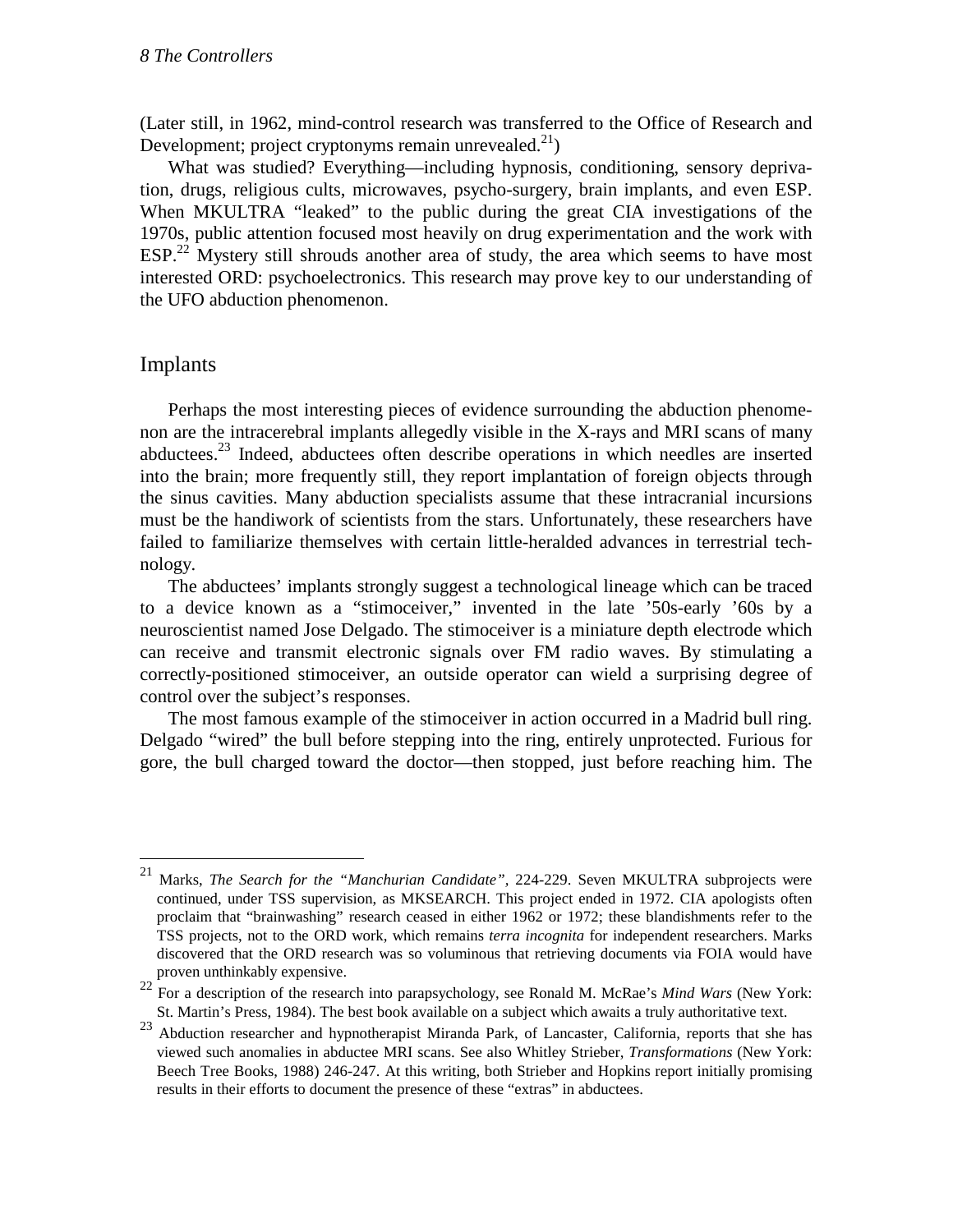(Later still, in 1962, mind-control research was transferred to the Office of Research and Development; project cryptonyms remain unrevealed.[21])

What was studied? Everything—including hypnosis, conditioning, sensory deprivation, drugs, religious cults, microwaves, psycho-surgery, brain implants, and even ESP. When MKULTRA "leaked" to the public during the great CIA investigations of the 1970s, public attention focused most heavily on drug experimentation and the work with ESP.[22] Mystery still shrouds another area of study, the area which seems to have most interested ORD: psychoelectronics. This research may prove key to our understanding of the UFO abduction phenomenon.

## Implants

Perhaps the most interesting pieces of evidence surrounding the abduction phenomenon are the intracerebral implants allegedly visible in the X-rays and MRI scans of many abductees.[23] Indeed, abductees often describe operations in which needles are inserted into the brain; more frequently still, they report implantation of foreign objects through the sinus cavities. Many abduction specialists assume that these intracranial incursions must be the handiwork of scientists from the stars. Unfortunately, these researchers have failed to familiarize themselves with certain little-heralded advances in terrestrial technology.

The abductees' implants strongly suggest a technological lineage which can be traced to a device known as a "stimoceiver," invented in the late '50s-early '60s by a neuroscientist named Jose Delgado. The stimoceiver is a miniature depth electrode which can receive and transmit electronic signals over FM radio waves. By stimulating a correctly-positioned stimoceiver, an outside operator can wield a surprising degree of control over the subject's responses.

The most famous example of the stimoceiver in action occurred in a Madrid bull ring. Delgado "wired" the bull before stepping into the ring, entirely unprotected. Furious for gore, the bull charged toward the doctor—then stopped, just before reaching him. The

---

[21] Marks, *The Search for the "Manchurian Candidate"*, 224-229. Seven MKULTRA subprojects were continued, under TSS supervision, as MKSEARCH. This project ended in 1972. CIA apologists often proclaim that "brainwashing" research ceased in either 1962 or 1972; these blandishments refer to the TSS projects, not to the ORD work, which remains *terra incognita* for independent researchers. Marks discovered that the ORD research was so voluminous that retrieving documents via FOIA would have proven unthinkably expensive.

[22] For a description of the research into parapsychology, see Ronald M. McRae's *Mind Wars* (New York: St. Martin's Press, 1984). The best book available on a subject which awaits a truly authoritative text.

[23] Abduction researcher and hypnotherapist Miranda Park, of Lancaster, California, reports that she has viewed such anomalies in abductee MRI scans. See also Whitley Strieber, *Transformations* (New York: Beech Tree Books, 1988) 246-247. At this writing, both Strieber and Hopkins report initially promising results in their efforts to document the presence of these "extras" in abductees.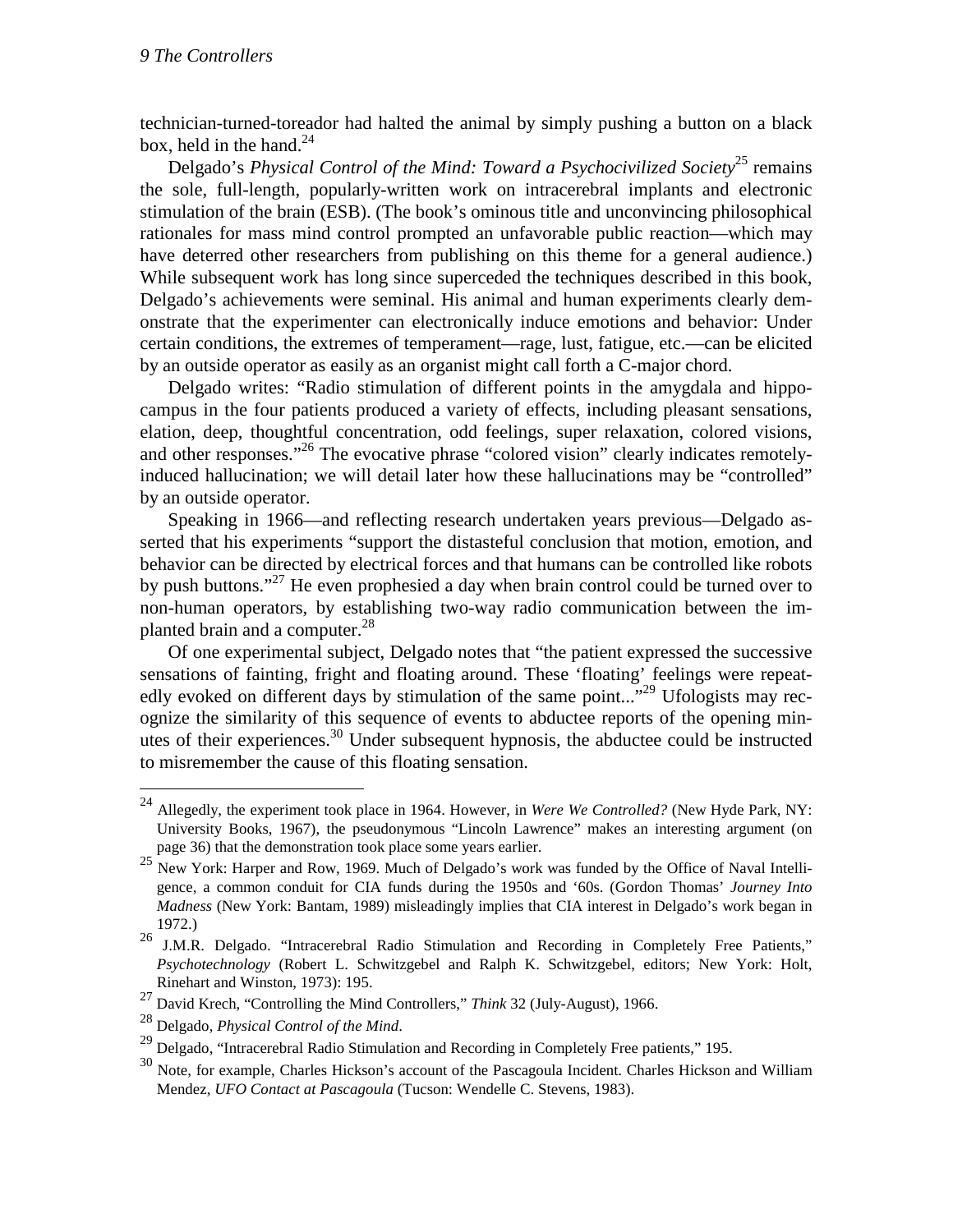technician-turned-toreador had halted the animal by simply pushing a button on a black box, held in the hand.[24]

Delgado's *Physical Control of the Mind: Toward a Psychocivilized Society*[25] remains the sole, full-length, popularly-written work on intracerebral implants and electronic stimulation of the brain (ESB). (The book's ominous title and unconvincing philosophical rationales for mass mind control prompted an unfavorable public reaction—which may have deterred other researchers from publishing on this theme for a general audience.) While subsequent work has long since superceded the techniques described in this book, Delgado's achievements were seminal. His animal and human experiments clearly demonstrate that the experimenter can electronically induce emotions and behavior: Under certain conditions, the extremes of temperament—rage, lust, fatigue, etc.—can be elicited by an outside operator as easily as an organist might call forth a C-major chord.

Delgado writes: "Radio stimulation of different points in the amygdala and hippocampus in the four patients produced a variety of effects, including pleasant sensations, elation, deep, thoughtful concentration, odd feelings, super relaxation, colored visions, and other responses."[26] The evocative phrase "colored vision" clearly indicates remotely-induced hallucination; we will detail later how these hallucinations may be "controlled" by an outside operator.

Speaking in 1966—and reflecting research undertaken years previous—Delgado asserted that his experiments "support the distasteful conclusion that motion, emotion, and behavior can be directed by electrical forces and that humans can be controlled like robots by push buttons."[27] He even prophesied a day when brain control could be turned over to non-human operators, by establishing two-way radio communication between the implanted brain and a computer.[28]

Of one experimental subject, Delgado notes that "the patient expressed the successive sensations of fainting, fright and floating around. These 'floating' feelings were repeatedly evoked on different days by stimulation of the same point..."[29] Ufologists may recognize the similarity of this sequence of events to abductee reports of the opening minutes of their experiences.[30] Under subsequent hypnosis, the abductee could be instructed to misremember the cause of this floating sensation.

---

[24] Allegedly, the experiment took place in 1964. However, in *Were We Controlled?* (New Hyde Park, NY: University Books, 1967), the pseudonymous "Lincoln Lawrence" makes an interesting argument (on page 36) that the demonstration took place some years earlier.

[25] New York: Harper and Row, 1969. Much of Delgado's work was funded by the Office of Naval Intelligence, a common conduit for CIA funds during the 1950s and '60s. (Gordon Thomas' *Journey Into Madness* (New York: Bantam, 1989) misleadingly implies that CIA interest in Delgado's work began in 1972.)

[26] J.M.R. Delgado. "Intracerebral Radio Stimulation and Recording in Completely Free Patients," *Psychotechnology* (Robert L. Schwitzgebel and Ralph K. Schwitzgebel, editors; New York: Holt, Rinehart and Winston, 1973): 195.

[27] David Krech, "Controlling the Mind Controllers," *Think* 32 (July-August), 1966.

[28] Delgado, *Physical Control of the Mind*.

[29] Delgado, "Intracerebral Radio Stimulation and Recording in Completely Free patients," 195.

[30] Note, for example, Charles Hickson's account of the Pascagoula Incident. Charles Hickson and William Mendez, *UFO Contact at Pascagoula* (Tucson: Wendelle C. Stevens, 1983).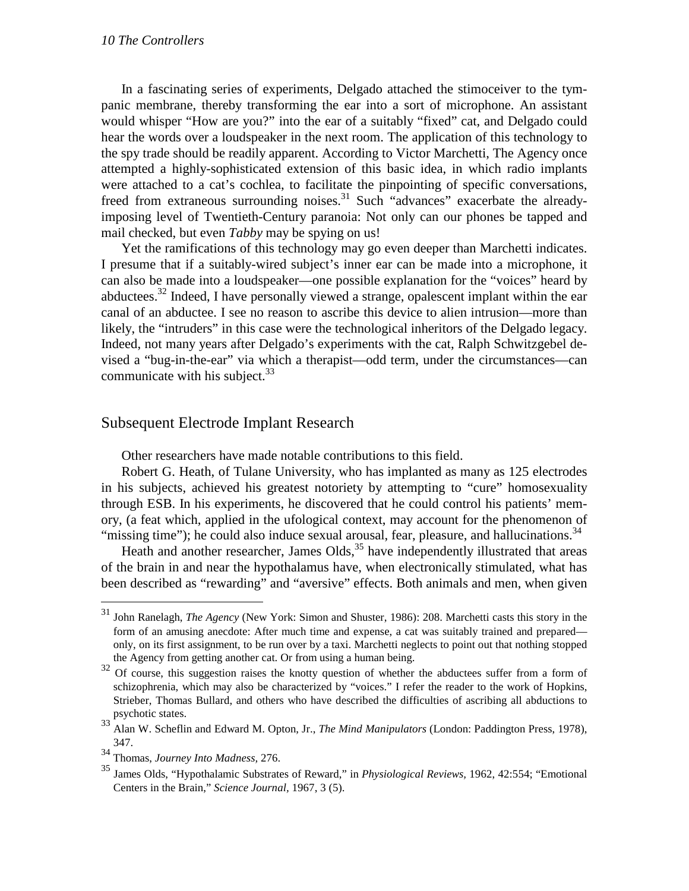In a fascinating series of experiments, Delgado attached the stimoceiver to the tympanic membrane, thereby transforming the ear into a sort of microphone. An assistant would whisper "How are you?" into the ear of a suitably "fixed" cat, and Delgado could hear the words over a loudspeaker in the next room. The application of this technology to the spy trade should be readily apparent. According to Victor Marchetti, The Agency once attempted a highly-sophisticated extension of this basic idea, in which radio implants were attached to a cat's cochlea, to facilitate the pinpointing of specific conversations, freed from extraneous surrounding noises.[31] Such "advances" exacerbate the already-imposing level of Twentieth-Century paranoia: Not only can our phones be tapped and mail checked, but even *Tabby* may be spying on us!

Yet the ramifications of this technology may go even deeper than Marchetti indicates. I presume that if a suitably-wired subject's inner ear can be made into a microphone, it can also be made into a loudspeaker—one possible explanation for the "voices" heard by abductees.[32] Indeed, I have personally viewed a strange, opalescent implant within the ear canal of an abductee. I see no reason to ascribe this device to alien intrusion—more than likely, the "intruders" in this case were the technological inheritors of the Delgado legacy. Indeed, not many years after Delgado's experiments with the cat, Ralph Schwitzgebel devised a "bug-in-the-ear" via which a therapist—odd term, under the circumstances—can communicate with his subject.[33]

## Subsequent Electrode Implant Research

Other researchers have made notable contributions to this field.

Robert G. Heath, of Tulane University, who has implanted as many as 125 electrodes in his subjects, achieved his greatest notoriety by attempting to "cure" homosexuality through ESB. In his experiments, he discovered that he could control his patients' memory, (a feat which, applied in the ufological context, may account for the phenomenon of "missing time"); he could also induce sexual arousal, fear, pleasure, and hallucinations.[34]

Heath and another researcher, James Olds,[35] have independently illustrated that areas of the brain in and near the hypothalamus have, when electronically stimulated, what has been described as "rewarding" and "aversive" effects. Both animals and men, when given

---

[31] John Ranelagh, *The Agency* (New York: Simon and Shuster, 1986): 208. Marchetti casts this story in the form of an amusing anecdote: After much time and expense, a cat was suitably trained and prepared—only, on its first assignment, to be run over by a taxi. Marchetti neglects to point out that nothing stopped the Agency from getting another cat. Or from using a human being.

[32] Of course, this suggestion raises the knotty question of whether the abductees suffer from a form of schizophrenia, which may also be characterized by "voices." I refer the reader to the work of Hopkins, Strieber, Thomas Bullard, and others who have described the difficulties of ascribing all abductions to psychotic states.

[33] Alan W. Scheflin and Edward M. Opton, Jr., *The Mind Manipulators* (London: Paddington Press, 1978), 347.

[34] Thomas, *Journey Into Madness,* 276.

[35] James Olds, "Hypothalamic Substrates of Reward," in *Physiological Reviews,* 1962, 42:554; "Emotional Centers in the Brain," *Science Journal,* 1967, 3 (5).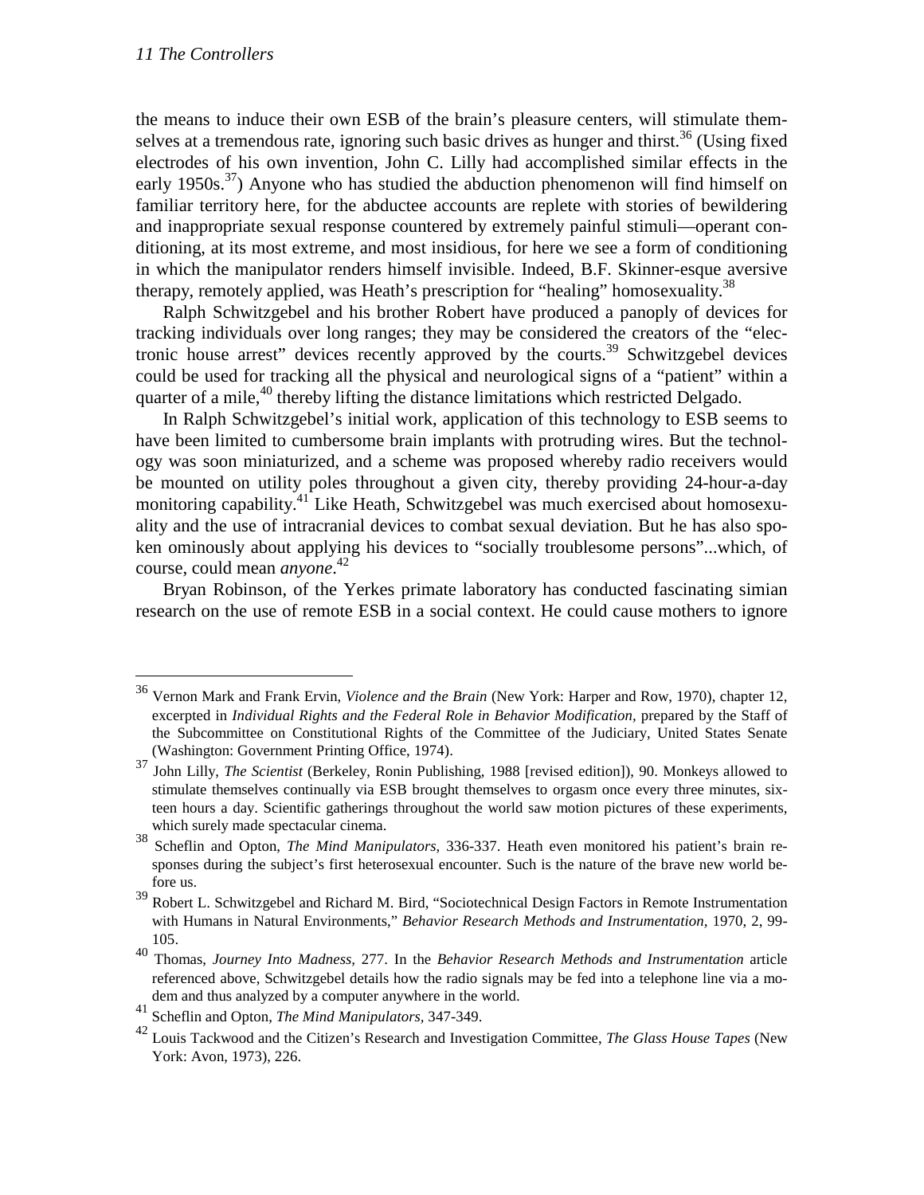the means to induce their own ESB of the brain's pleasure centers, will stimulate themselves at a tremendous rate, ignoring such basic drives as hunger and thirst.[36] (Using fixed electrodes of his own invention, John C. Lilly had accomplished similar effects in the early 1950s.[37]) Anyone who has studied the abduction phenomenon will find himself on familiar territory here, for the abductee accounts are replete with stories of bewildering and inappropriate sexual response countered by extremely painful stimuli—operant conditioning, at its most extreme, and most insidious, for here we see a form of conditioning in which the manipulator renders himself invisible. Indeed, B.F. Skinner-esque aversive therapy, remotely applied, was Heath's prescription for "healing" homosexuality.[38]

Ralph Schwitzgebel and his brother Robert have produced a panoply of devices for tracking individuals over long ranges; they may be considered the creators of the "electronic house arrest" devices recently approved by the courts.[39] Schwitzgebel devices could be used for tracking all the physical and neurological signs of a "patient" within a quarter of a mile,[40] thereby lifting the distance limitations which restricted Delgado.

In Ralph Schwitzgebel's initial work, application of this technology to ESB seems to have been limited to cumbersome brain implants with protruding wires. But the technology was soon miniaturized, and a scheme was proposed whereby radio receivers would be mounted on utility poles throughout a given city, thereby providing 24-hour-a-day monitoring capability.[41] Like Heath, Schwitzgebel was much exercised about homosexuality and the use of intracranial devices to combat sexual deviation. But he has also spoken ominously about applying his devices to "socially troublesome persons"...which, of course, could mean *anyone*.[42]

Bryan Robinson, of the Yerkes primate laboratory has conducted fascinating simian research on the use of remote ESB in a social context. He could cause mothers to ignore

---

[36] Vernon Mark and Frank Ervin, *Violence and the Brain* (New York: Harper and Row, 1970), chapter 12, excerpted in *Individual Rights and the Federal Role in Behavior Modification,* prepared by the Staff of the Subcommittee on Constitutional Rights of the Committee of the Judiciary, United States Senate (Washington: Government Printing Office, 1974).

[37] John Lilly, *The Scientist* (Berkeley, Ronin Publishing, 1988 [revised edition]), 90. Monkeys allowed to stimulate themselves continually via ESB brought themselves to orgasm once every three minutes, sixteen hours a day. Scientific gatherings throughout the world saw motion pictures of these experiments, which surely made spectacular cinema.

[38] Scheflin and Opton, *The Mind Manipulators,* 336-337. Heath even monitored his patient's brain responses during the subject's first heterosexual encounter. Such is the nature of the brave new world before us.

[39] Robert L. Schwitzgebel and Richard M. Bird, "Sociotechnical Design Factors in Remote Instrumentation with Humans in Natural Environments," *Behavior Research Methods and Instrumentation,* 1970, 2, 99-105.

[40] Thomas, *Journey Into Madness,* 277. In the *Behavior Research Methods and Instrumentation* article referenced above, Schwitzgebel details how the radio signals may be fed into a telephone line via a modem and thus analyzed by a computer anywhere in the world.

[41] Scheflin and Opton, *The Mind Manipulators,* 347-349.

[42] Louis Tackwood and the Citizen's Research and Investigation Committee, *The Glass House Tapes* (New York: Avon, 1973), 226.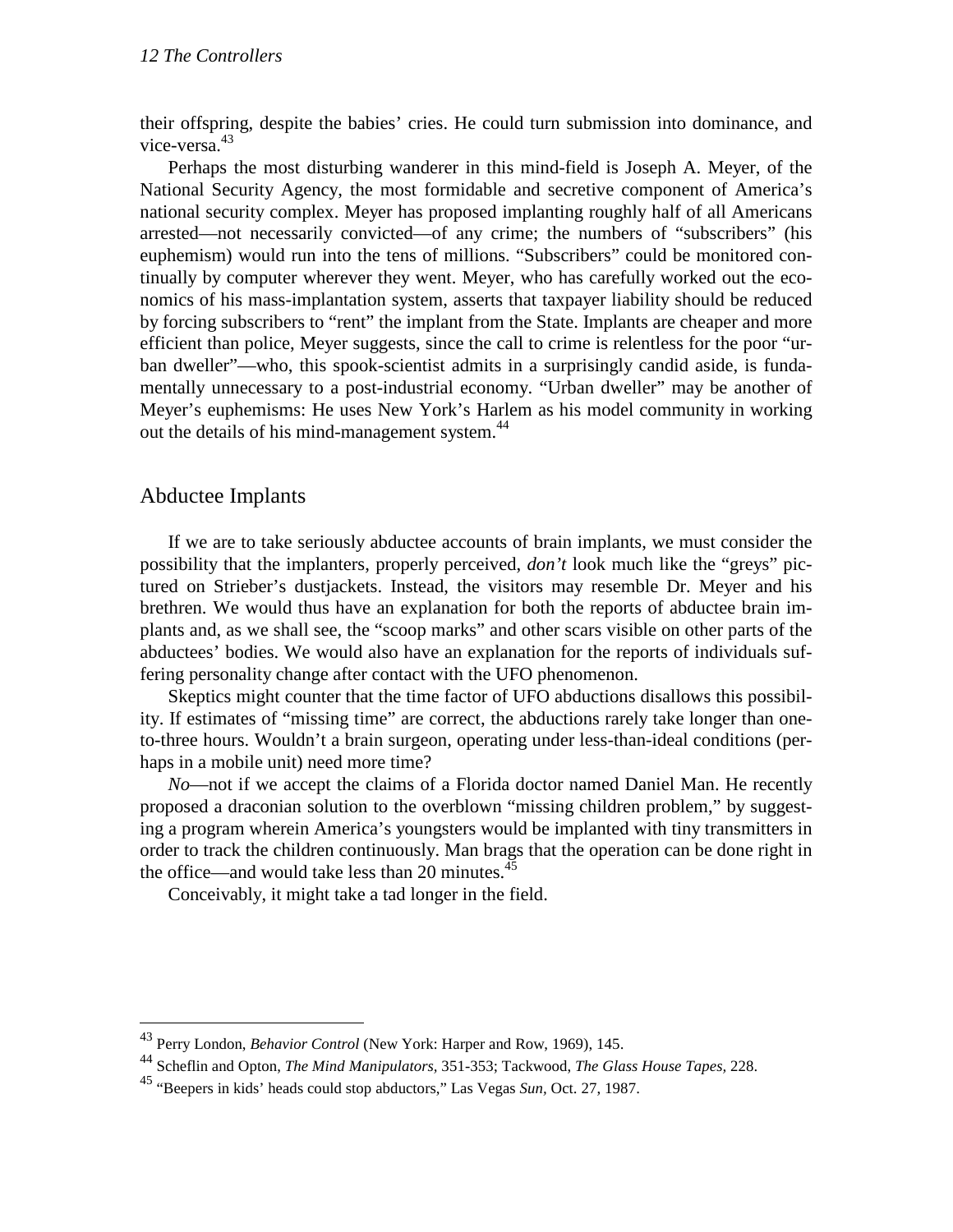their offspring, despite the babies' cries. He could turn submission into dominance, and vice-versa.[43]

Perhaps the most disturbing wanderer in this mind-field is Joseph A. Meyer, of the National Security Agency, the most formidable and secretive component of America's national security complex. Meyer has proposed implanting roughly half of all Americans arrested—not necessarily convicted—of any crime; the numbers of "subscribers" (his euphemism) would run into the tens of millions. "Subscribers" could be monitored continually by computer wherever they went. Meyer, who has carefully worked out the economics of his mass-implantation system, asserts that taxpayer liability should be reduced by forcing subscribers to "rent" the implant from the State. Implants are cheaper and more efficient than police, Meyer suggests, since the call to crime is relentless for the poor "urban dweller"—who, this spook-scientist admits in a surprisingly candid aside, is fundamentally unnecessary to a post-industrial economy. "Urban dweller" may be another of Meyer's euphemisms: He uses New York's Harlem as his model community in working out the details of his mind-management system.[44]

## Abductee Implants

If we are to take seriously abductee accounts of brain implants, we must consider the possibility that the implanters, properly perceived, *don't* look much like the "greys" pictured on Strieber's dustjackets. Instead, the visitors may resemble Dr. Meyer and his brethren. We would thus have an explanation for both the reports of abductee brain implants and, as we shall see, the "scoop marks" and other scars visible on other parts of the abductees' bodies. We would also have an explanation for the reports of individuals suffering personality change after contact with the UFO phenomenon.

Skeptics might counter that the time factor of UFO abductions disallows this possibility. If estimates of "missing time" are correct, the abductions rarely take longer than one-to-three hours. Wouldn't a brain surgeon, operating under less-than-ideal conditions (perhaps in a mobile unit) need more time?

*No*—not if we accept the claims of a Florida doctor named Daniel Man. He recently proposed a draconian solution to the overblown "missing children problem," by suggesting a program wherein America's youngsters would be implanted with tiny transmitters in order to track the children continuously. Man brags that the operation can be done right in the office—and would take less than 20 minutes.[45]

Conceivably, it might take a tad longer in the field.

---

[43] Perry London, *Behavior Control* (New York: Harper and Row, 1969), 145.

[44] Scheflin and Opton, *The Mind Manipulators*, 351-353; Tackwood, *The Glass House Tapes*, 228.

[45] "Beepers in kids' heads could stop abductors," Las Vegas *Sun*, Oct. 27, 1987.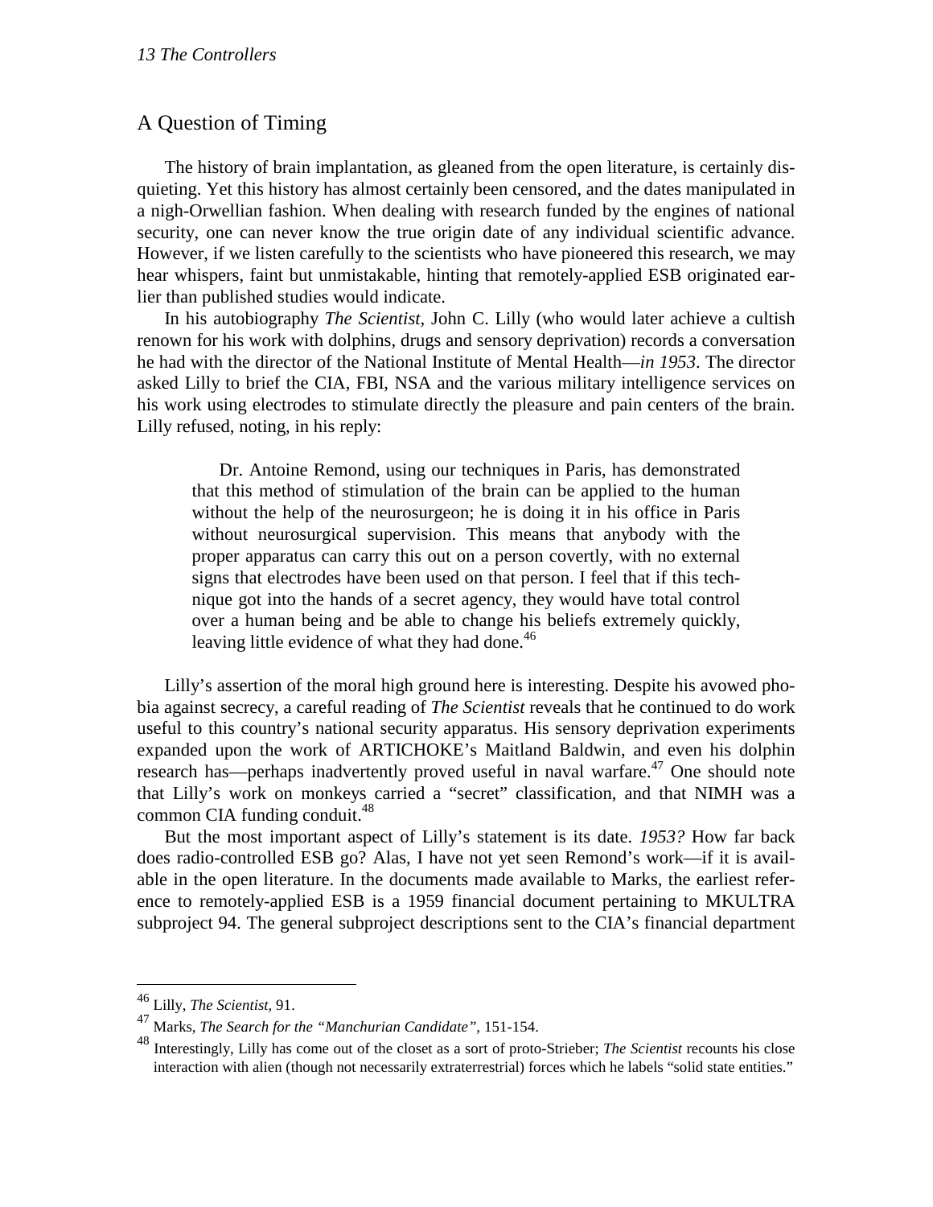## A Question of Timing

The history of brain implantation, as gleaned from the open literature, is certainly disquieting. Yet this history has almost certainly been censored, and the dates manipulated in a nigh-Orwellian fashion. When dealing with research funded by the engines of national security, one can never know the true origin date of any individual scientific advance. However, if we listen carefully to the scientists who have pioneered this research, we may hear whispers, faint but unmistakable, hinting that remotely-applied ESB originated earlier than published studies would indicate.

In his autobiography *The Scientist*, John C. Lilly (who would later achieve a cultish renown for his work with dolphins, drugs and sensory deprivation) records a conversation he had with the director of the National Institute of Mental Health—*in 1953*. The director asked Lilly to brief the CIA, FBI, NSA and the various military intelligence services on his work using electrodes to stimulate directly the pleasure and pain centers of the brain. Lilly refused, noting, in his reply:

> Dr. Antoine Remond, using our techniques in Paris, has demonstrated that this method of stimulation of the brain can be applied to the human without the help of the neurosurgeon; he is doing it in his office in Paris without neurosurgical supervision. This means that anybody with the proper apparatus can carry this out on a person covertly, with no external signs that electrodes have been used on that person. I feel that if this technique got into the hands of a secret agency, they would have total control over a human being and be able to change his beliefs extremely quickly, leaving little evidence of what they had done.[46]

Lilly's assertion of the moral high ground here is interesting. Despite his avowed phobia against secrecy, a careful reading of *The Scientist* reveals that he continued to do work useful to this country's national security apparatus. His sensory deprivation experiments expanded upon the work of ARTICHOKE's Maitland Baldwin, and even his dolphin research has—perhaps inadvertently proved useful in naval warfare.[47] One should note that Lilly's work on monkeys carried a "secret" classification, and that NIMH was a common CIA funding conduit.[48]

But the most important aspect of Lilly's statement is its date. *1953?* How far back does radio-controlled ESB go? Alas, I have not yet seen Remond's work—if it is available in the open literature. In the documents made available to Marks, the earliest reference to remotely-applied ESB is a 1959 financial document pertaining to MKULTRA subproject 94. The general subproject descriptions sent to the CIA's financial department

---

[46] Lilly, *The Scientist*, 91.

[47] Marks, *The Search for the "Manchurian Candidate"*, 151-154.

[48] Interestingly, Lilly has come out of the closet as a sort of proto-Strieber; *The Scientist* recounts his close interaction with alien (though not necessarily extraterrestrial) forces which he labels "solid state entities."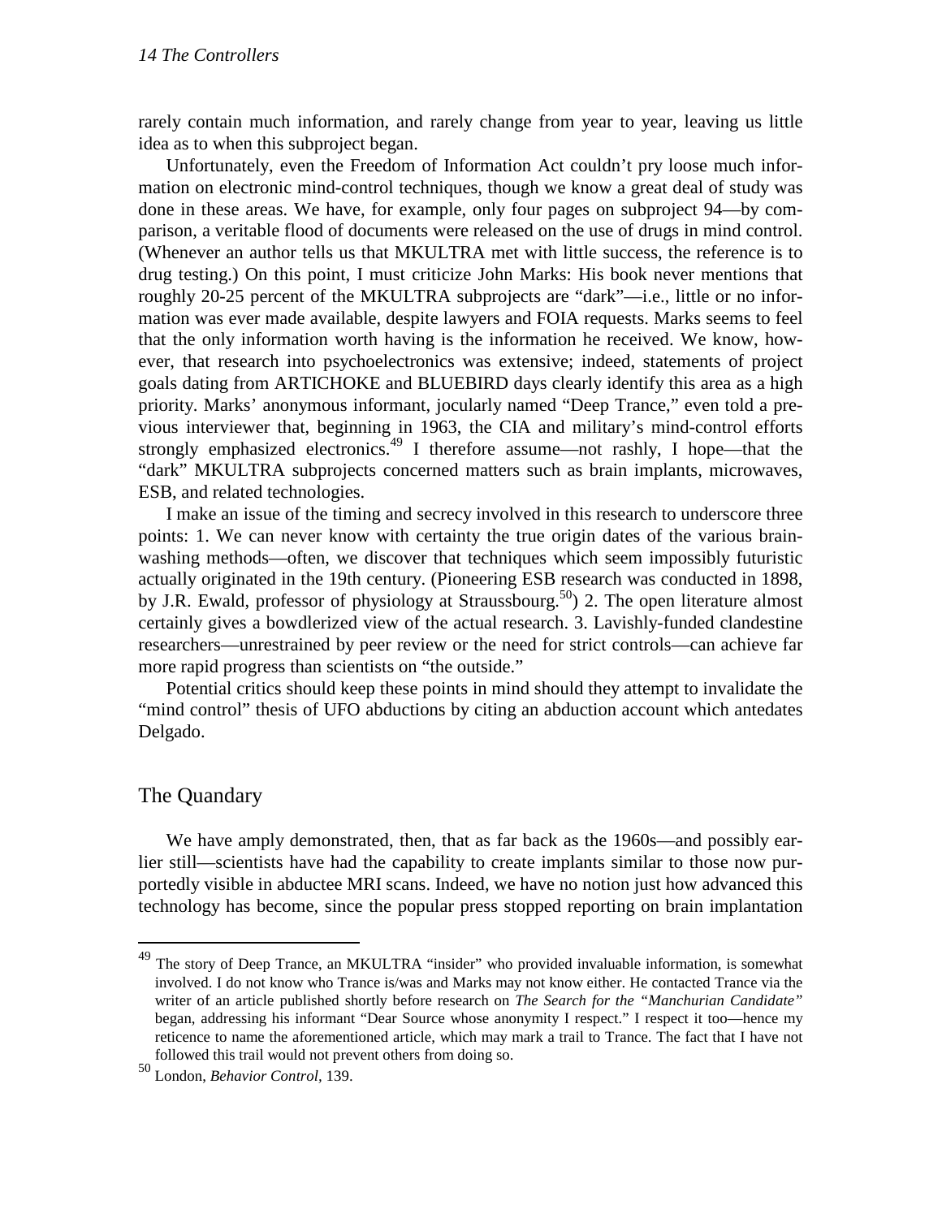rarely contain much information, and rarely change from year to year, leaving us little idea as to when this subproject began.

Unfortunately, even the Freedom of Information Act couldn't pry loose much information on electronic mind-control techniques, though we know a great deal of study was done in these areas. We have, for example, only four pages on subproject 94—by comparison, a veritable flood of documents were released on the use of drugs in mind control. (Whenever an author tells us that MKULTRA met with little success, the reference is to drug testing.) On this point, I must criticize John Marks: His book never mentions that roughly 20-25 percent of the MKULTRA subprojects are "dark"—i.e., little or no information was ever made available, despite lawyers and FOIA requests. Marks seems to feel that the only information worth having is the information he received. We know, however, that research into psychoelectronics was extensive; indeed, statements of project goals dating from ARTICHOKE and BLUEBIRD days clearly identify this area as a high priority. Marks' anonymous informant, jocularly named "Deep Trance," even told a previous interviewer that, beginning in 1963, the CIA and military's mind-control efforts strongly emphasized electronics.[49] I therefore assume—not rashly, I hope—that the "dark" MKULTRA subprojects concerned matters such as brain implants, microwaves, ESB, and related technologies.

I make an issue of the timing and secrecy involved in this research to underscore three points: 1. We can never know with certainty the true origin dates of the various brainwashing methods—often, we discover that techniques which seem impossibly futuristic actually originated in the 19th century. (Pioneering ESB research was conducted in 1898, by J.R. Ewald, professor of physiology at Straussbourg.[50]) 2. The open literature almost certainly gives a bowdlerized view of the actual research. 3. Lavishly-funded clandestine researchers—unrestrained by peer review or the need for strict controls—can achieve far more rapid progress than scientists on "the outside."

Potential critics should keep these points in mind should they attempt to invalidate the "mind control" thesis of UFO abductions by citing an abduction account which antedates Delgado.

## The Quandary

We have amply demonstrated, then, that as far back as the 1960s—and possibly earlier still—scientists have had the capability to create implants similar to those now purportedly visible in abductee MRI scans. Indeed, we have no notion just how advanced this technology has become, since the popular press stopped reporting on brain implantation

---

[49] The story of Deep Trance, an MKULTRA "insider" who provided invaluable information, is somewhat involved. I do not know who Trance is/was and Marks may not know either. He contacted Trance via the writer of an article published shortly before research on *The Search for the "Manchurian Candidate"* began, addressing his informant "Dear Source whose anonymity I respect." I respect it too—hence my reticence to name the aforementioned article, which may mark a trail to Trance. The fact that I have not followed this trail would not prevent others from doing so.

[50] London, *Behavior Control*, 139.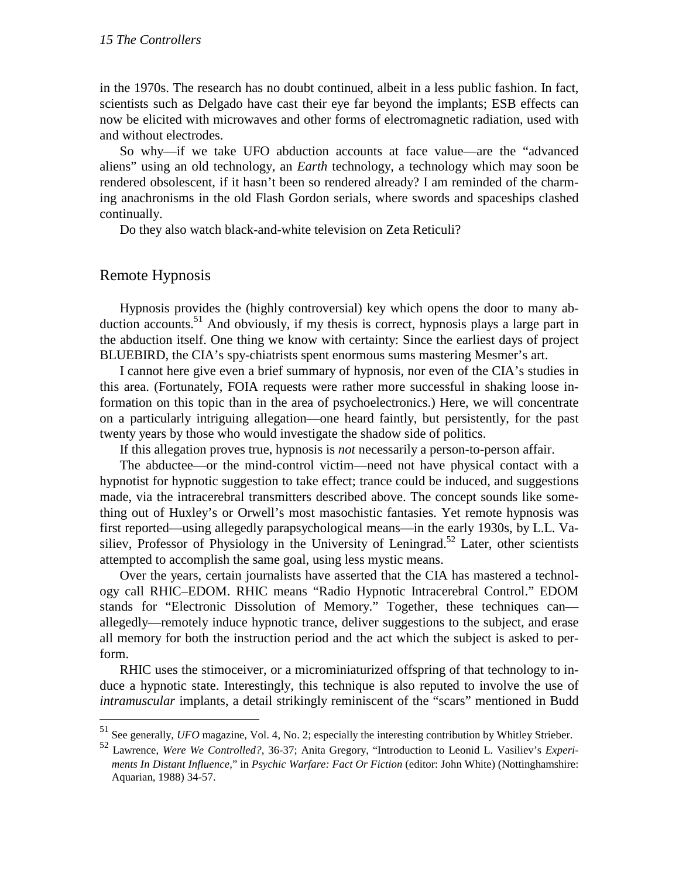in the 1970s. The research has no doubt continued, albeit in a less public fashion. In fact, scientists such as Delgado have cast their eye far beyond the implants; ESB effects can now be elicited with microwaves and other forms of electromagnetic radiation, used with and without electrodes.

So why—if we take UFO abduction accounts at face value—are the "advanced aliens" using an old technology, an *Earth* technology, a technology which may soon be rendered obsolescent, if it hasn't been so rendered already? I am reminded of the charming anachronisms in the old Flash Gordon serials, where swords and spaceships clashed continually.

Do they also watch black-and-white television on Zeta Reticuli?

## Remote Hypnosis

Hypnosis provides the (highly controversial) key which opens the door to many abduction accounts.[51] And obviously, if my thesis is correct, hypnosis plays a large part in the abduction itself. One thing we know with certainty: Since the earliest days of project BLUEBIRD, the CIA's spy-chiatrists spent enormous sums mastering Mesmer's art.

I cannot here give even a brief summary of hypnosis, nor even of the CIA's studies in this area. (Fortunately, FOIA requests were rather more successful in shaking loose information on this topic than in the area of psychoelectronics.) Here, we will concentrate on a particularly intriguing allegation—one heard faintly, but persistently, for the past twenty years by those who would investigate the shadow side of politics.

If this allegation proves true, hypnosis is *not* necessarily a person-to-person affair.

The abductee—or the mind-control victim—need not have physical contact with a hypnotist for hypnotic suggestion to take effect; trance could be induced, and suggestions made, via the intracerebral transmitters described above. The concept sounds like something out of Huxley's or Orwell's most masochistic fantasies. Yet remote hypnosis was first reported—using allegedly parapsychological means—in the early 1930s, by L.L. Vasiliev, Professor of Physiology in the University of Leningrad.[52] Later, other scientists attempted to accomplish the same goal, using less mystic means.

Over the years, certain journalists have asserted that the CIA has mastered a technology call RHIC–EDOM. RHIC means "Radio Hypnotic Intracerebral Control." EDOM stands for "Electronic Dissolution of Memory." Together, these techniques can—allegedly—remotely induce hypnotic trance, deliver suggestions to the subject, and erase all memory for both the instruction period and the act which the subject is asked to perform.

RHIC uses the stimoceiver, or a microminiaturized offspring of that technology to induce a hypnotic state. Interestingly, this technique is also reputed to involve the use of *intramuscular* implants, a detail strikingly reminiscent of the "scars" mentioned in Budd

---

[51] See generally, *UFO* magazine, Vol. 4, No. 2; especially the interesting contribution by Whitley Strieber.

[52] Lawrence, *Were We Controlled?*, 36-37; Anita Gregory, "Introduction to Leonid L. Vasiliev's *Experiments In Distant Influence*," in *Psychic Warfare: Fact Or Fiction* (editor: John White) (Nottinghamshire: Aquarian, 1988) 34-57.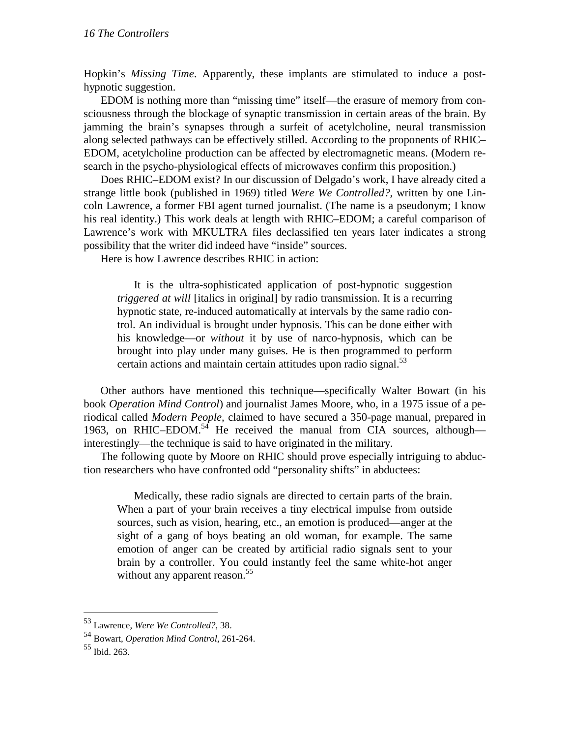Hopkin's *Missing Time*. Apparently, these implants are stimulated to induce a post-hypnotic suggestion.

EDOM is nothing more than "missing time" itself—the erasure of memory from consciousness through the blockage of synaptic transmission in certain areas of the brain. By jamming the brain's synapses through a surfeit of acetylcholine, neural transmission along selected pathways can be effectively stilled. According to the proponents of RHIC–EDOM, acetylcholine production can be affected by electromagnetic means. (Modern research in the psycho-physiological effects of microwaves confirm this proposition.)

Does RHIC–EDOM exist? In our discussion of Delgado's work, I have already cited a strange little book (published in 1969) titled *Were We Controlled?*, written by one Lincoln Lawrence, a former FBI agent turned journalist. (The name is a pseudonym; I know his real identity.) This work deals at length with RHIC–EDOM; a careful comparison of Lawrence's work with MKULTRA files declassified ten years later indicates a strong possibility that the writer did indeed have "inside" sources.

Here is how Lawrence describes RHIC in action:

> It is the ultra-sophisticated application of post-hypnotic suggestion *triggered at will* [italics in original] by radio transmission. It is a recurring hypnotic state, re-induced automatically at intervals by the same radio control. An individual is brought under hypnosis. This can be done either with his knowledge—or *without* it by use of narco-hypnosis, which can be brought into play under many guises. He is then programmed to perform certain actions and maintain certain attitudes upon radio signal.[53]

Other authors have mentioned this technique—specifically Walter Bowart (in his book *Operation Mind Control*) and journalist James Moore, who, in a 1975 issue of a periodical called *Modern People*, claimed to have secured a 350-page manual, prepared in 1963, on RHIC–EDOM.[54] He received the manual from CIA sources, although—interestingly—the technique is said to have originated in the military.

The following quote by Moore on RHIC should prove especially intriguing to abduction researchers who have confronted odd "personality shifts" in abductees:

> Medically, these radio signals are directed to certain parts of the brain. When a part of your brain receives a tiny electrical impulse from outside sources, such as vision, hearing, etc., an emotion is produced—anger at the sight of a gang of boys beating an old woman, for example. The same emotion of anger can be created by artificial radio signals sent to your brain by a controller. You could instantly feel the same white-hot anger without any apparent reason.[55]

---

[53] Lawrence, *Were We Controlled?,* 38.

[54] Bowart, *Operation Mind Control,* 261-264.

[55] Ibid. 263.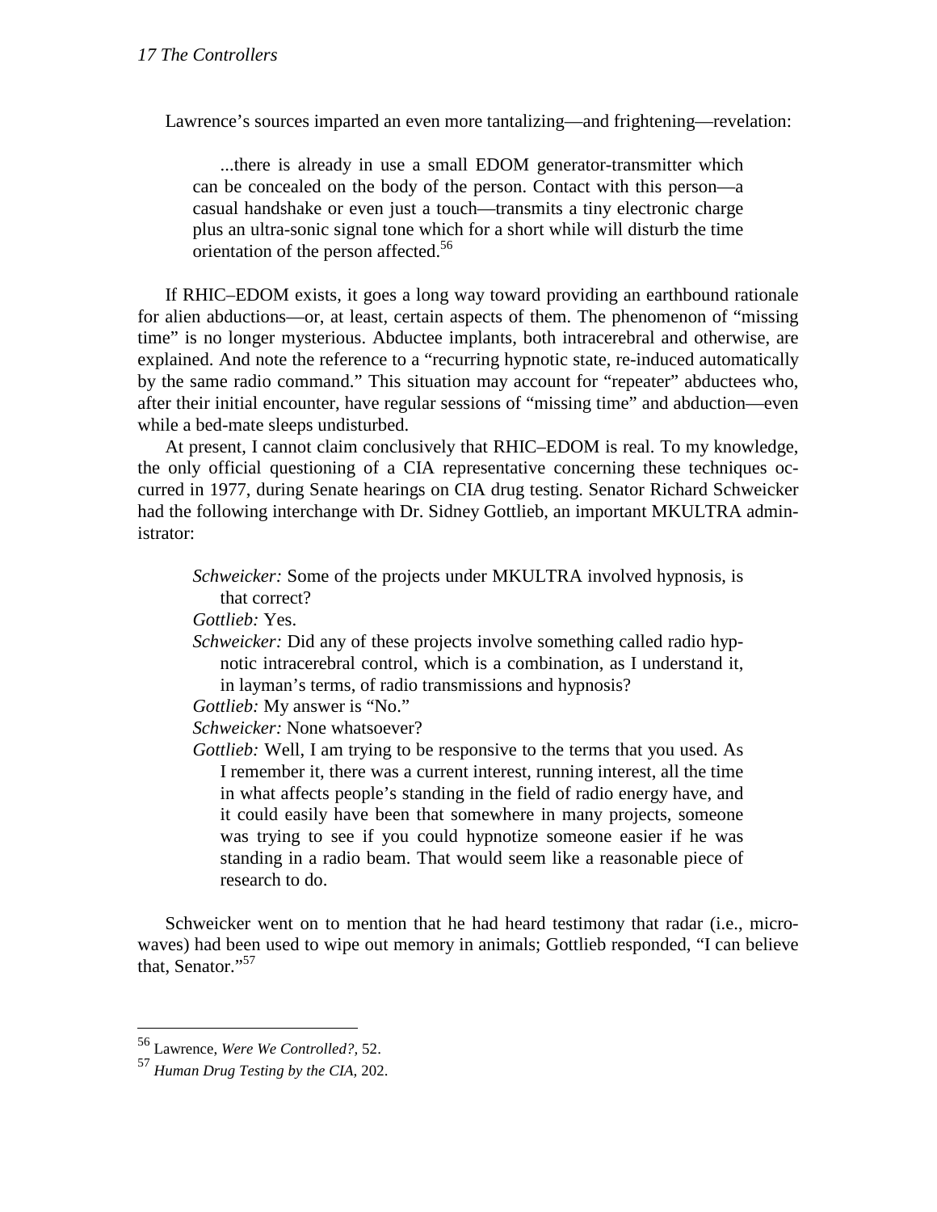Lawrence's sources imparted an even more tantalizing—and frightening—revelation:

> ...there is already in use a small EDOM generator-transmitter which can be concealed on the body of the person. Contact with this person—a casual handshake or even just a touch—transmits a tiny electronic charge plus an ultra-sonic signal tone which for a short while will disturb the time orientation of the person affected.[56]

If RHIC–EDOM exists, it goes a long way toward providing an earthbound rationale for alien abductions—or, at least, certain aspects of them. The phenomenon of "missing time" is no longer mysterious. Abductee implants, both intracerebral and otherwise, are explained. And note the reference to a "recurring hypnotic state, re-induced automatically by the same radio command." This situation may account for "repeater" abductees who, after their initial encounter, have regular sessions of "missing time" and abduction—even while a bed-mate sleeps undisturbed.

At present, I cannot claim conclusively that RHIC–EDOM is real. To my knowledge, the only official questioning of a CIA representative concerning these techniques occurred in 1977, during Senate hearings on CIA drug testing. Senator Richard Schweicker had the following interchange with Dr. Sidney Gottlieb, an important MKULTRA administrator:

> *Schweicker:* Some of the projects under MKULTRA involved hypnosis, is that correct?
>
> *Gottlieb:* Yes.
>
> *Schweicker:* Did any of these projects involve something called radio hypnotic intracerebral control, which is a combination, as I understand it, in layman's terms, of radio transmissions and hypnosis?
>
> *Gottlieb:* My answer is "No."
>
> *Schweicker:* None whatsoever?
>
> *Gottlieb:* Well, I am trying to be responsive to the terms that you used. As I remember it, there was a current interest, running interest, all the time in what affects people's standing in the field of radio energy have, and it could easily have been that somewhere in many projects, someone was trying to see if you could hypnotize someone easier if he was standing in a radio beam. That would seem like a reasonable piece of research to do.

Schweicker went on to mention that he had heard testimony that radar (i.e., microwaves) had been used to wipe out memory in animals; Gottlieb responded, "I can believe that, Senator."[57]

---

[56] Lawrence, *Were We Controlled?,* 52.

[57] *Human Drug Testing by the CIA,* 202.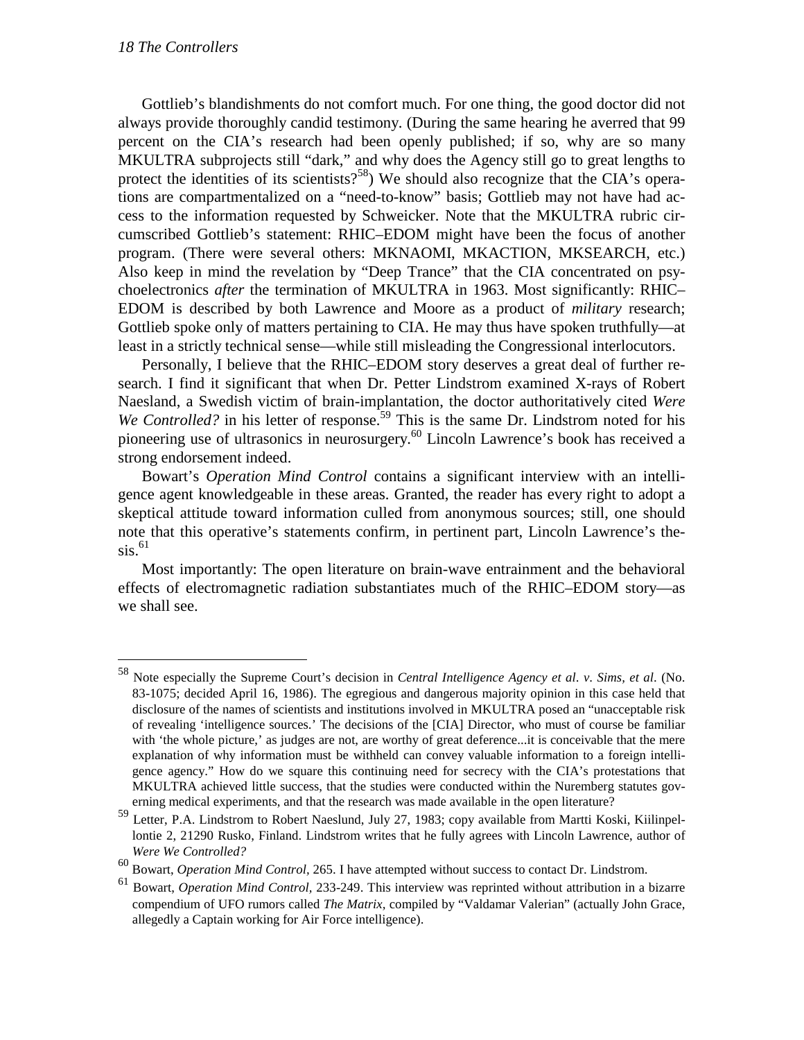Gottlieb's blandishments do not comfort much. For one thing, the good doctor did not always provide thoroughly candid testimony. (During the same hearing he averred that 99 percent on the CIA's research had been openly published; if so, why are so many MKULTRA subprojects still "dark," and why does the Agency still go to great lengths to protect the identities of its scientists?[58]) We should also recognize that the CIA's operations are compartmentalized on a "need-to-know" basis; Gottlieb may not have had access to the information requested by Schweicker. Note that the MKULTRA rubric circumscribed Gottlieb's statement: RHIC–EDOM might have been the focus of another program. (There were several others: MKNAOMI, MKACTION, MKSEARCH, etc.) Also keep in mind the revelation by "Deep Trance" that the CIA concentrated on psychoelectronics *after* the termination of MKULTRA in 1963. Most significantly: RHIC–EDOM is described by both Lawrence and Moore as a product of *military* research; Gottlieb spoke only of matters pertaining to CIA. He may thus have spoken truthfully—at least in a strictly technical sense—while still misleading the Congressional interlocutors.

Personally, I believe that the RHIC–EDOM story deserves a great deal of further research. I find it significant that when Dr. Petter Lindstrom examined X-rays of Robert Naesland, a Swedish victim of brain-implantation, the doctor authoritatively cited *Were We Controlled?* in his letter of response.[59] This is the same Dr. Lindstrom noted for his pioneering use of ultrasonics in neurosurgery.[60] Lincoln Lawrence's book has received a strong endorsement indeed.

Bowart's *Operation Mind Control* contains a significant interview with an intelligence agent knowledgeable in these areas. Granted, the reader has every right to adopt a skeptical attitude toward information culled from anonymous sources; still, one should note that this operative's statements confirm, in pertinent part, Lincoln Lawrence's thesis.[61]

Most importantly: The open literature on brain-wave entrainment and the behavioral effects of electromagnetic radiation substantiates much of the RHIC–EDOM story—as we shall see.

---

[58] Note especially the Supreme Court's decision in *Central Intelligence Agency et al. v. Sims, et al*. (No. 83-1075; decided April 16, 1986). The egregious and dangerous majority opinion in this case held that disclosure of the names of scientists and institutions involved in MKULTRA posed an "unacceptable risk of revealing 'intelligence sources.' The decisions of the [CIA] Director, who must of course be familiar with 'the whole picture,' as judges are not, are worthy of great deference...it is conceivable that the mere explanation of why information must be withheld can convey valuable information to a foreign intelligence agency." How do we square this continuing need for secrecy with the CIA's protestations that MKULTRA achieved little success, that the studies were conducted within the Nuremberg statutes governing medical experiments, and that the research was made available in the open literature?

[59] Letter, P.A. Lindstrom to Robert Naeslund, July 27, 1983; copy available from Martti Koski, Kiilinpellontie 2, 21290 Rusko, Finland. Lindstrom writes that he fully agrees with Lincoln Lawrence, author of *Were We Controlled?*

[60] Bowart, *Operation Mind Control,* 265. I have attempted without success to contact Dr. Lindstrom.

[61] Bowart, *Operation Mind Control,* 233-249. This interview was reprinted without attribution in a bizarre compendium of UFO rumors called *The Matrix,* compiled by "Valdamar Valerian" (actually John Grace, allegedly a Captain working for Air Force intelligence).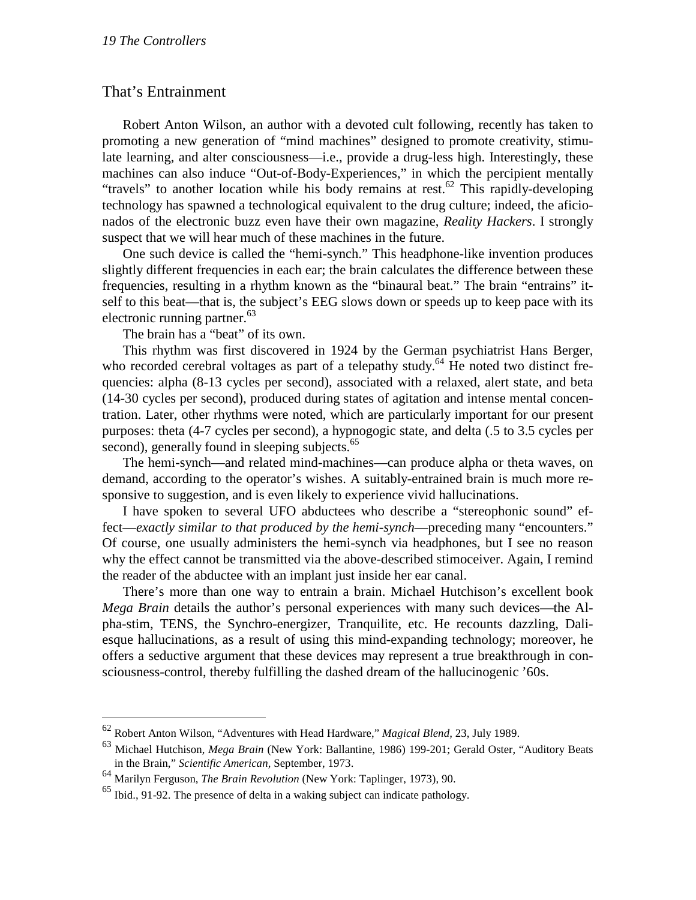## That's Entrainment

Robert Anton Wilson, an author with a devoted cult following, recently has taken to promoting a new generation of "mind machines" designed to promote creativity, stimulate learning, and alter consciousness—i.e., provide a drug-less high. Interestingly, these machines can also induce "Out-of-Body-Experiences," in which the percipient mentally "travels" to another location while his body remains at rest.[62] This rapidly-developing technology has spawned a technological equivalent to the drug culture; indeed, the aficionados of the electronic buzz even have their own magazine, *Reality Hackers*. I strongly suspect that we will hear much of these machines in the future.

One such device is called the "hemi-synch." This headphone-like invention produces slightly different frequencies in each ear; the brain calculates the difference between these frequencies, resulting in a rhythm known as the "binaural beat." The brain "entrains" itself to this beat—that is, the subject's EEG slows down or speeds up to keep pace with its electronic running partner.[63]

The brain has a "beat" of its own.

This rhythm was first discovered in 1924 by the German psychiatrist Hans Berger, who recorded cerebral voltages as part of a telepathy study.[64] He noted two distinct frequencies: alpha (8-13 cycles per second), associated with a relaxed, alert state, and beta (14-30 cycles per second), produced during states of agitation and intense mental concentration. Later, other rhythms were noted, which are particularly important for our present purposes: theta (4-7 cycles per second), a hypnogogic state, and delta (.5 to 3.5 cycles per second), generally found in sleeping subjects.[65]

The hemi-synch—and related mind-machines—can produce alpha or theta waves, on demand, according to the operator's wishes. A suitably-entrained brain is much more responsive to suggestion, and is even likely to experience vivid hallucinations.

I have spoken to several UFO abductees who describe a "stereophonic sound" effect—*exactly similar to that produced by the hemi-synch*—preceding many "encounters." Of course, one usually administers the hemi-synch via headphones, but I see no reason why the effect cannot be transmitted via the above-described stimoceiver. Again, I remind the reader of the abductee with an implant just inside her ear canal.

There's more than one way to entrain a brain. Michael Hutchison's excellent book *Mega Brain* details the author's personal experiences with many such devices—the Alpha-stim, TENS, the Synchro-energizer, Tranquilite, etc. He recounts dazzling, Daliesque hallucinations, as a result of using this mind-expanding technology; moreover, he offers a seductive argument that these devices may represent a true breakthrough in consciousness-control, thereby fulfilling the dashed dream of the hallucinogenic '60s.

---

[62] Robert Anton Wilson, "Adventures with Head Hardware," *Magical Blend*, 23, July 1989.

[63] Michael Hutchison, *Mega Brain* (New York: Ballantine, 1986) 199-201; Gerald Oster, "Auditory Beats in the Brain," *Scientific American*, September, 1973.

[64] Marilyn Ferguson, *The Brain Revolution* (New York: Taplinger, 1973), 90.

[65] Ibid., 91-92. The presence of delta in a waking subject can indicate pathology.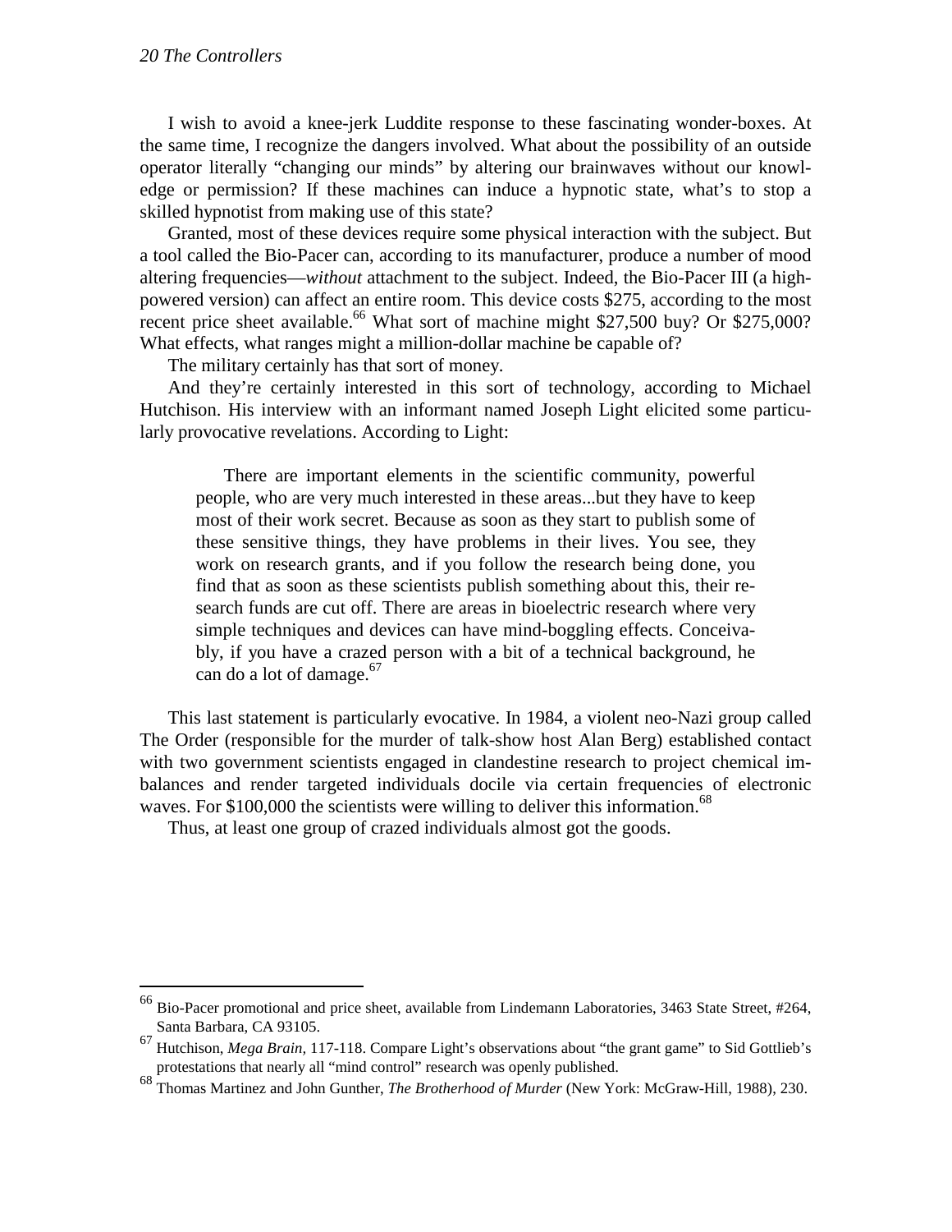I wish to avoid a knee-jerk Luddite response to these fascinating wonder-boxes. At the same time, I recognize the dangers involved. What about the possibility of an outside operator literally "changing our minds" by altering our brainwaves without our knowledge or permission? If these machines can induce a hypnotic state, what's to stop a skilled hypnotist from making use of this state?

Granted, most of these devices require some physical interaction with the subject. But a tool called the Bio-Pacer can, according to its manufacturer, produce a number of mood altering frequencies—*without* attachment to the subject. Indeed, the Bio-Pacer III (a high-powered version) can affect an entire room. This device costs $275, according to the most recent price sheet available.[66] What sort of machine might $27,500 buy? Or $275,000? What effects, what ranges might a million-dollar machine be capable of?

The military certainly has that sort of money.

And they're certainly interested in this sort of technology, according to Michael Hutchison. His interview with an informant named Joseph Light elicited some particularly provocative revelations. According to Light:

> There are important elements in the scientific community, powerful people, who are very much interested in these areas...but they have to keep most of their work secret. Because as soon as they start to publish some of these sensitive things, they have problems in their lives. You see, they work on research grants, and if you follow the research being done, you find that as soon as these scientists publish something about this, their research funds are cut off. There are areas in bioelectric research where very simple techniques and devices can have mind-boggling effects. Conceivably, if you have a crazed person with a bit of a technical background, he can do a lot of damage.[67]

This last statement is particularly evocative. In 1984, a violent neo-Nazi group called The Order (responsible for the murder of talk-show host Alan Berg) established contact with two government scientists engaged in clandestine research to project chemical imbalances and render targeted individuals docile via certain frequencies of electronic waves. For $100,000 the scientists were willing to deliver this information.[68]

Thus, at least one group of crazed individuals almost got the goods.

---

[66] Bio-Pacer promotional and price sheet, available from Lindemann Laboratories, 3463 State Street, #264, Santa Barbara, CA 93105.

[67] Hutchison, *Mega Brain,* 117-118. Compare Light's observations about "the grant game" to Sid Gottlieb's protestations that nearly all "mind control" research was openly published.

[68] Thomas Martinez and John Gunther, *The Brotherhood of Murder* (New York: McGraw-Hill, 1988), 230.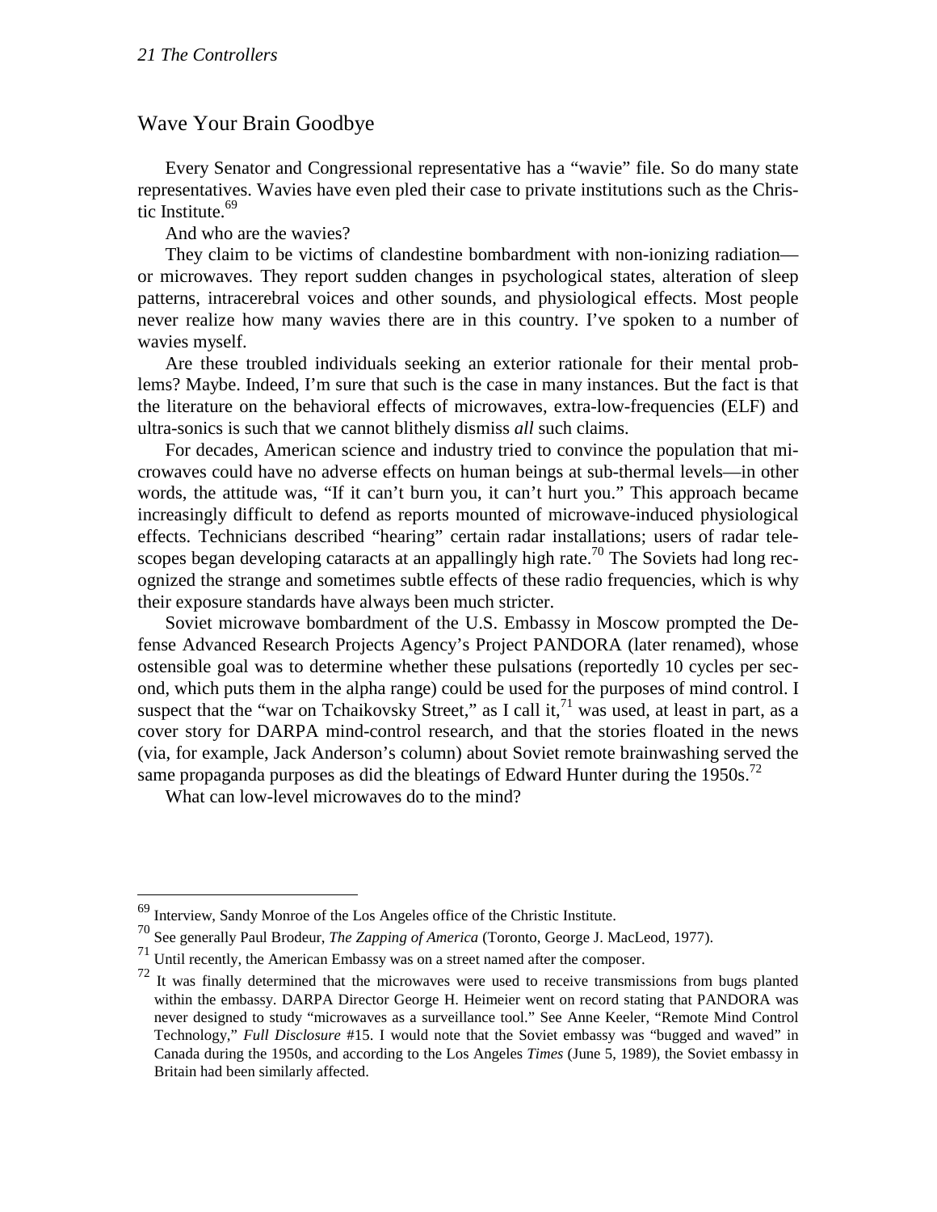## Wave Your Brain Goodbye

Every Senator and Congressional representative has a "wavie" file. So do many state representatives. Wavies have even pled their case to private institutions such as the Christic Institute.[69]

And who are the wavies?

They claim to be victims of clandestine bombardment with non-ionizing radiation—or microwaves. They report sudden changes in psychological states, alteration of sleep patterns, intracerebral voices and other sounds, and physiological effects. Most people never realize how many wavies there are in this country. I've spoken to a number of wavies myself.

Are these troubled individuals seeking an exterior rationale for their mental problems? Maybe. Indeed, I'm sure that such is the case in many instances. But the fact is that the literature on the behavioral effects of microwaves, extra-low-frequencies (ELF) and ultra-sonics is such that we cannot blithely dismiss *all* such claims.

For decades, American science and industry tried to convince the population that microwaves could have no adverse effects on human beings at sub-thermal levels—in other words, the attitude was, "If it can't burn you, it can't hurt you." This approach became increasingly difficult to defend as reports mounted of microwave-induced physiological effects. Technicians described "hearing" certain radar installations; users of radar telescopes began developing cataracts at an appallingly high rate.[70] The Soviets had long recognized the strange and sometimes subtle effects of these radio frequencies, which is why their exposure standards have always been much stricter.

Soviet microwave bombardment of the U.S. Embassy in Moscow prompted the Defense Advanced Research Projects Agency's Project PANDORA (later renamed), whose ostensible goal was to determine whether these pulsations (reportedly 10 cycles per second, which puts them in the alpha range) could be used for the purposes of mind control. I suspect that the "war on Tchaikovsky Street," as I call it,[71] was used, at least in part, as a cover story for DARPA mind-control research, and that the stories floated in the news (via, for example, Jack Anderson's column) about Soviet remote brainwashing served the same propaganda purposes as did the bleatings of Edward Hunter during the 1950s.[72]

What can low-level microwaves do to the mind?

---

[69] Interview, Sandy Monroe of the Los Angeles office of the Christic Institute.

[70] See generally Paul Brodeur, *The Zapping of America* (Toronto, George J. MacLeod, 1977).

[71] Until recently, the American Embassy was on a street named after the composer.

[72] It was finally determined that the microwaves were used to receive transmissions from bugs planted within the embassy. DARPA Director George H. Heimeier went on record stating that PANDORA was never designed to study "microwaves as a surveillance tool." See Anne Keeler, "Remote Mind Control Technology," *Full Disclosure* #15. I would note that the Soviet embassy was "bugged and waved" in Canada during the 1950s, and according to the Los Angeles *Times* (June 5, 1989), the Soviet embassy in Britain had been similarly affected.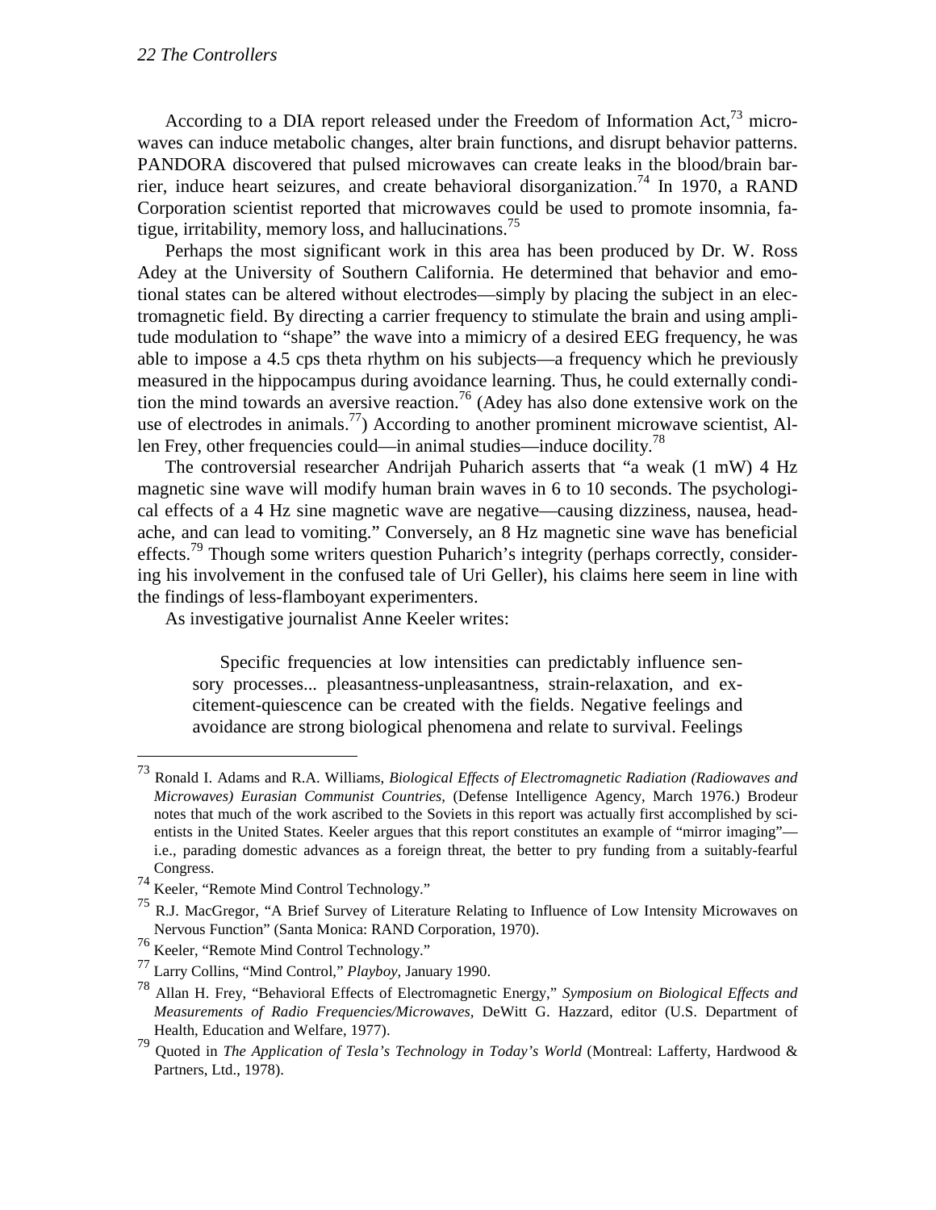According to a DIA report released under the Freedom of Information Act,[73] microwaves can induce metabolic changes, alter brain functions, and disrupt behavior patterns. PANDORA discovered that pulsed microwaves can create leaks in the blood/brain barrier, induce heart seizures, and create behavioral disorganization.[74] In 1970, a RAND Corporation scientist reported that microwaves could be used to promote insomnia, fatigue, irritability, memory loss, and hallucinations.[75]

Perhaps the most significant work in this area has been produced by Dr. W. Ross Adey at the University of Southern California. He determined that behavior and emotional states can be altered without electrodes—simply by placing the subject in an electromagnetic field. By directing a carrier frequency to stimulate the brain and using amplitude modulation to "shape" the wave into a mimicry of a desired EEG frequency, he was able to impose a 4.5 cps theta rhythm on his subjects—a frequency which he previously measured in the hippocampus during avoidance learning. Thus, he could externally condition the mind towards an aversive reaction.[76] (Adey has also done extensive work on the use of electrodes in animals.[77]) According to another prominent microwave scientist, Allen Frey, other frequencies could—in animal studies—induce docility.[78]

The controversial researcher Andrijah Puharich asserts that "a weak (1 mW) 4 Hz magnetic sine wave will modify human brain waves in 6 to 10 seconds. The psychological effects of a 4 Hz sine magnetic wave are negative—causing dizziness, nausea, headache, and can lead to vomiting." Conversely, an 8 Hz magnetic sine wave has beneficial effects.[79] Though some writers question Puharich's integrity (perhaps correctly, considering his involvement in the confused tale of Uri Geller), his claims here seem in line with the findings of less-flamboyant experimenters.

As investigative journalist Anne Keeler writes:

> Specific frequencies at low intensities can predictably influence sensory processes... pleasantness-unpleasantness, strain-relaxation, and excitement-quiescence can be created with the fields. Negative feelings and avoidance are strong biological phenomena and relate to survival. Feelings

---

[73] Ronald I. Adams and R.A. Williams, *Biological Effects of Electromagnetic Radiation (Radiowaves and Microwaves) Eurasian Communist Countries,* (Defense Intelligence Agency, March 1976.) Brodeur notes that much of the work ascribed to the Soviets in this report was actually first accomplished by scientists in the United States. Keeler argues that this report constitutes an example of "mirror imaging"—i.e., parading domestic advances as a foreign threat, the better to pry funding from a suitably-fearful Congress.

[74] Keeler, "Remote Mind Control Technology."

[75] R.J. MacGregor, "A Brief Survey of Literature Relating to Influence of Low Intensity Microwaves on Nervous Function" (Santa Monica: RAND Corporation, 1970).

[76] Keeler, "Remote Mind Control Technology."

[77] Larry Collins, "Mind Control," *Playboy,* January 1990.

[78] Allan H. Frey, "Behavioral Effects of Electromagnetic Energy," *Symposium on Biological Effects and Measurements of Radio Frequencies/Microwaves,* DeWitt G. Hazzard, editor (U.S. Department of Health, Education and Welfare, 1977).

[79] Quoted in *The Application of Tesla's Technology in Today's World* (Montreal: Lafferty, Hardwood & Partners, Ltd., 1978).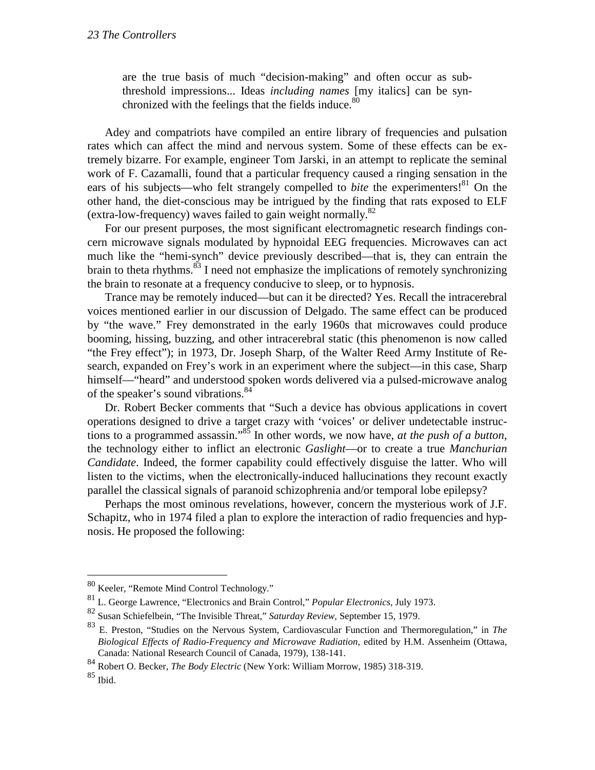are the true basis of much "decision-making" and often occur as sub-threshold impressions... Ideas *including names* [my italics] can be synchronized with the feelings that the fields induce.[80]

Adey and compatriots have compiled an entire library of frequencies and pulsation rates which can affect the mind and nervous system. Some of these effects can be extremely bizarre. For example, engineer Tom Jarski, in an attempt to replicate the seminal work of F. Cazamalli, found that a particular frequency caused a ringing sensation in the ears of his subjects—who felt strangely compelled to *bite* the experimenters![81] On the other hand, the diet-conscious may be intrigued by the finding that rats exposed to ELF (extra-low-frequency) waves failed to gain weight normally.[82]

For our present purposes, the most significant electromagnetic research findings concern microwave signals modulated by hypnoidal EEG frequencies. Microwaves can act much like the "hemi-synch" device previously described—that is, they can entrain the brain to theta rhythms.[83] I need not emphasize the implications of remotely synchronizing the brain to resonate at a frequency conducive to sleep, or to hypnosis.

Trance may be remotely induced—but can it be directed? Yes. Recall the intracerebral voices mentioned earlier in our discussion of Delgado. The same effect can be produced by "the wave." Frey demonstrated in the early 1960s that microwaves could produce booming, hissing, buzzing, and other intracerebral static (this phenomenon is now called "the Frey effect"); in 1973, Dr. Joseph Sharp, of the Walter Reed Army Institute of Research, expanded on Frey's work in an experiment where the subject—in this case, Sharp himself—"heard" and understood spoken words delivered via a pulsed-microwave analog of the speaker's sound vibrations.[84]

Dr. Robert Becker comments that "Such a device has obvious applications in covert operations designed to drive a target crazy with 'voices' or deliver undetectable instructions to a programmed assassin."[85] In other words, we now have, *at the push of a button,* the technology either to inflict an electronic *Gaslight*—or to create a true *Manchurian Candidate*. Indeed, the former capability could effectively disguise the latter. Who will listen to the victims, when the electronically-induced hallucinations they recount exactly parallel the classical signals of paranoid schizophrenia and/or temporal lobe epilepsy?

Perhaps the most ominous revelations, however, concern the mysterious work of J.F. Schapitz, who in 1974 filed a plan to explore the interaction of radio frequencies and hypnosis. He proposed the following:

---

[80] Keeler, "Remote Mind Control Technology."

[81] L. George Lawrence, "Electronics and Brain Control," *Popular Electronics,* July 1973.

[82] Susan Schiefelbein, "The Invisible Threat," *Saturday Review,* September 15, 1979.

[83] E. Preston, "Studies on the Nervous System, Cardiovascular Function and Thermoregulation," in *The Biological Effects of Radio-Frequency and Microwave Radiation,* edited by H.M. Assenheim (Ottawa, Canada: National Research Council of Canada, 1979), 138-141.

[84] Robert O. Becker, *The Body Electric* (New York: William Morrow, 1985) 318-319.

[85] Ibid.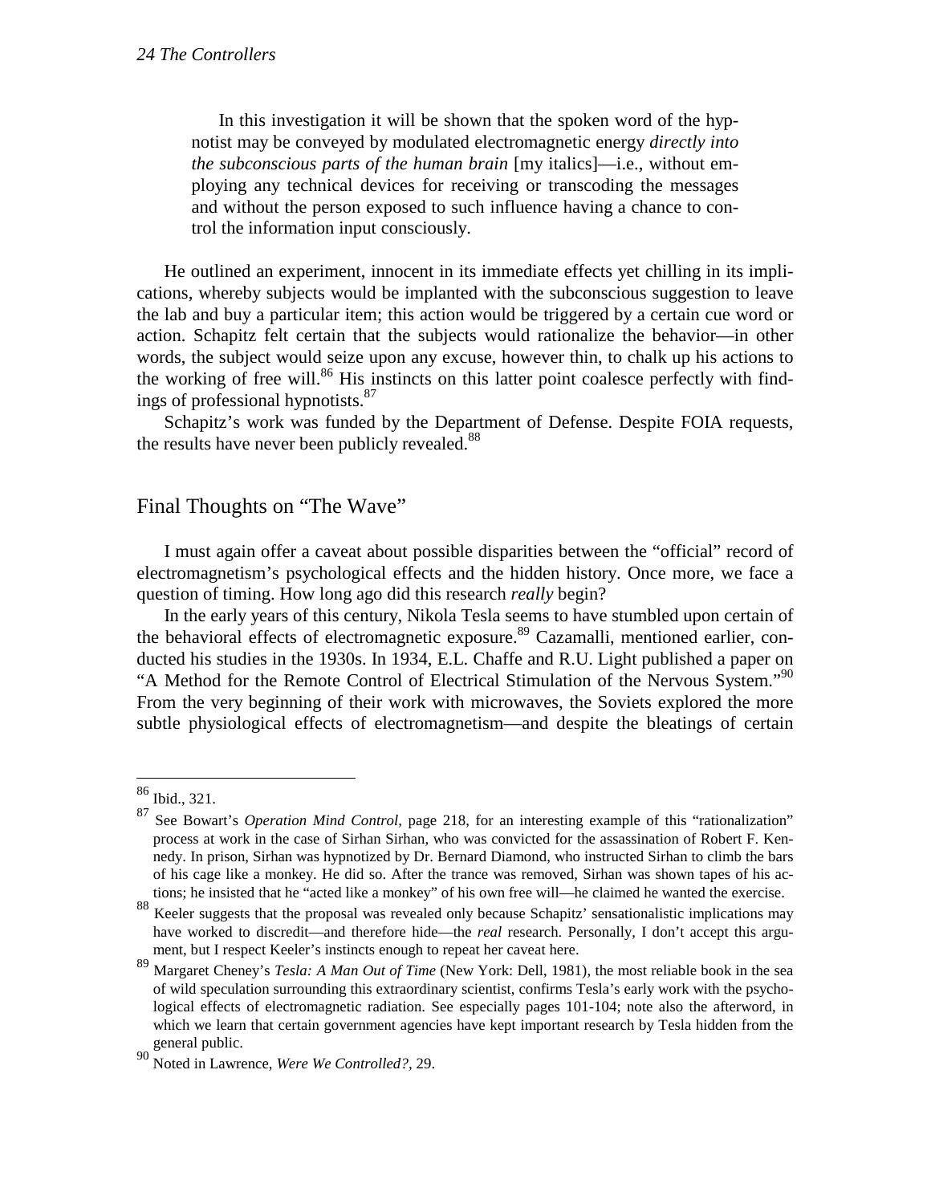> In this investigation it will be shown that the spoken word of the hypnotist may be conveyed by modulated electromagnetic energy *directly into the subconscious parts of the human brain* [my italics]—i.e., without employing any technical devices for receiving or transcoding the messages and without the person exposed to such influence having a chance to control the information input consciously.

He outlined an experiment, innocent in its immediate effects yet chilling in its implications, whereby subjects would be implanted with the subconscious suggestion to leave the lab and buy a particular item; this action would be triggered by a certain cue word or action. Schapitz felt certain that the subjects would rationalize the behavior—in other words, the subject would seize upon any excuse, however thin, to chalk up his actions to the working of free will.[86] His instincts on this latter point coalesce perfectly with findings of professional hypnotists.[87]

Schapitz's work was funded by the Department of Defense. Despite FOIA requests, the results have never been publicly revealed.[88]

## Final Thoughts on "The Wave"

I must again offer a caveat about possible disparities between the "official" record of electromagnetism's psychological effects and the hidden history. Once more, we face a question of timing. How long ago did this research *really* begin?

In the early years of this century, Nikola Tesla seems to have stumbled upon certain of the behavioral effects of electromagnetic exposure.[89] Cazamalli, mentioned earlier, conducted his studies in the 1930s. In 1934, E.L. Chaffe and R.U. Light published a paper on "A Method for the Remote Control of Electrical Stimulation of the Nervous System."[90] From the very beginning of their work with microwaves, the Soviets explored the more subtle physiological effects of electromagnetism—and despite the bleatings of certain

---

[86] Ibid., 321.

[87] See Bowart's *Operation Mind Control,* page 218, for an interesting example of this "rationalization" process at work in the case of Sirhan Sirhan, who was convicted for the assassination of Robert F. Kennedy. In prison, Sirhan was hypnotized by Dr. Bernard Diamond, who instructed Sirhan to climb the bars of his cage like a monkey. He did so. After the trance was removed, Sirhan was shown tapes of his actions; he insisted that he "acted like a monkey" of his own free will—he claimed he wanted the exercise.

[88] Keeler suggests that the proposal was revealed only because Schapitz' sensationalistic implications may have worked to discredit—and therefore hide—the *real* research. Personally, I don't accept this argument, but I respect Keeler's instincts enough to repeat her caveat here.

[89] Margaret Cheney's *Tesla: A Man Out of Time* (New York: Dell, 1981), the most reliable book in the sea of wild speculation surrounding this extraordinary scientist, confirms Tesla's early work with the psychological effects of electromagnetic radiation. See especially pages 101-104; note also the afterword, in which we learn that certain government agencies have kept important research by Tesla hidden from the general public.

[90] Noted in Lawrence, *Were We Controlled?,* 29.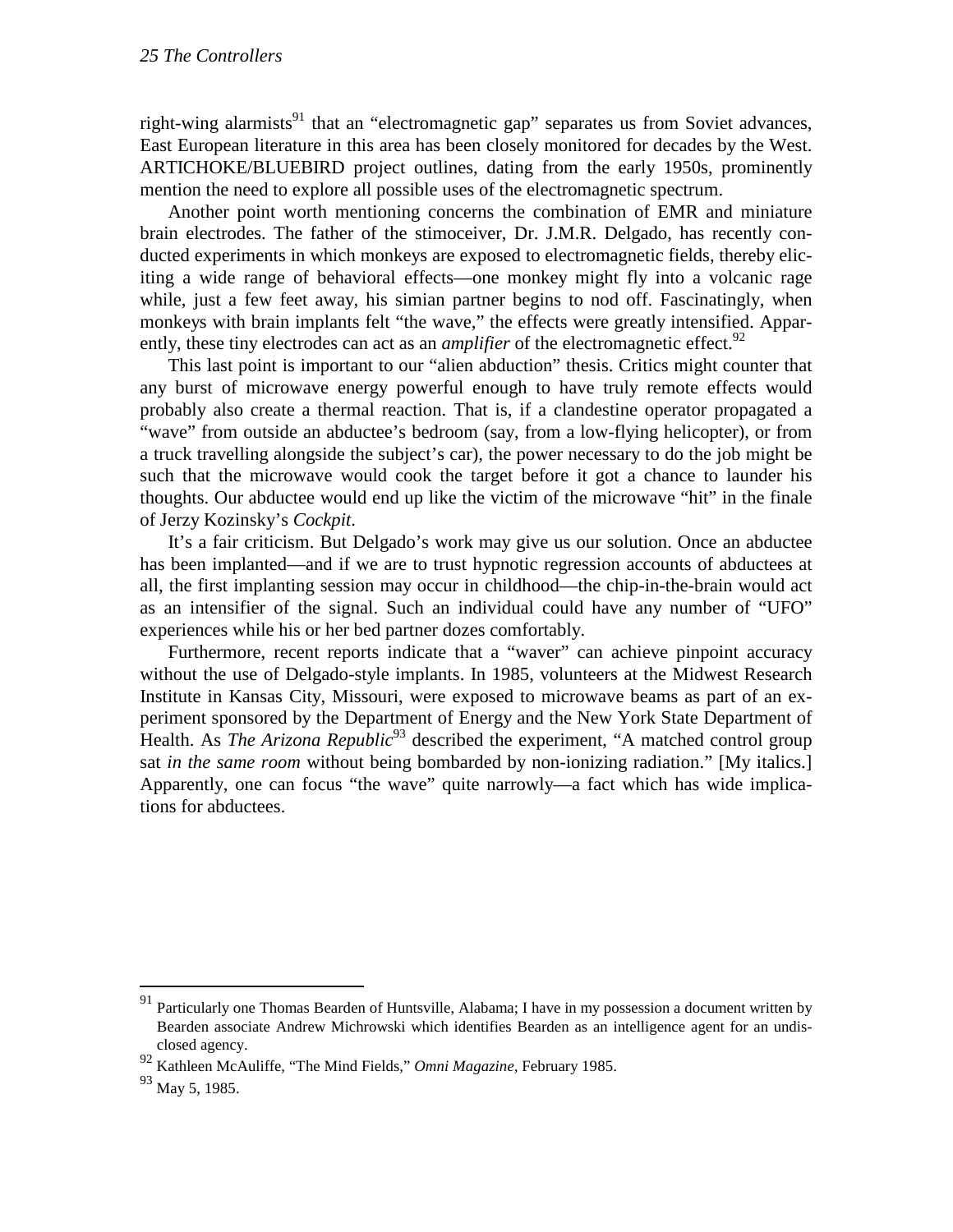right-wing alarmists[91] that an "electromagnetic gap" separates us from Soviet advances, East European literature in this area has been closely monitored for decades by the West. ARTICHOKE/BLUEBIRD project outlines, dating from the early 1950s, prominently mention the need to explore all possible uses of the electromagnetic spectrum.

Another point worth mentioning concerns the combination of EMR and miniature brain electrodes. The father of the stimoceiver, Dr. J.M.R. Delgado, has recently conducted experiments in which monkeys are exposed to electromagnetic fields, thereby eliciting a wide range of behavioral effects—one monkey might fly into a volcanic rage while, just a few feet away, his simian partner begins to nod off. Fascinatingly, when monkeys with brain implants felt "the wave," the effects were greatly intensified. Apparently, these tiny electrodes can act as an *amplifier* of the electromagnetic effect.[92]

This last point is important to our "alien abduction" thesis. Critics might counter that any burst of microwave energy powerful enough to have truly remote effects would probably also create a thermal reaction. That is, if a clandestine operator propagated a "wave" from outside an abductee's bedroom (say, from a low-flying helicopter), or from a truck travelling alongside the subject's car), the power necessary to do the job might be such that the microwave would cook the target before it got a chance to launder his thoughts. Our abductee would end up like the victim of the microwave "hit" in the finale of Jerzy Kozinsky's *Cockpit*.

It's a fair criticism. But Delgado's work may give us our solution. Once an abductee has been implanted—and if we are to trust hypnotic regression accounts of abductees at all, the first implanting session may occur in childhood—the chip-in-the-brain would act as an intensifier of the signal. Such an individual could have any number of "UFO" experiences while his or her bed partner dozes comfortably.

Furthermore, recent reports indicate that a "waver" can achieve pinpoint accuracy without the use of Delgado-style implants. In 1985, volunteers at the Midwest Research Institute in Kansas City, Missouri, were exposed to microwave beams as part of an experiment sponsored by the Department of Energy and the New York State Department of Health. As *The Arizona Republic*[93] described the experiment, "A matched control group sat *in the same room* without being bombarded by non-ionizing radiation." [My italics.] Apparently, one can focus "the wave" quite narrowly—a fact which has wide implications for abductees.

---

[91] Particularly one Thomas Bearden of Huntsville, Alabama; I have in my possession a document written by Bearden associate Andrew Michrowski which identifies Bearden as an intelligence agent for an undisclosed agency.

[92] Kathleen McAuliffe, "The Mind Fields," *Omni Magazine*, February 1985.

[93] May 5, 1985.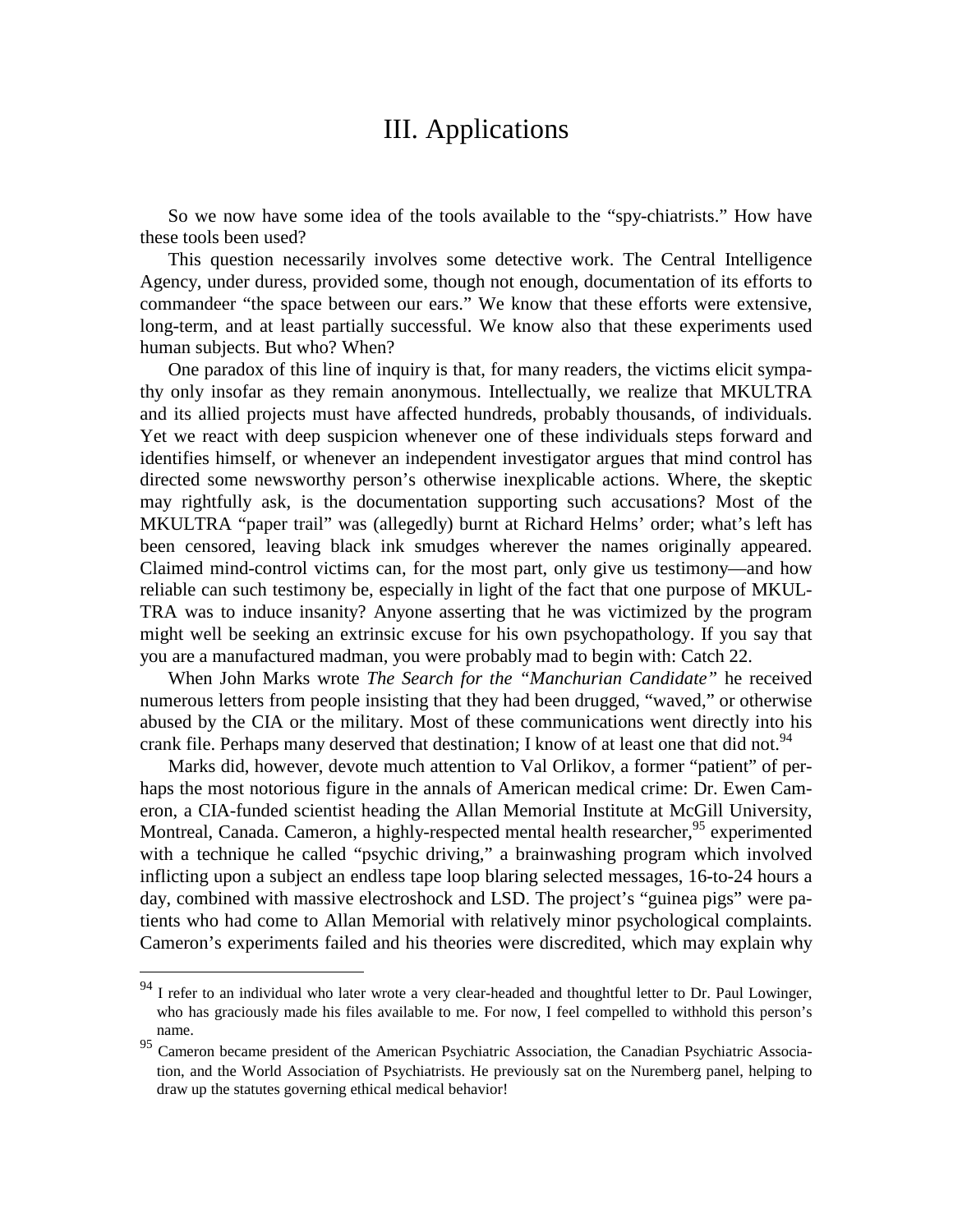# III. Applications

So we now have some idea of the tools available to the "spy-chiatrists." How have these tools been used?

This question necessarily involves some detective work. The Central Intelligence Agency, under duress, provided some, though not enough, documentation of its efforts to commandeer "the space between our ears." We know that these efforts were extensive, long-term, and at least partially successful. We know also that these experiments used human subjects. But who? When?

One paradox of this line of inquiry is that, for many readers, the victims elicit sympathy only insofar as they remain anonymous. Intellectually, we realize that MKULTRA and its allied projects must have affected hundreds, probably thousands, of individuals. Yet we react with deep suspicion whenever one of these individuals steps forward and identifies himself, or whenever an independent investigator argues that mind control has directed some newsworthy person's otherwise inexplicable actions. Where, the skeptic may rightfully ask, is the documentation supporting such accusations? Most of the MKULTRA "paper trail" was (allegedly) burnt at Richard Helms' order; what's left has been censored, leaving black ink smudges wherever the names originally appeared. Claimed mind-control victims can, for the most part, only give us testimony—and how reliable can such testimony be, especially in light of the fact that one purpose of MKULTRA was to induce insanity? Anyone asserting that he was victimized by the program might well be seeking an extrinsic excuse for his own psychopathology. If you say that you are a manufactured madman, you were probably mad to begin with: Catch 22.

When John Marks wrote *The Search for the "Manchurian Candidate"* he received numerous letters from people insisting that they had been drugged, "waved," or otherwise abused by the CIA or the military. Most of these communications went directly into his crank file. Perhaps many deserved that destination; I know of at least one that did not.[94]

Marks did, however, devote much attention to Val Orlikov, a former "patient" of perhaps the most notorious figure in the annals of American medical crime: Dr. Ewen Cameron, a CIA-funded scientist heading the Allan Memorial Institute at McGill University, Montreal, Canada. Cameron, a highly-respected mental health researcher,[95] experimented with a technique he called "psychic driving," a brainwashing program which involved inflicting upon a subject an endless tape loop blaring selected messages, 16-to-24 hours a day, combined with massive electroshock and LSD. The project's "guinea pigs" were patients who had come to Allan Memorial with relatively minor psychological complaints. Cameron's experiments failed and his theories were discredited, which may explain why

---

[94] I refer to an individual who later wrote a very clear-headed and thoughtful letter to Dr. Paul Lowinger, who has graciously made his files available to me. For now, I feel compelled to withhold this person's name.

[95] Cameron became president of the American Psychiatric Association, the Canadian Psychiatric Association, and the World Association of Psychiatrists. He previously sat on the Nuremberg panel, helping to draw up the statutes governing ethical medical behavior!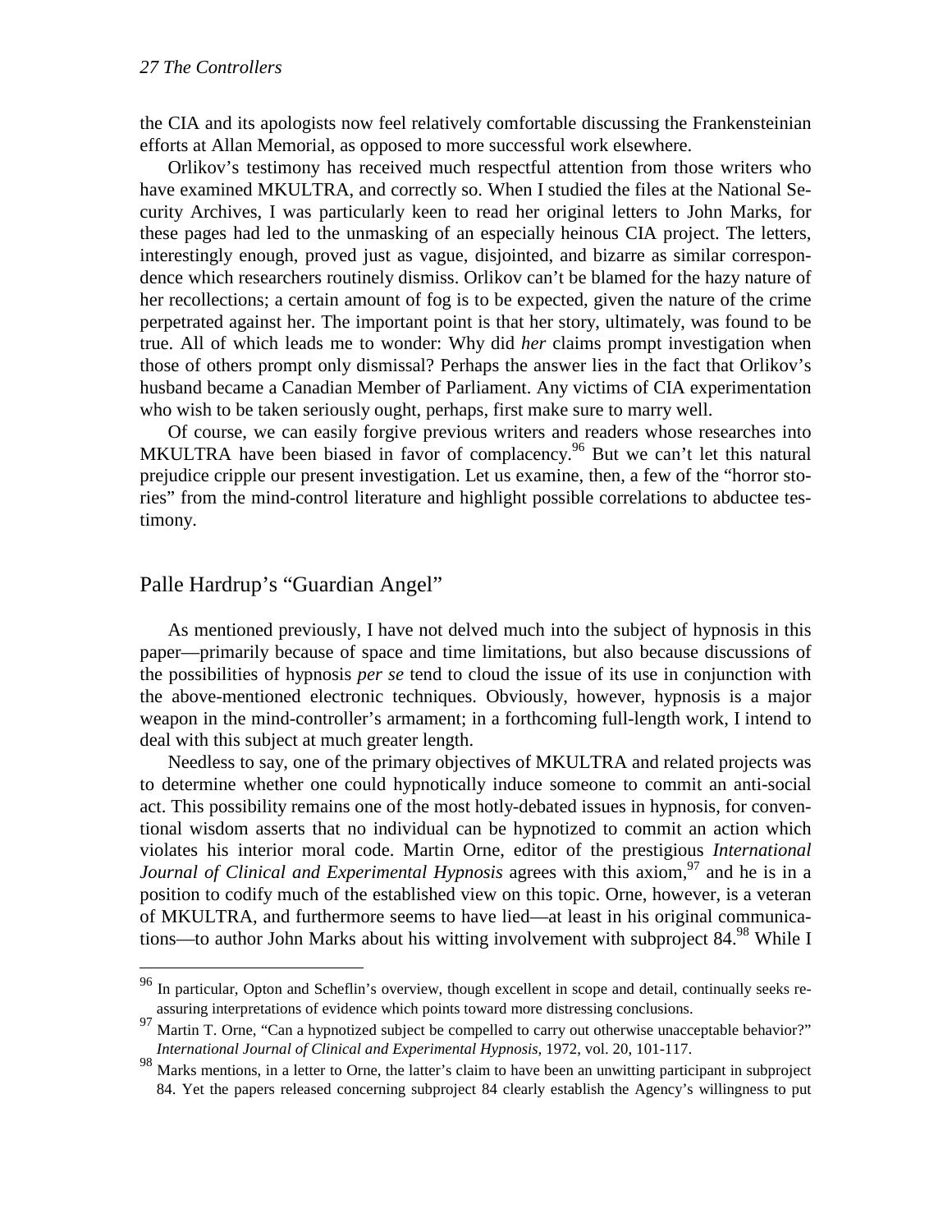the CIA and its apologists now feel relatively comfortable discussing the Frankensteinian efforts at Allan Memorial, as opposed to more successful work elsewhere.

Orlikov's testimony has received much respectful attention from those writers who have examined MKULTRA, and correctly so. When I studied the files at the National Security Archives, I was particularly keen to read her original letters to John Marks, for these pages had led to the unmasking of an especially heinous CIA project. The letters, interestingly enough, proved just as vague, disjointed, and bizarre as similar correspondence which researchers routinely dismiss. Orlikov can't be blamed for the hazy nature of her recollections; a certain amount of fog is to be expected, given the nature of the crime perpetrated against her. The important point is that her story, ultimately, was found to be true. All of which leads me to wonder: Why did *her* claims prompt investigation when those of others prompt only dismissal? Perhaps the answer lies in the fact that Orlikov's husband became a Canadian Member of Parliament. Any victims of CIA experimentation who wish to be taken seriously ought, perhaps, first make sure to marry well.

Of course, we can easily forgive previous writers and readers whose researches into MKULTRA have been biased in favor of complacency.[96] But we can't let this natural prejudice cripple our present investigation. Let us examine, then, a few of the "horror stories" from the mind-control literature and highlight possible correlations to abductee testimony.

## Palle Hardrup's "Guardian Angel"

As mentioned previously, I have not delved much into the subject of hypnosis in this paper—primarily because of space and time limitations, but also because discussions of the possibilities of hypnosis *per se* tend to cloud the issue of its use in conjunction with the above-mentioned electronic techniques. Obviously, however, hypnosis is a major weapon in the mind-controller's armament; in a forthcoming full-length work, I intend to deal with this subject at much greater length.

Needless to say, one of the primary objectives of MKULTRA and related projects was to determine whether one could hypnotically induce someone to commit an anti-social act. This possibility remains one of the most hotly-debated issues in hypnosis, for conventional wisdom asserts that no individual can be hypnotized to commit an action which violates his interior moral code. Martin Orne, editor of the prestigious *International Journal of Clinical and Experimental Hypnosis* agrees with this axiom,[97] and he is in a position to codify much of the established view on this topic. Orne, however, is a veteran of MKULTRA, and furthermore seems to have lied—at least in his original communications—to author John Marks about his witting involvement with subproject 84.[98] While I

---

[96] In particular, Opton and Scheflin's overview, though excellent in scope and detail, continually seeks reassuring interpretations of evidence which points toward more distressing conclusions.

[97] Martin T. Orne, "Can a hypnotized subject be compelled to carry out otherwise unacceptable behavior?" *International Journal of Clinical and Experimental Hypnosis*, 1972, vol. 20, 101-117.

[98] Marks mentions, in a letter to Orne, the latter's claim to have been an unwitting participant in subproject 84. Yet the papers released concerning subproject 84 clearly establish the Agency's willingness to put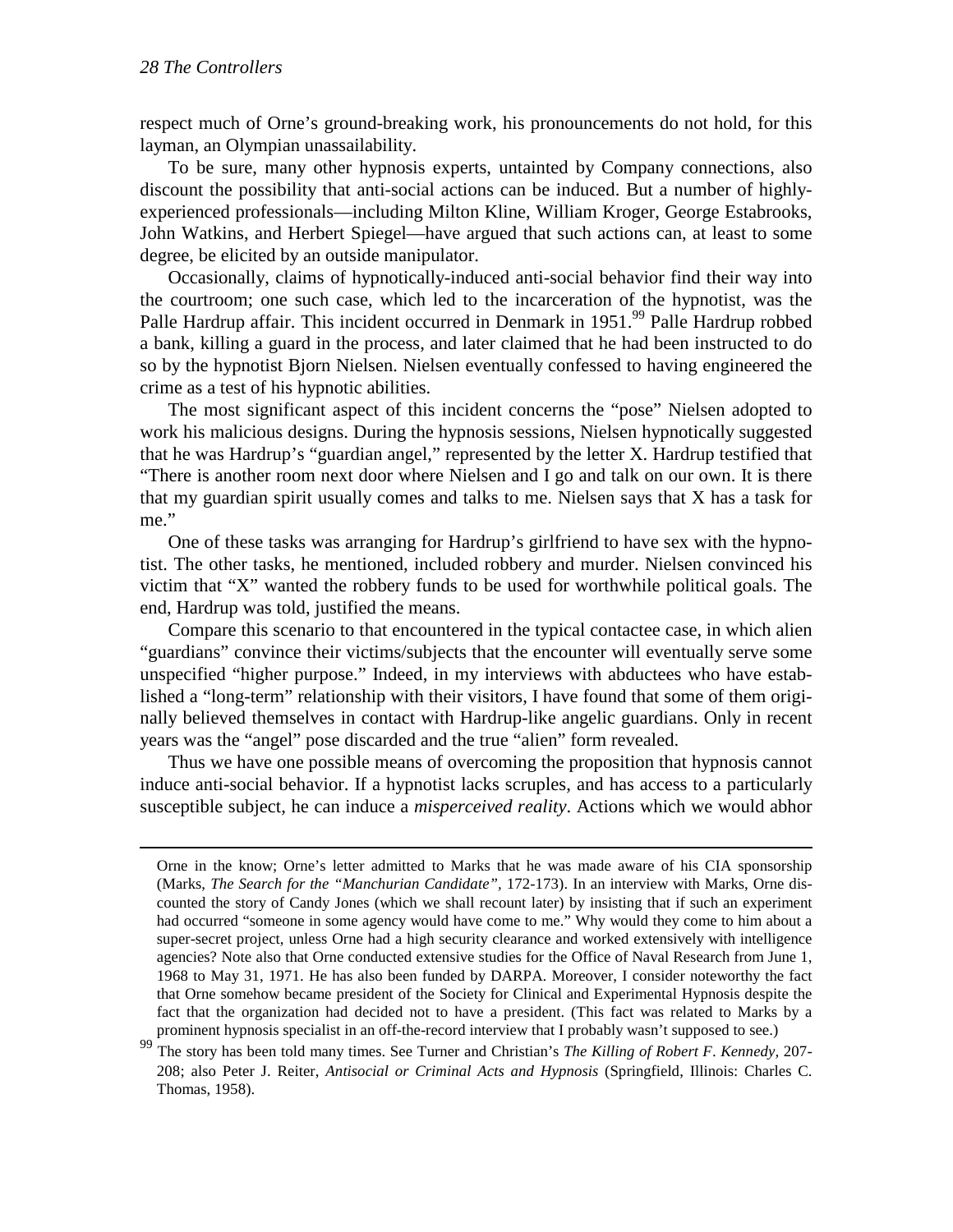respect much of Orne's ground-breaking work, his pronouncements do not hold, for this layman, an Olympian unassailability.

To be sure, many other hypnosis experts, untainted by Company connections, also discount the possibility that anti-social actions can be induced. But a number of highly-experienced professionals—including Milton Kline, William Kroger, George Estabrooks, John Watkins, and Herbert Spiegel—have argued that such actions can, at least to some degree, be elicited by an outside manipulator.

Occasionally, claims of hypnotically-induced anti-social behavior find their way into the courtroom; one such case, which led to the incarceration of the hypnotist, was the Palle Hardrup affair. This incident occurred in Denmark in 1951.[99] Palle Hardrup robbed a bank, killing a guard in the process, and later claimed that he had been instructed to do so by the hypnotist Bjorn Nielsen. Nielsen eventually confessed to having engineered the crime as a test of his hypnotic abilities.

The most significant aspect of this incident concerns the "pose" Nielsen adopted to work his malicious designs. During the hypnosis sessions, Nielsen hypnotically suggested that he was Hardrup's "guardian angel," represented by the letter X. Hardrup testified that "There is another room next door where Nielsen and I go and talk on our own. It is there that my guardian spirit usually comes and talks to me. Nielsen says that X has a task for me."

One of these tasks was arranging for Hardrup's girlfriend to have sex with the hypnotist. The other tasks, he mentioned, included robbery and murder. Nielsen convinced his victim that "X" wanted the robbery funds to be used for worthwhile political goals. The end, Hardrup was told, justified the means.

Compare this scenario to that encountered in the typical contactee case, in which alien "guardians" convince their victims/subjects that the encounter will eventually serve some unspecified "higher purpose." Indeed, in my interviews with abductees who have established a "long-term" relationship with their visitors, I have found that some of them originally believed themselves in contact with Hardrup-like angelic guardians. Only in recent years was the "angel" pose discarded and the true "alien" form revealed.

Thus we have one possible means of overcoming the proposition that hypnosis cannot induce anti-social behavior. If a hypnotist lacks scruples, and has access to a particularly susceptible subject, he can induce a *misperceived reality*. Actions which we would abhor

---

Orne in the know; Orne's letter admitted to Marks that he was made aware of his CIA sponsorship (Marks, *The Search for the "Manchurian Candidate"*, 172-173). In an interview with Marks, Orne discounted the story of Candy Jones (which we shall recount later) by insisting that if such an experiment had occurred "someone in some agency would have come to me." Why would they come to him about a super-secret project, unless Orne had a high security clearance and worked extensively with intelligence agencies? Note also that Orne conducted extensive studies for the Office of Naval Research from June 1, 1968 to May 31, 1971. He has also been funded by DARPA. Moreover, I consider noteworthy the fact that Orne somehow became president of the Society for Clinical and Experimental Hypnosis despite the fact that the organization had decided not to have a president. (This fact was related to Marks by a prominent hypnosis specialist in an off-the-record interview that I probably wasn't supposed to see.)

[99] The story has been told many times. See Turner and Christian's *The Killing of Robert F. Kennedy*, 207-208; also Peter J. Reiter, *Antisocial or Criminal Acts and Hypnosis* (Springfield, Illinois: Charles C. Thomas, 1958).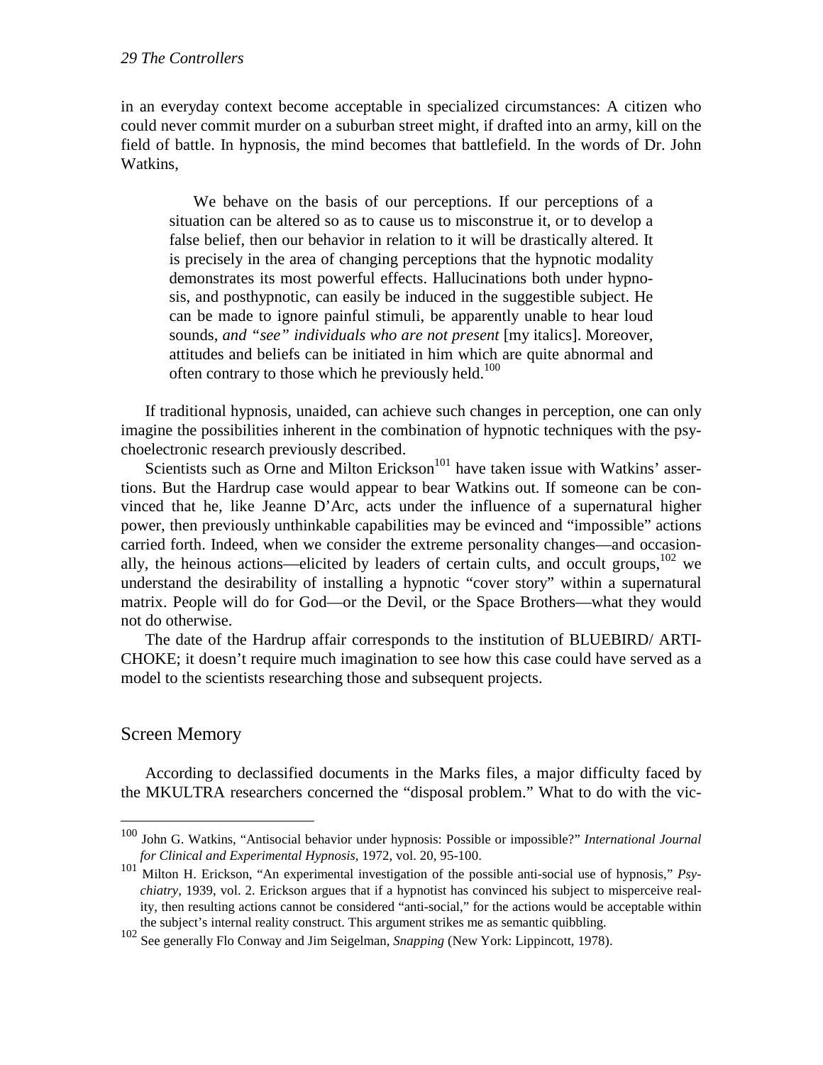in an everyday context become acceptable in specialized circumstances: A citizen who could never commit murder on a suburban street might, if drafted into an army, kill on the field of battle. In hypnosis, the mind becomes that battlefield. In the words of Dr. John Watkins,

> We behave on the basis of our perceptions. If our perceptions of a situation can be altered so as to cause us to misconstrue it, or to develop a false belief, then our behavior in relation to it will be drastically altered. It is precisely in the area of changing perceptions that the hypnotic modality demonstrates its most powerful effects. Hallucinations both under hypnosis, and posthypnotic, can easily be induced in the suggestible subject. He can be made to ignore painful stimuli, be apparently unable to hear loud sounds, *and "see" individuals who are not present* [my italics]. Moreover, attitudes and beliefs can be initiated in him which are quite abnormal and often contrary to those which he previously held.[100]

If traditional hypnosis, unaided, can achieve such changes in perception, one can only imagine the possibilities inherent in the combination of hypnotic techniques with the psychoelectronic research previously described.

Scientists such as Orne and Milton Erickson[101] have taken issue with Watkins' assertions. But the Hardrup case would appear to bear Watkins out. If someone can be convinced that he, like Jeanne D'Arc, acts under the influence of a supernatural higher power, then previously unthinkable capabilities may be evinced and "impossible" actions carried forth. Indeed, when we consider the extreme personality changes—and occasionally, the heinous actions—elicited by leaders of certain cults, and occult groups,[102] we understand the desirability of installing a hypnotic "cover story" within a supernatural matrix. People will do for God—or the Devil, or the Space Brothers—what they would not do otherwise.

The date of the Hardrup affair corresponds to the institution of BLUEBIRD/ ARTICHOKE; it doesn't require much imagination to see how this case could have served as a model to the scientists researching those and subsequent projects.

## Screen Memory

According to declassified documents in the Marks files, a major difficulty faced by the MKULTRA researchers concerned the "disposal problem." What to do with the vic-

---

[100] John G. Watkins, "Antisocial behavior under hypnosis: Possible or impossible?" *International Journal for Clinical and Experimental Hypnosis*, 1972, vol. 20, 95-100.

[101] Milton H. Erickson, "An experimental investigation of the possible anti-social use of hypnosis," *Psychiatry*, 1939, vol. 2. Erickson argues that if a hypnotist has convinced his subject to misperceive reality, then resulting actions cannot be considered "anti-social," for the actions would be acceptable within the subject's internal reality construct. This argument strikes me as semantic quibbling.

[102] See generally Flo Conway and Jim Seigelman, *Snapping* (New York: Lippincott, 1978).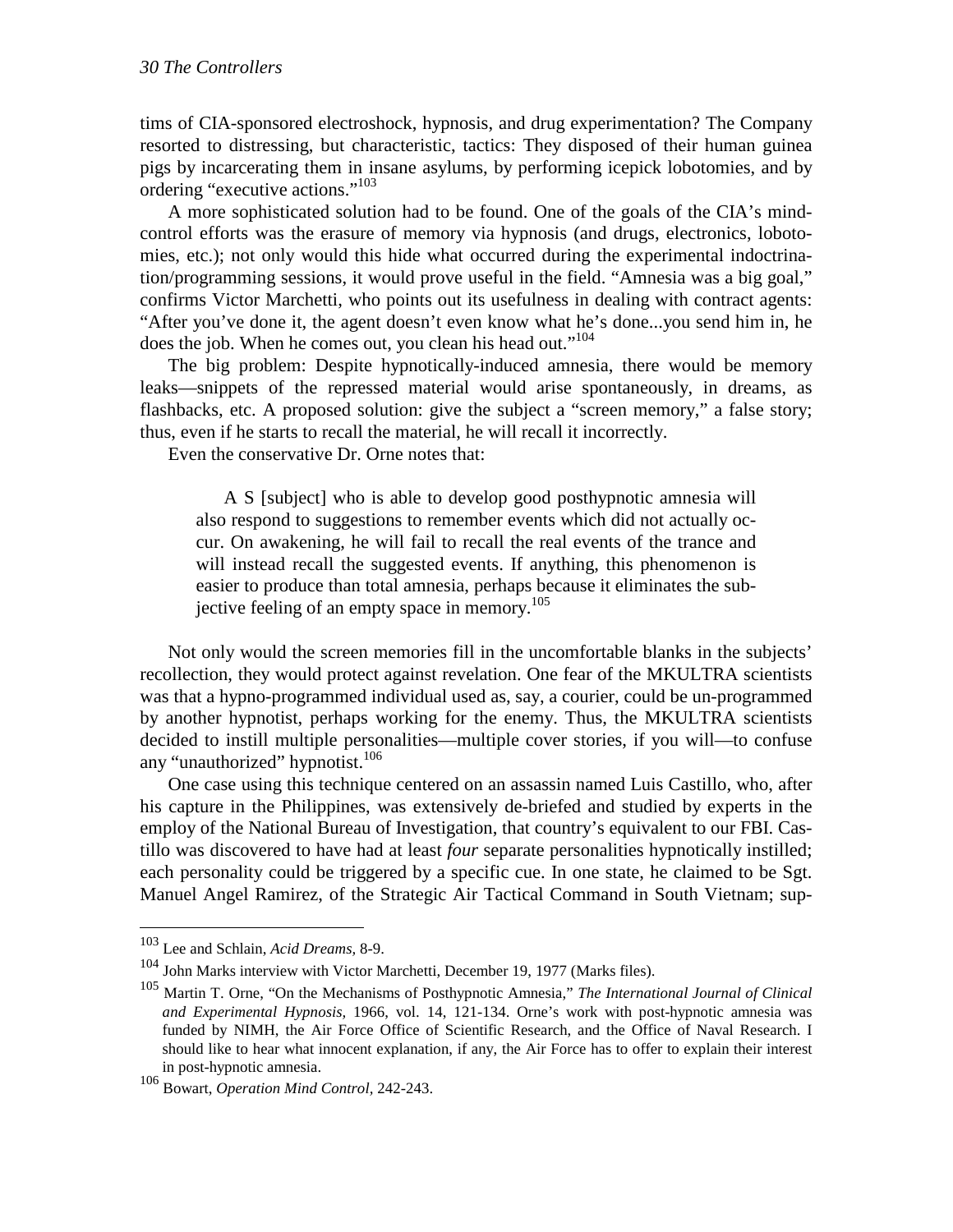tims of CIA-sponsored electroshock, hypnosis, and drug experimentation? The Company resorted to distressing, but characteristic, tactics: They disposed of their human guinea pigs by incarcerating them in insane asylums, by performing icepick lobotomies, and by ordering "executive actions."[103]

A more sophisticated solution had to be found. One of the goals of the CIA's mind-control efforts was the erasure of memory via hypnosis (and drugs, electronics, lobotomies, etc.); not only would this hide what occurred during the experimental indoctrination/programming sessions, it would prove useful in the field. "Amnesia was a big goal," confirms Victor Marchetti, who points out its usefulness in dealing with contract agents: "After you've done it, the agent doesn't even know what he's done...you send him in, he does the job. When he comes out, you clean his head out."[104]

The big problem: Despite hypnotically-induced amnesia, there would be memory leaks—snippets of the repressed material would arise spontaneously, in dreams, as flashbacks, etc. A proposed solution: give the subject a "screen memory," a false story; thus, even if he starts to recall the material, he will recall it incorrectly.

Even the conservative Dr. Orne notes that:

> A S [subject] who is able to develop good posthypnotic amnesia will also respond to suggestions to remember events which did not actually occur. On awakening, he will fail to recall the real events of the trance and will instead recall the suggested events. If anything, this phenomenon is easier to produce than total amnesia, perhaps because it eliminates the subjective feeling of an empty space in memory.[105]

Not only would the screen memories fill in the uncomfortable blanks in the subjects' recollection, they would protect against revelation. One fear of the MKULTRA scientists was that a hypno-programmed individual used as, say, a courier, could be un-programmed by another hypnotist, perhaps working for the enemy. Thus, the MKULTRA scientists decided to instill multiple personalities—multiple cover stories, if you will—to confuse any "unauthorized" hypnotist.[106]

One case using this technique centered on an assassin named Luis Castillo, who, after his capture in the Philippines, was extensively de-briefed and studied by experts in the employ of the National Bureau of Investigation, that country's equivalent to our FBI. Castillo was discovered to have had at least *four* separate personalities hypnotically instilled; each personality could be triggered by a specific cue. In one state, he claimed to be Sgt. Manuel Angel Ramirez, of the Strategic Air Tactical Command in South Vietnam; sup-

---

[103] Lee and Schlain, *Acid Dreams,* 8-9.

[104] John Marks interview with Victor Marchetti, December 19, 1977 (Marks files).

[105] Martin T. Orne, "On the Mechanisms of Posthypnotic Amnesia," *The International Journal of Clinical and Experimental Hypnosis,* 1966, vol. 14, 121-134. Orne's work with post-hypnotic amnesia was funded by NIMH, the Air Force Office of Scientific Research, and the Office of Naval Research. I should like to hear what innocent explanation, if any, the Air Force has to offer to explain their interest in post-hypnotic amnesia.

[106] Bowart, *Operation Mind Control,* 242-243.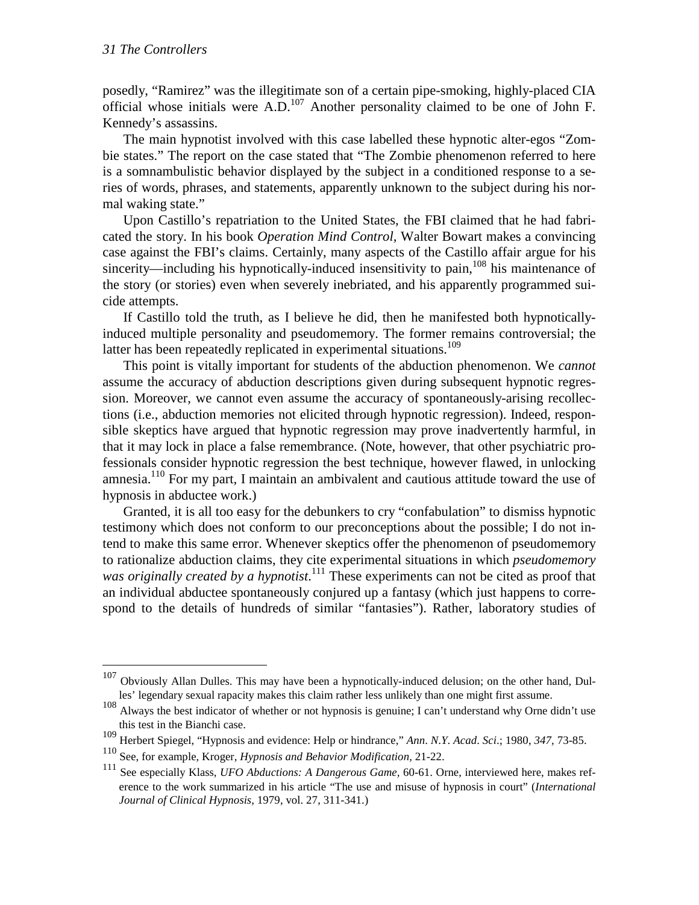posedly, "Ramirez" was the illegitimate son of a certain pipe-smoking, highly-placed CIA official whose initials were A.D.[107] Another personality claimed to be one of John F. Kennedy's assassins.

The main hypnotist involved with this case labelled these hypnotic alter-egos "Zombie states." The report on the case stated that "The Zombie phenomenon referred to here is a somnambulistic behavior displayed by the subject in a conditioned response to a series of words, phrases, and statements, apparently unknown to the subject during his normal waking state."

Upon Castillo's repatriation to the United States, the FBI claimed that he had fabricated the story. In his book *Operation Mind Control*, Walter Bowart makes a convincing case against the FBI's claims. Certainly, many aspects of the Castillo affair argue for his sincerity—including his hypnotically-induced insensitivity to pain,[108] his maintenance of the story (or stories) even when severely inebriated, and his apparently programmed suicide attempts.

If Castillo told the truth, as I believe he did, then he manifested both hypnotically-induced multiple personality and pseudomemory. The former remains controversial; the latter has been repeatedly replicated in experimental situations.[109]

This point is vitally important for students of the abduction phenomenon. We *cannot* assume the accuracy of abduction descriptions given during subsequent hypnotic regression. Moreover, we cannot even assume the accuracy of spontaneously-arising recollections (i.e., abduction memories not elicited through hypnotic regression). Indeed, responsible skeptics have argued that hypnotic regression may prove inadvertently harmful, in that it may lock in place a false remembrance. (Note, however, that other psychiatric professionals consider hypnotic regression the best technique, however flawed, in unlocking amnesia.[110] For my part, I maintain an ambivalent and cautious attitude toward the use of hypnosis in abductee work.)

Granted, it is all too easy for the debunkers to cry "confabulation" to dismiss hypnotic testimony which does not conform to our preconceptions about the possible; I do not intend to make this same error. Whenever skeptics offer the phenomenon of pseudomemory to rationalize abduction claims, they cite experimental situations in which *pseudomemory was originally created by a hypnotist*.[111] These experiments can not be cited as proof that an individual abductee spontaneously conjured up a fantasy (which just happens to correspond to the details of hundreds of similar "fantasies"). Rather, laboratory studies of

---

[107] Obviously Allan Dulles. This may have been a hypnotically-induced delusion; on the other hand, Dulles' legendary sexual rapacity makes this claim rather less unlikely than one might first assume.

[108] Always the best indicator of whether or not hypnosis is genuine; I can't understand why Orne didn't use this test in the Bianchi case.

[109] Herbert Spiegel, "Hypnosis and evidence: Help or hindrance," *Ann. N.Y. Acad. Sci.*; 1980, *347,* 73-85.

[110] See, for example, Kroger, *Hypnosis and Behavior Modification,* 21-22.

[111] See especially Klass, *UFO Abductions: A Dangerous Game,* 60-61. Orne, interviewed here, makes reference to the work summarized in his article "The use and misuse of hypnosis in court" (*International Journal of Clinical Hypnosis,* 1979, vol. 27, 311-341.)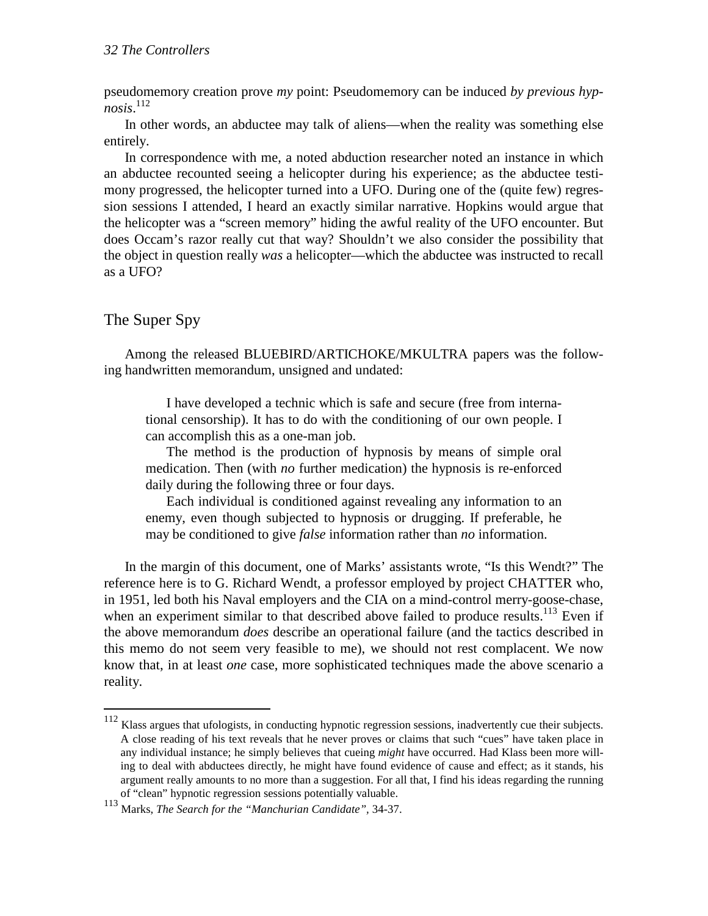pseudomemory creation prove *my* point: Pseudomemory can be induced *by previous hypnosis*.[112]

In other words, an abductee may talk of aliens—when the reality was something else entirely.

In correspondence with me, a noted abduction researcher noted an instance in which an abductee recounted seeing a helicopter during his experience; as the abductee testimony progressed, the helicopter turned into a UFO. During one of the (quite few) regression sessions I attended, I heard an exactly similar narrative. Hopkins would argue that the helicopter was a "screen memory" hiding the awful reality of the UFO encounter. But does Occam's razor really cut that way? Shouldn't we also consider the possibility that the object in question really *was* a helicopter—which the abductee was instructed to recall as a UFO?

## The Super Spy

Among the released BLUEBIRD/ARTICHOKE/MKULTRA papers was the following handwritten memorandum, unsigned and undated:

> I have developed a technic which is safe and secure (free from international censorship). It has to do with the conditioning of our own people. I can accomplish this as a one-man job.
>
> The method is the production of hypnosis by means of simple oral medication. Then (with *no* further medication) the hypnosis is re-enforced daily during the following three or four days.
>
> Each individual is conditioned against revealing any information to an enemy, even though subjected to hypnosis or drugging. If preferable, he may be conditioned to give *false* information rather than *no* information.

In the margin of this document, one of Marks' assistants wrote, "Is this Wendt?" The reference here is to G. Richard Wendt, a professor employed by project CHATTER who, in 1951, led both his Naval employers and the CIA on a mind-control merry-goose-chase, when an experiment similar to that described above failed to produce results.[113] Even if the above memorandum *does* describe an operational failure (and the tactics described in this memo do not seem very feasible to me), we should not rest complacent. We now know that, in at least *one* case, more sophisticated techniques made the above scenario a reality.

---

[112] Klass argues that ufologists, in conducting hypnotic regression sessions, inadvertently cue their subjects. A close reading of his text reveals that he never proves or claims that such "cues" have taken place in any individual instance; he simply believes that cueing *might* have occurred. Had Klass been more willing to deal with abductees directly, he might have found evidence of cause and effect; as it stands, his argument really amounts to no more than a suggestion. For all that, I find his ideas regarding the running of "clean" hypnotic regression sessions potentially valuable.

[113] Marks, *The Search for the "Manchurian Candidate"*, 34-37.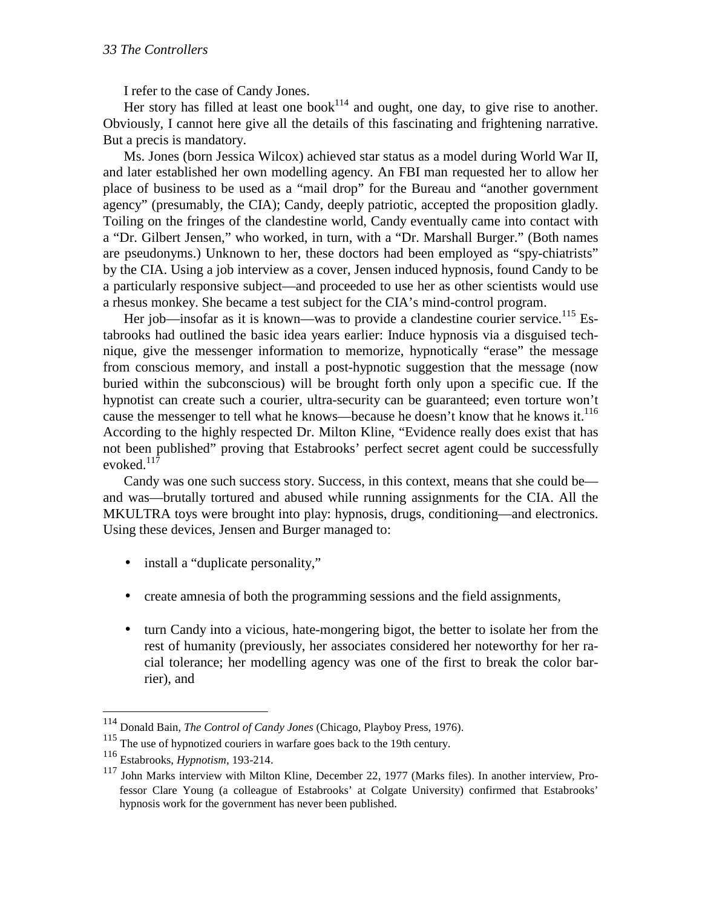I refer to the case of Candy Jones.

Her story has filled at least one book[114] and ought, one day, to give rise to another. Obviously, I cannot here give all the details of this fascinating and frightening narrative. But a precis is mandatory.

Ms. Jones (born Jessica Wilcox) achieved star status as a model during World War II, and later established her own modelling agency. An FBI man requested her to allow her place of business to be used as a "mail drop" for the Bureau and "another government agency" (presumably, the CIA); Candy, deeply patriotic, accepted the proposition gladly. Toiling on the fringes of the clandestine world, Candy eventually came into contact with a "Dr. Gilbert Jensen," who worked, in turn, with a "Dr. Marshall Burger." (Both names are pseudonyms.) Unknown to her, these doctors had been employed as "spy-chiatrists" by the CIA. Using a job interview as a cover, Jensen induced hypnosis, found Candy to be a particularly responsive subject—and proceeded to use her as other scientists would use a rhesus monkey. She became a test subject for the CIA's mind-control program.

Her job—insofar as it is known—was to provide a clandestine courier service.[115] Estabrooks had outlined the basic idea years earlier: Induce hypnosis via a disguised technique, give the messenger information to memorize, hypnotically "erase" the message from conscious memory, and install a post-hypnotic suggestion that the message (now buried within the subconscious) will be brought forth only upon a specific cue. If the hypnotist can create such a courier, ultra-security can be guaranteed; even torture won't cause the messenger to tell what he knows—because he doesn't know that he knows it.[116] According to the highly respected Dr. Milton Kline, "Evidence really does exist that has not been published" proving that Estabrooks' perfect secret agent could be successfully evoked.[117]

Candy was one such success story. Success, in this context, means that she could be—and was—brutally tortured and abused while running assignments for the CIA. All the MKULTRA toys were brought into play: hypnosis, drugs, conditioning—and electronics. Using these devices, Jensen and Burger managed to:

- install a "duplicate personality,"
- create amnesia of both the programming sessions and the field assignments,
- turn Candy into a vicious, hate-mongering bigot, the better to isolate her from the rest of humanity (previously, her associates considered her noteworthy for her racial tolerance; her modelling agency was one of the first to break the color barrier), and

---

[114] Donald Bain, *The Control of Candy Jones* (Chicago, Playboy Press, 1976).

[115] The use of hypnotized couriers in warfare goes back to the 19th century.

[116] Estabrooks, *Hypnotism*, 193-214.

[117] John Marks interview with Milton Kline, December 22, 1977 (Marks files). In another interview, Professor Clare Young (a colleague of Estabrooks' at Colgate University) confirmed that Estabrooks' hypnosis work for the government has never been published.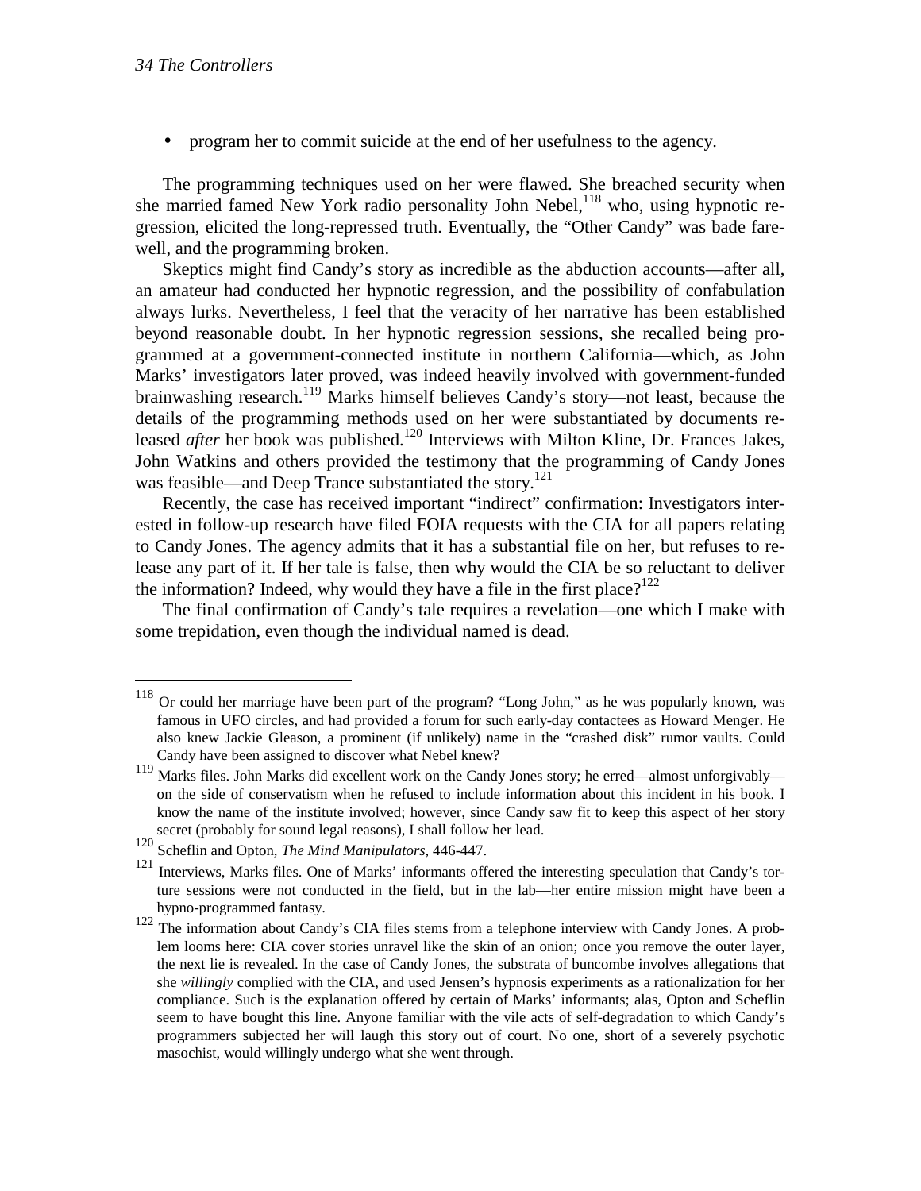- program her to commit suicide at the end of her usefulness to the agency.

The programming techniques used on her were flawed. She breached security when she married famed New York radio personality John Nebel,[118] who, using hypnotic regression, elicited the long-repressed truth. Eventually, the "Other Candy" was bade farewell, and the programming broken.

Skeptics might find Candy's story as incredible as the abduction accounts—after all, an amateur had conducted her hypnotic regression, and the possibility of confabulation always lurks. Nevertheless, I feel that the veracity of her narrative has been established beyond reasonable doubt. In her hypnotic regression sessions, she recalled being programmed at a government-connected institute in northern California—which, as John Marks' investigators later proved, was indeed heavily involved with government-funded brainwashing research.[119] Marks himself believes Candy's story—not least, because the details of the programming methods used on her were substantiated by documents released *after* her book was published.[120] Interviews with Milton Kline, Dr. Frances Jakes, John Watkins and others provided the testimony that the programming of Candy Jones was feasible—and Deep Trance substantiated the story.[121]

Recently, the case has received important "indirect" confirmation: Investigators interested in follow-up research have filed FOIA requests with the CIA for all papers relating to Candy Jones. The agency admits that it has a substantial file on her, but refuses to release any part of it. If her tale is false, then why would the CIA be so reluctant to deliver the information? Indeed, why would they have a file in the first place?[122]

The final confirmation of Candy's tale requires a revelation—one which I make with some trepidation, even though the individual named is dead.

---

[118] Or could her marriage have been part of the program? "Long John," as he was popularly known, was famous in UFO circles, and had provided a forum for such early-day contactees as Howard Menger. He also knew Jackie Gleason, a prominent (if unlikely) name in the "crashed disk" rumor vaults. Could Candy have been assigned to discover what Nebel knew?

[119] Marks files. John Marks did excellent work on the Candy Jones story; he erred—almost unforgivably—on the side of conservatism when he refused to include information about this incident in his book. I know the name of the institute involved; however, since Candy saw fit to keep this aspect of her story secret (probably for sound legal reasons), I shall follow her lead.

[120] Scheflin and Opton, *The Mind Manipulators,* 446-447.

[121] Interviews, Marks files. One of Marks' informants offered the interesting speculation that Candy's torture sessions were not conducted in the field, but in the lab—her entire mission might have been a hypno-programmed fantasy.

[122] The information about Candy's CIA files stems from a telephone interview with Candy Jones. A problem looms here: CIA cover stories unravel like the skin of an onion; once you remove the outer layer, the next lie is revealed. In the case of Candy Jones, the substrata of buncombe involves allegations that she *willingly* complied with the CIA, and used Jensen's hypnosis experiments as a rationalization for her compliance. Such is the explanation offered by certain of Marks' informants; alas, Opton and Scheflin seem to have bought this line. Anyone familiar with the vile acts of self-degradation to which Candy's programmers subjected her will laugh this story out of court. No one, short of a severely psychotic masochist, would willingly undergo what she went through.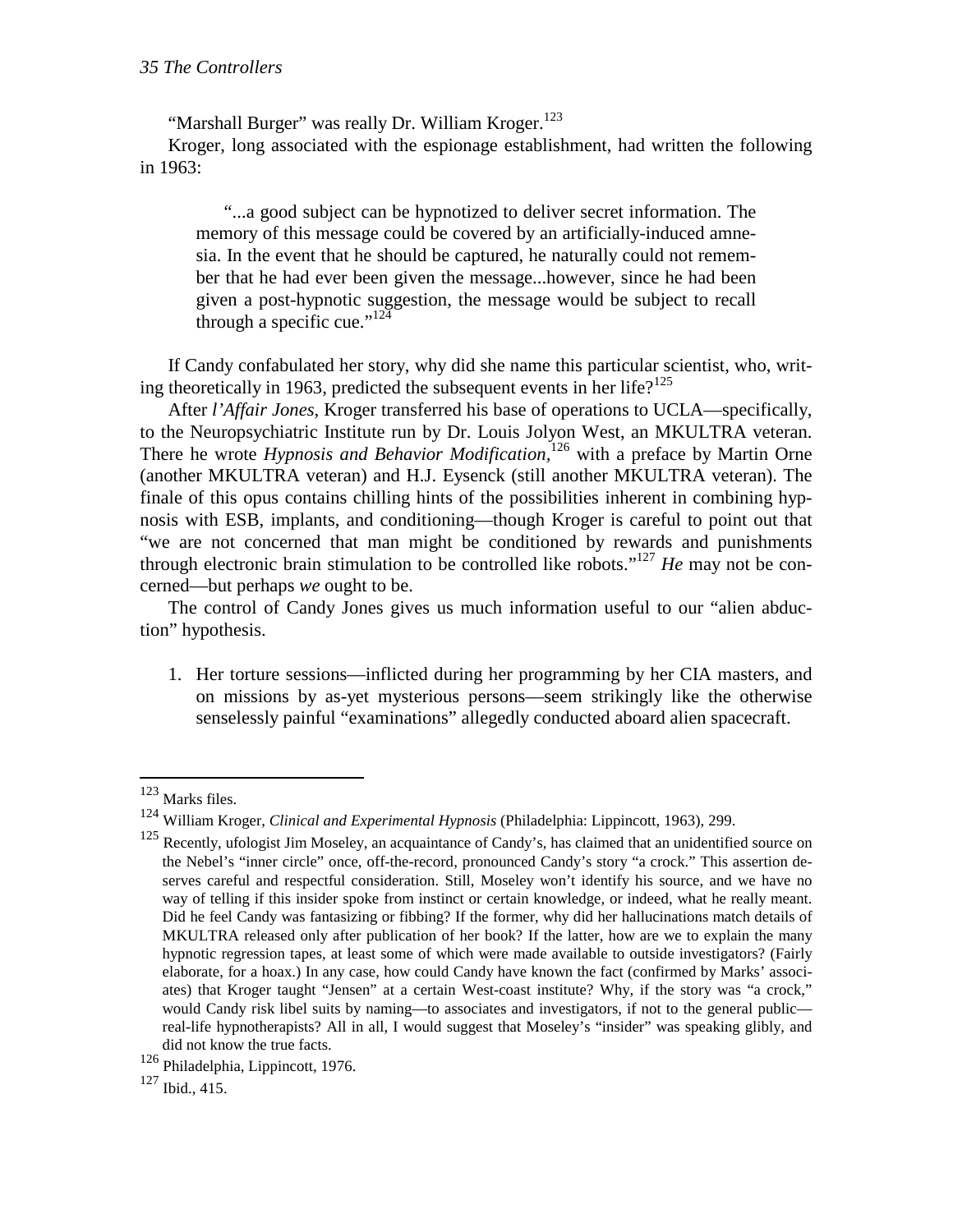"Marshall Burger" was really Dr. William Kroger.[123]

Kroger, long associated with the espionage establishment, had written the following in 1963:

> "...a good subject can be hypnotized to deliver secret information. The memory of this message could be covered by an artificially-induced amnesia. In the event that he should be captured, he naturally could not remember that he had ever been given the message...however, since he had been given a post-hypnotic suggestion, the message would be subject to recall through a specific cue."[124]

If Candy confabulated her story, why did she name this particular scientist, who, writing theoretically in 1963, predicted the subsequent events in her life?[125]

After *l'Affair Jones,* Kroger transferred his base of operations to UCLA—specifically, to the Neuropsychiatric Institute run by Dr. Louis Jolyon West, an MKULTRA veteran. There he wrote *Hypnosis and Behavior Modification,*[126] with a preface by Martin Orne (another MKULTRA veteran) and H.J. Eysenck (still another MKULTRA veteran). The finale of this opus contains chilling hints of the possibilities inherent in combining hypnosis with ESB, implants, and conditioning—though Kroger is careful to point out that "we are not concerned that man might be conditioned by rewards and punishments through electronic brain stimulation to be controlled like robots."[127] *He* may not be concerned—but perhaps *we* ought to be.

The control of Candy Jones gives us much information useful to our "alien abduction" hypothesis.

1. Her torture sessions—inflicted during her programming by her CIA masters, and on missions by as-yet mysterious persons—seem strikingly like the otherwise senselessly painful "examinations" allegedly conducted aboard alien spacecraft.

---

[123] Marks files.

[124] William Kroger, *Clinical and Experimental Hypnosis* (Philadelphia: Lippincott, 1963), 299.

[125] Recently, ufologist Jim Moseley, an acquaintance of Candy's, has claimed that an unidentified source on the Nebel's "inner circle" once, off-the-record, pronounced Candy's story "a crock." This assertion deserves careful and respectful consideration. Still, Moseley won't identify his source, and we have no way of telling if this insider spoke from instinct or certain knowledge, or indeed, what he really meant. Did he feel Candy was fantasizing or fibbing? If the former, why did her hallucinations match details of MKULTRA released only after publication of her book? If the latter, how are we to explain the many hypnotic regression tapes, at least some of which were made available to outside investigators? (Fairly elaborate, for a hoax.) In any case, how could Candy have known the fact (confirmed by Marks' associates) that Kroger taught "Jensen" at a certain West-coast institute? Why, if the story was "a crock," would Candy risk libel suits by naming—to associates and investigators, if not to the general public—real-life hypnotherapists? All in all, I would suggest that Moseley's "insider" was speaking glibly, and did not know the true facts.

[126] Philadelphia, Lippincott, 1976.

[127] Ibid., 415.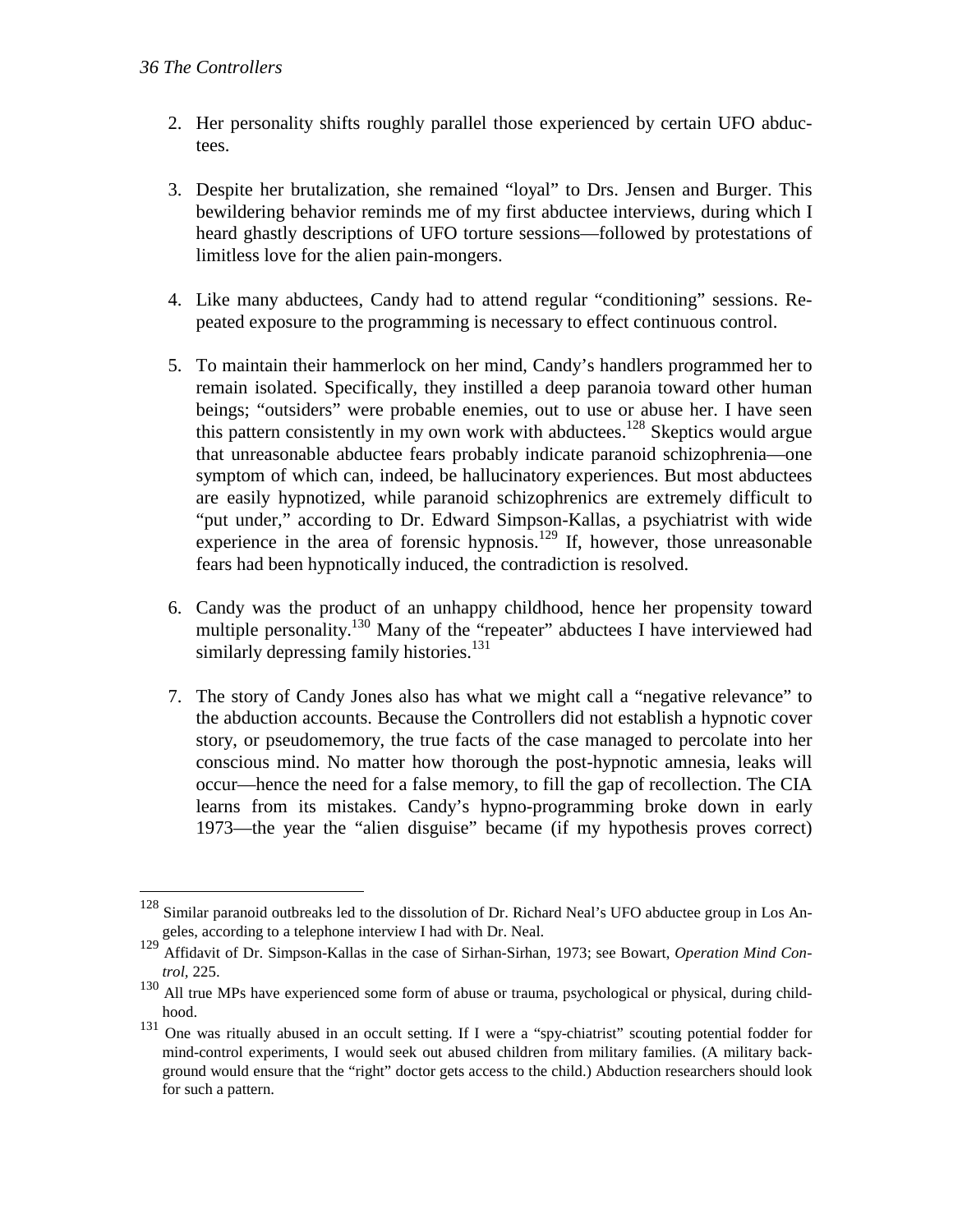2. Her personality shifts roughly parallel those experienced by certain UFO abductees.

3. Despite her brutalization, she remained "loyal" to Drs. Jensen and Burger. This bewildering behavior reminds me of my first abductee interviews, during which I heard ghastly descriptions of UFO torture sessions—followed by protestations of limitless love for the alien pain-mongers.

4. Like many abductees, Candy had to attend regular "conditioning" sessions. Repeated exposure to the programming is necessary to effect continuous control.

5. To maintain their hammerlock on her mind, Candy's handlers programmed her to remain isolated. Specifically, they instilled a deep paranoia toward other human beings; "outsiders" were probable enemies, out to use or abuse her. I have seen this pattern consistently in my own work with abductees.[128] Skeptics would argue that unreasonable abductee fears probably indicate paranoid schizophrenia—one symptom of which can, indeed, be hallucinatory experiences. But most abductees are easily hypnotized, while paranoid schizophrenics are extremely difficult to "put under," according to Dr. Edward Simpson-Kallas, a psychiatrist with wide experience in the area of forensic hypnosis.[129] If, however, those unreasonable fears had been hypnotically induced, the contradiction is resolved.

6. Candy was the product of an unhappy childhood, hence her propensity toward multiple personality.[130] Many of the "repeater" abductees I have interviewed had similarly depressing family histories.[131]

7. The story of Candy Jones also has what we might call a "negative relevance" to the abduction accounts. Because the Controllers did not establish a hypnotic cover story, or pseudomemory, the true facts of the case managed to percolate into her conscious mind. No matter how thorough the post-hypnotic amnesia, leaks will occur—hence the need for a false memory, to fill the gap of recollection. The CIA learns from its mistakes. Candy's hypno-programming broke down in early 1973—the year the "alien disguise" became (if my hypothesis proves correct)

---

[128] Similar paranoid outbreaks led to the dissolution of Dr. Richard Neal's UFO abductee group in Los Angeles, according to a telephone interview I had with Dr. Neal.

[129] Affidavit of Dr. Simpson-Kallas in the case of Sirhan-Sirhan, 1973; see Bowart, *Operation Mind Control*, 225.

[130] All true MPs have experienced some form of abuse or trauma, psychological or physical, during childhood.

[131] One was ritually abused in an occult setting. If I were a "spy-chiatrist" scouting potential fodder for mind-control experiments, I would seek out abused children from military families. (A military background would ensure that the "right" doctor gets access to the child.) Abduction researchers should look for such a pattern.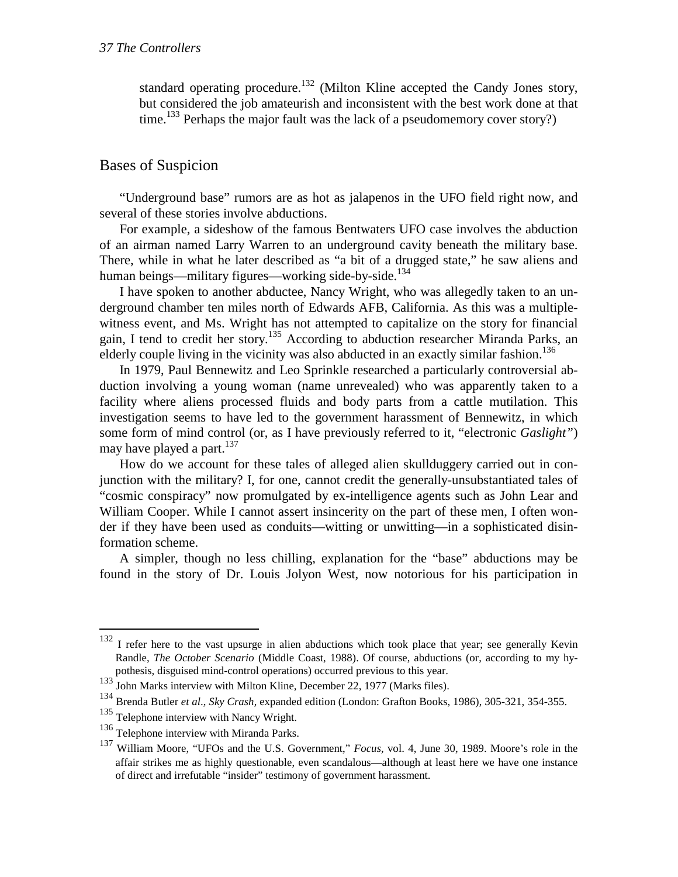standard operating procedure.[132] (Milton Kline accepted the Candy Jones story, but considered the job amateurish and inconsistent with the best work done at that time.[133] Perhaps the major fault was the lack of a pseudomemory cover story?)

## Bases of Suspicion

"Underground base" rumors are as hot as jalapenos in the UFO field right now, and several of these stories involve abductions.

For example, a sideshow of the famous Bentwaters UFO case involves the abduction of an airman named Larry Warren to an underground cavity beneath the military base. There, while in what he later described as "a bit of a drugged state," he saw aliens and human beings—military figures—working side-by-side.[134]

I have spoken to another abductee, Nancy Wright, who was allegedly taken to an underground chamber ten miles north of Edwards AFB, California. As this was a multiple-witness event, and Ms. Wright has not attempted to capitalize on the story for financial gain, I tend to credit her story.[135] According to abduction researcher Miranda Parks, an elderly couple living in the vicinity was also abducted in an exactly similar fashion.[136]

In 1979, Paul Bennewitz and Leo Sprinkle researched a particularly controversial abduction involving a young woman (name unrevealed) who was apparently taken to a facility where aliens processed fluids and body parts from a cattle mutilation. This investigation seems to have led to the government harassment of Bennewitz, in which some form of mind control (or, as I have previously referred to it, "electronic *Gaslight*") may have played a part.[137]

How do we account for these tales of alleged alien skullduggery carried out in conjunction with the military? I, for one, cannot credit the generally-unsubstantiated tales of "cosmic conspiracy" now promulgated by ex-intelligence agents such as John Lear and William Cooper. While I cannot assert insincerity on the part of these men, I often wonder if they have been used as conduits—witting or unwitting—in a sophisticated disinformation scheme.

A simpler, though no less chilling, explanation for the "base" abductions may be found in the story of Dr. Louis Jolyon West, now notorious for his participation in

---

[132] I refer here to the vast upsurge in alien abductions which took place that year; see generally Kevin Randle, *The October Scenario* (Middle Coast, 1988). Of course, abductions (or, according to my hypothesis, disguised mind-control operations) occurred previous to this year.

[133] John Marks interview with Milton Kline, December 22, 1977 (Marks files).

[134] Brenda Butler *et al.*, *Sky Crash,* expanded edition (London: Grafton Books, 1986), 305-321, 354-355.

[135] Telephone interview with Nancy Wright.

[136] Telephone interview with Miranda Parks.

[137] William Moore, "UFOs and the U.S. Government," *Focus,* vol. 4, June 30, 1989. Moore's role in the affair strikes me as highly questionable, even scandalous—although at least here we have one instance of direct and irrefutable "insider" testimony of government harassment.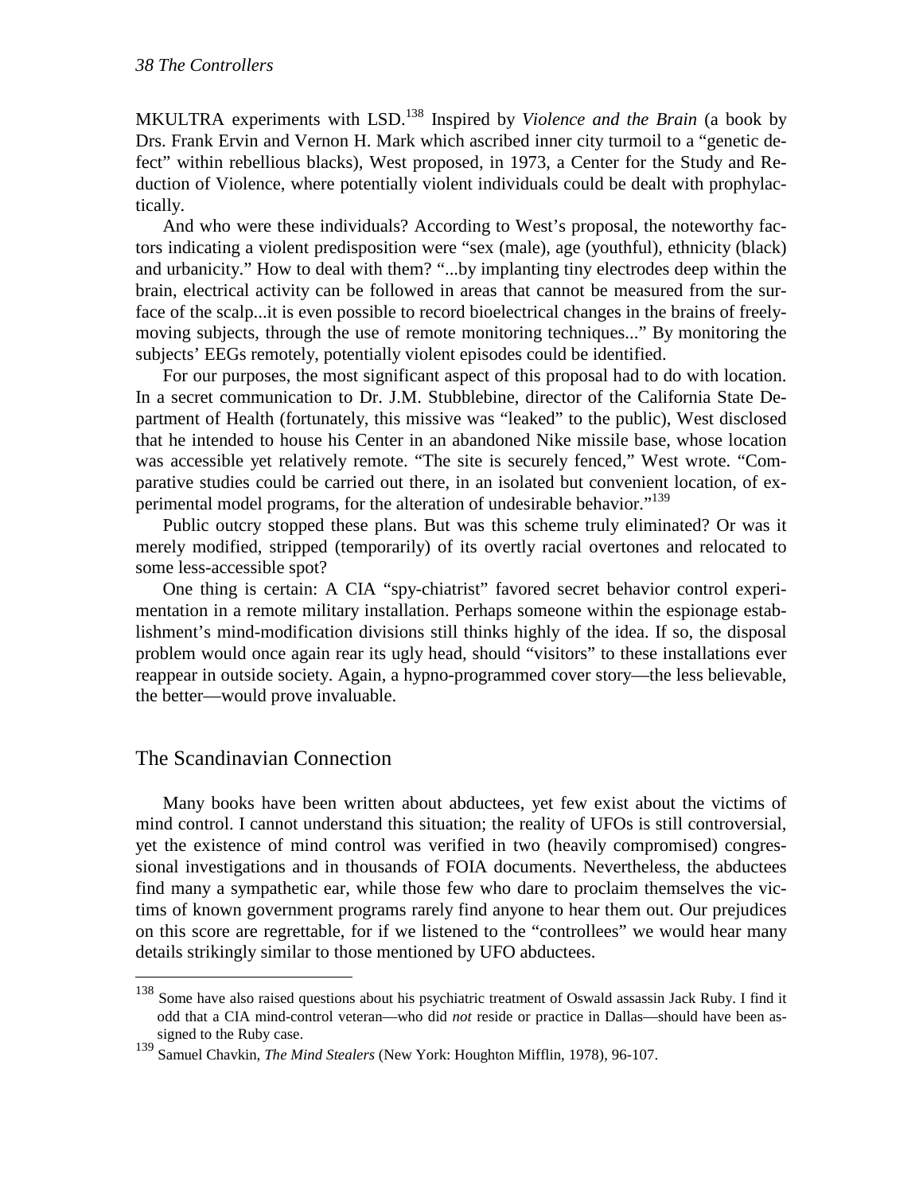MKULTRA experiments with LSD.[138] Inspired by *Violence and the Brain* (a book by Drs. Frank Ervin and Vernon H. Mark which ascribed inner city turmoil to a "genetic defect" within rebellious blacks), West proposed, in 1973, a Center for the Study and Reduction of Violence, where potentially violent individuals could be dealt with prophylactically.

And who were these individuals? According to West's proposal, the noteworthy factors indicating a violent predisposition were "sex (male), age (youthful), ethnicity (black) and urbanicity." How to deal with them? "...by implanting tiny electrodes deep within the brain, electrical activity can be followed in areas that cannot be measured from the surface of the scalp...it is even possible to record bioelectrical changes in the brains of freely-moving subjects, through the use of remote monitoring techniques..." By monitoring the subjects' EEGs remotely, potentially violent episodes could be identified.

For our purposes, the most significant aspect of this proposal had to do with location. In a secret communication to Dr. J.M. Stubblebine, director of the California State Department of Health (fortunately, this missive was "leaked" to the public), West disclosed that he intended to house his Center in an abandoned Nike missile base, whose location was accessible yet relatively remote. "The site is securely fenced," West wrote. "Comparative studies could be carried out there, in an isolated but convenient location, of experimental model programs, for the alteration of undesirable behavior."[139]

Public outcry stopped these plans. But was this scheme truly eliminated? Or was it merely modified, stripped (temporarily) of its overtly racial overtones and relocated to some less-accessible spot?

One thing is certain: A CIA "spy-chiatrist" favored secret behavior control experimentation in a remote military installation. Perhaps someone within the espionage establishment's mind-modification divisions still thinks highly of the idea. If so, the disposal problem would once again rear its ugly head, should "visitors" to these installations ever reappear in outside society. Again, a hypno-programmed cover story—the less believable, the better—would prove invaluable.

## The Scandinavian Connection

Many books have been written about abductees, yet few exist about the victims of mind control. I cannot understand this situation; the reality of UFOs is still controversial, yet the existence of mind control was verified in two (heavily compromised) congressional investigations and in thousands of FOIA documents. Nevertheless, the abductees find many a sympathetic ear, while those few who dare to proclaim themselves the victims of known government programs rarely find anyone to hear them out. Our prejudices on this score are regrettable, for if we listened to the "controllees" we would hear many details strikingly similar to those mentioned by UFO abductees.

---

[138] Some have also raised questions about his psychiatric treatment of Oswald assassin Jack Ruby. I find it odd that a CIA mind-control veteran—who did *not* reside or practice in Dallas—should have been assigned to the Ruby case.

[139] Samuel Chavkin, *The Mind Stealers* (New York: Houghton Mifflin, 1978), 96-107.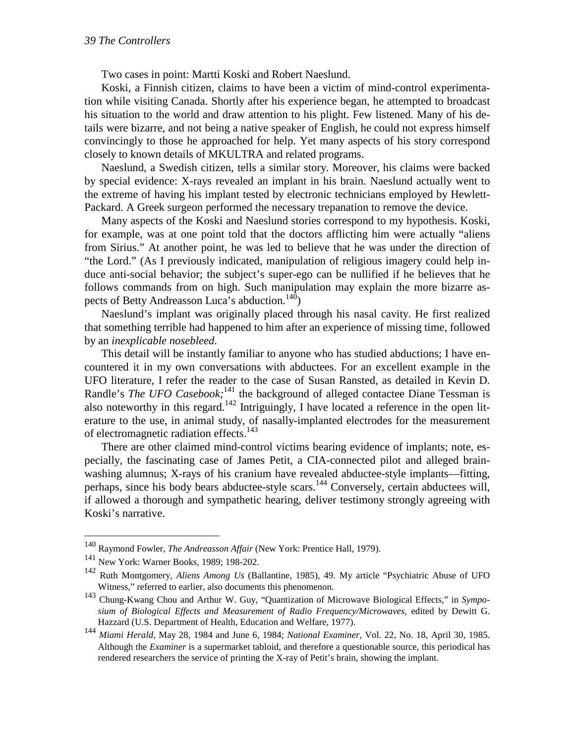Two cases in point: Martti Koski and Robert Naeslund.

Koski, a Finnish citizen, claims to have been a victim of mind-control experimentation while visiting Canada. Shortly after his experience began, he attempted to broadcast his situation to the world and draw attention to his plight. Few listened. Many of his details were bizarre, and not being a native speaker of English, he could not express himself convincingly to those he approached for help. Yet many aspects of his story correspond closely to known details of MKULTRA and related programs.

Naeslund, a Swedish citizen, tells a similar story. Moreover, his claims were backed by special evidence: X-rays revealed an implant in his brain. Naeslund actually went to the extreme of having his implant tested by electronic technicians employed by Hewlett-Packard. A Greek surgeon performed the necessary trepanation to remove the device.

Many aspects of the Koski and Naeslund stories correspond to my hypothesis. Koski, for example, was at one point told that the doctors afflicting him were actually "aliens from Sirius." At another point, he was led to believe that he was under the direction of "the Lord." (As I previously indicated, manipulation of religious imagery could help induce anti-social behavior; the subject's super-ego can be nullified if he believes that he follows commands from on high. Such manipulation may explain the more bizarre aspects of Betty Andreasson Luca's abduction.[140])

Naeslund's implant was originally placed through his nasal cavity. He first realized that something terrible had happened to him after an experience of missing time, followed by an *inexplicable nosebleed*.

This detail will be instantly familiar to anyone who has studied abductions; I have encountered it in my own conversations with abductees. For an excellent example in the UFO literature, I refer the reader to the case of Susan Ransted, as detailed in Kevin D. Randle's *The UFO Casebook;*[141] the background of alleged contactee Diane Tessman is also noteworthy in this regard.[142] Intriguingly, I have located a reference in the open literature to the use, in animal study, of nasally-implanted electrodes for the measurement of electromagnetic radiation effects.[143]

There are other claimed mind-control victims bearing evidence of implants; note, especially, the fascinating case of James Petit, a CIA-connected pilot and alleged brainwashing alumnus; X-rays of his cranium have revealed abductee-style implants—fitting, perhaps, since his body bears abductee-style scars.[144] Conversely, certain abductees will, if allowed a thorough and sympathetic hearing, deliver testimony strongly agreeing with Koski's narrative.

---

[140] Raymond Fowler, *The Andreasson Affair* (New York: Prentice Hall, 1979).

[141] New York: Warner Books, 1989; 198-202.

[142] Ruth Montgomery, *Aliens Among Us* (Ballantine, 1985), 49. My article "Psychiatric Abuse of UFO Witness," referred to earlier, also documents this phenomenon.

[143] Chung-Kwang Chou and Arthur W. Guy, "Quantization of Microwave Biological Effects," in *Symposium of Biological Effects and Measurement of Radio Frequency/Microwaves,* edited by Dewitt G. Hazzard (U.S. Department of Health, Education and Welfare, 1977).

[144] *Miami Herald,* May 28, 1984 and June 6, 1984; *National Examiner,* Vol. 22, No. 18, April 30, 1985. Although the *Examiner* is a supermarket tabloid, and therefore a questionable source, this periodical has rendered researchers the service of printing the X-ray of Petit's brain, showing the implant.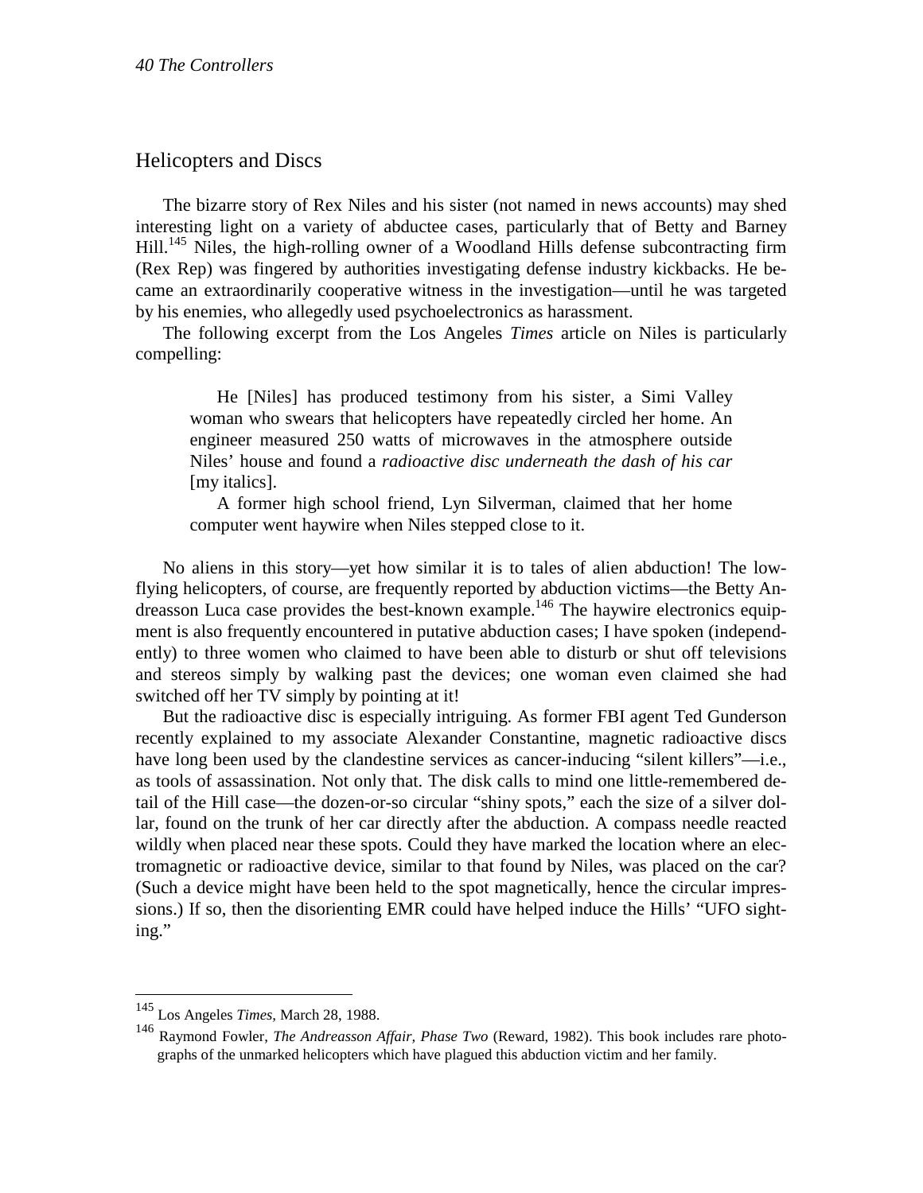## Helicopters and Discs

The bizarre story of Rex Niles and his sister (not named in news accounts) may shed interesting light on a variety of abductee cases, particularly that of Betty and Barney Hill.[145] Niles, the high-rolling owner of a Woodland Hills defense subcontracting firm (Rex Rep) was fingered by authorities investigating defense industry kickbacks. He became an extraordinarily cooperative witness in the investigation—until he was targeted by his enemies, who allegedly used psychoelectronics as harassment.

The following excerpt from the Los Angeles *Times* article on Niles is particularly compelling:

> He [Niles] has produced testimony from his sister, a Simi Valley woman who swears that helicopters have repeatedly circled her home. An engineer measured 250 watts of microwaves in the atmosphere outside Niles' house and found a *radioactive disc underneath the dash of his car* [my italics].
>
> A former high school friend, Lyn Silverman, claimed that her home computer went haywire when Niles stepped close to it.

No aliens in this story—yet how similar it is to tales of alien abduction! The low-flying helicopters, of course, are frequently reported by abduction victims—the Betty Andreasson Luca case provides the best-known example.[146] The haywire electronics equipment is also frequently encountered in putative abduction cases; I have spoken (independently) to three women who claimed to have been able to disturb or shut off televisions and stereos simply by walking past the devices; one woman even claimed she had switched off her TV simply by pointing at it!

But the radioactive disc is especially intriguing. As former FBI agent Ted Gunderson recently explained to my associate Alexander Constantine, magnetic radioactive discs have long been used by the clandestine services as cancer-inducing "silent killers"—i.e., as tools of assassination. Not only that. The disk calls to mind one little-remembered detail of the Hill case—the dozen-or-so circular "shiny spots," each the size of a silver dollar, found on the trunk of her car directly after the abduction. A compass needle reacted wildly when placed near these spots. Could they have marked the location where an electromagnetic or radioactive device, similar to that found by Niles, was placed on the car? (Such a device might have been held to the spot magnetically, hence the circular impressions.) If so, then the disorienting EMR could have helped induce the Hills' "UFO sighting."

---

[145] Los Angeles *Times*, March 28, 1988.

[146] Raymond Fowler, *The Andreasson Affair, Phase Two* (Reward, 1982). This book includes rare photographs of the unmarked helicopters which have plagued this abduction victim and her family.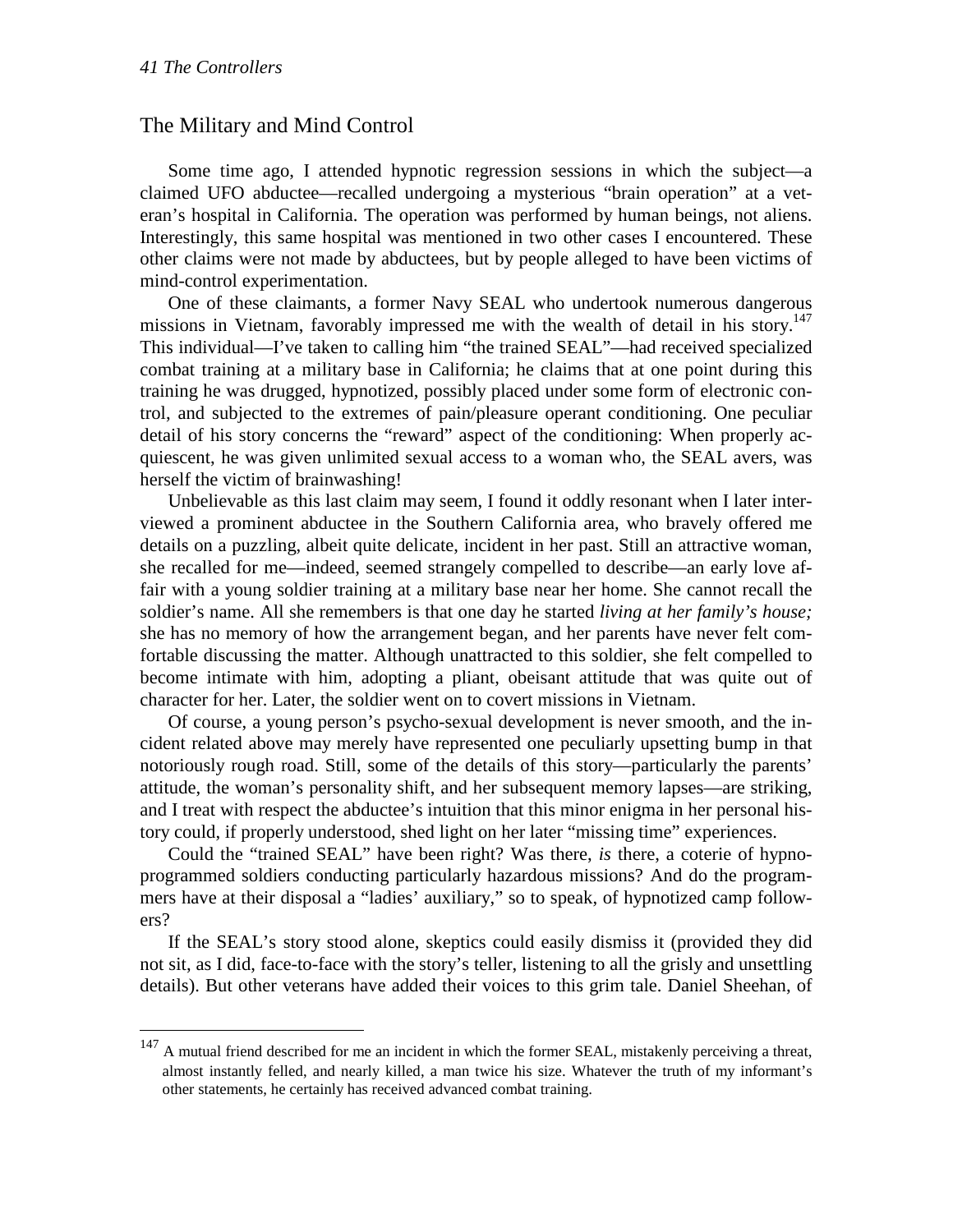## The Military and Mind Control

Some time ago, I attended hypnotic regression sessions in which the subject—a claimed UFO abductee—recalled undergoing a mysterious "brain operation" at a veteran's hospital in California. The operation was performed by human beings, not aliens. Interestingly, this same hospital was mentioned in two other cases I encountered. These other claims were not made by abductees, but by people alleged to have been victims of mind-control experimentation.

One of these claimants, a former Navy SEAL who undertook numerous dangerous missions in Vietnam, favorably impressed me with the wealth of detail in his story.[147] This individual—I've taken to calling him "the trained SEAL"—had received specialized combat training at a military base in California; he claims that at one point during this training he was drugged, hypnotized, possibly placed under some form of electronic control, and subjected to the extremes of pain/pleasure operant conditioning. One peculiar detail of his story concerns the "reward" aspect of the conditioning: When properly acquiescent, he was given unlimited sexual access to a woman who, the SEAL avers, was herself the victim of brainwashing!

Unbelievable as this last claim may seem, I found it oddly resonant when I later interviewed a prominent abductee in the Southern California area, who bravely offered me details on a puzzling, albeit quite delicate, incident in her past. Still an attractive woman, she recalled for me—indeed, seemed strangely compelled to describe—an early love affair with a young soldier training at a military base near her home. She cannot recall the soldier's name. All she remembers is that one day he started *living at her family's house;* she has no memory of how the arrangement began, and her parents have never felt comfortable discussing the matter. Although unattracted to this soldier, she felt compelled to become intimate with him, adopting a pliant, obeisant attitude that was quite out of character for her. Later, the soldier went on to covert missions in Vietnam.

Of course, a young person's psycho-sexual development is never smooth, and the incident related above may merely have represented one peculiarly upsetting bump in that notoriously rough road. Still, some of the details of this story—particularly the parents' attitude, the woman's personality shift, and her subsequent memory lapses—are striking, and I treat with respect the abductee's intuition that this minor enigma in her personal history could, if properly understood, shed light on her later "missing time" experiences.

Could the "trained SEAL" have been right? Was there, *is* there, a coterie of hypno-programmed soldiers conducting particularly hazardous missions? And do the programmers have at their disposal a "ladies' auxiliary," so to speak, of hypnotized camp followers?

If the SEAL's story stood alone, skeptics could easily dismiss it (provided they did not sit, as I did, face-to-face with the story's teller, listening to all the grisly and unsettling details). But other veterans have added their voices to this grim tale. Daniel Sheehan, of

---

[147] A mutual friend described for me an incident in which the former SEAL, mistakenly perceiving a threat, almost instantly felled, and nearly killed, a man twice his size. Whatever the truth of my informant's other statements, he certainly has received advanced combat training.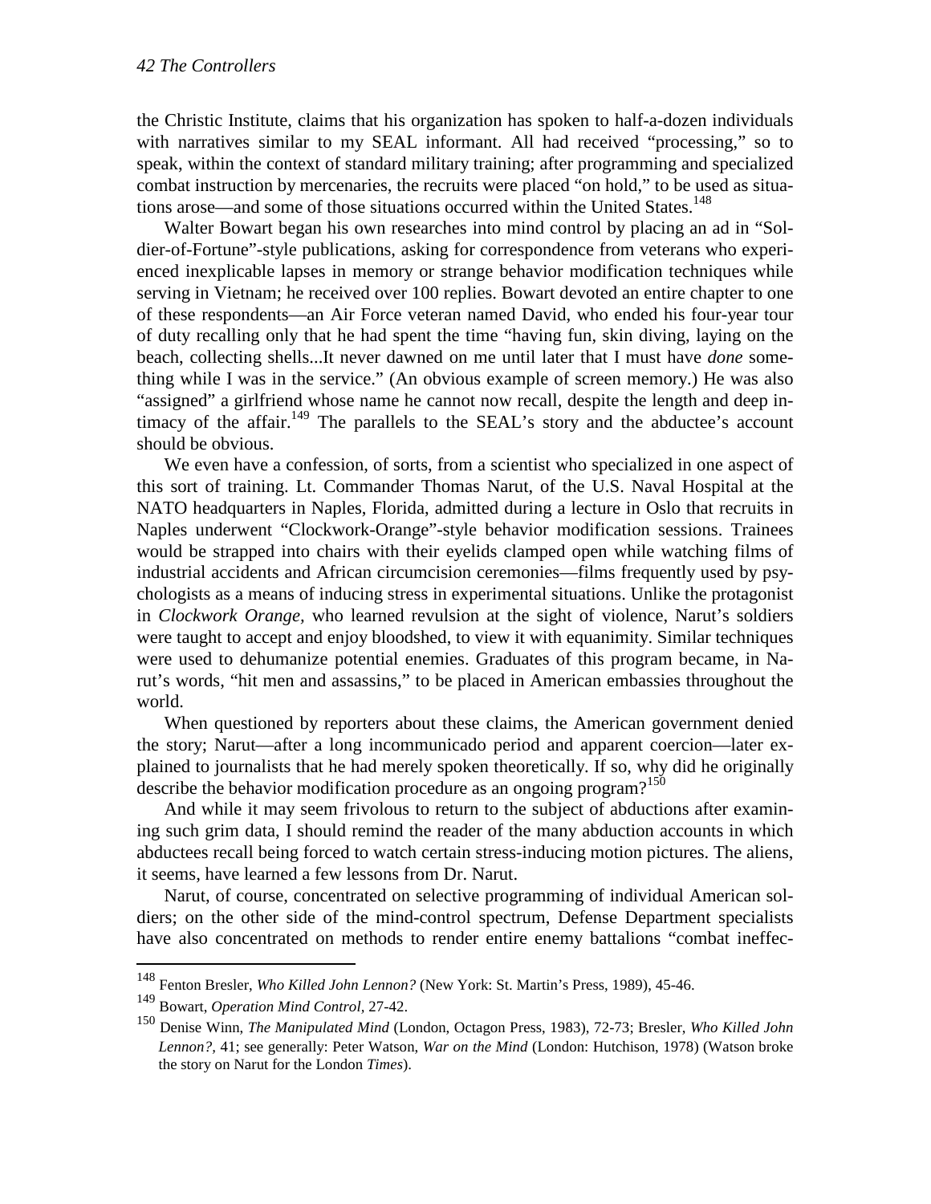the Christic Institute, claims that his organization has spoken to half-a-dozen individuals with narratives similar to my SEAL informant. All had received "processing," so to speak, within the context of standard military training; after programming and specialized combat instruction by mercenaries, the recruits were placed "on hold," to be used as situations arose—and some of those situations occurred within the United States.[148]

Walter Bowart began his own researches into mind control by placing an ad in "Soldier-of-Fortune"-style publications, asking for correspondence from veterans who experienced inexplicable lapses in memory or strange behavior modification techniques while serving in Vietnam; he received over 100 replies. Bowart devoted an entire chapter to one of these respondents—an Air Force veteran named David, who ended his four-year tour of duty recalling only that he had spent the time "having fun, skin diving, laying on the beach, collecting shells...It never dawned on me until later that I must have *done* something while I was in the service." (An obvious example of screen memory.) He was also "assigned" a girlfriend whose name he cannot now recall, despite the length and deep intimacy of the affair.[149] The parallels to the SEAL's story and the abductee's account should be obvious.

We even have a confession, of sorts, from a scientist who specialized in one aspect of this sort of training. Lt. Commander Thomas Narut, of the U.S. Naval Hospital at the NATO headquarters in Naples, Florida, admitted during a lecture in Oslo that recruits in Naples underwent "Clockwork-Orange"-style behavior modification sessions. Trainees would be strapped into chairs with their eyelids clamped open while watching films of industrial accidents and African circumcision ceremonies—films frequently used by psychologists as a means of inducing stress in experimental situations. Unlike the protagonist in *Clockwork Orange,* who learned revulsion at the sight of violence, Narut's soldiers were taught to accept and enjoy bloodshed, to view it with equanimity. Similar techniques were used to dehumanize potential enemies. Graduates of this program became, in Narut's words, "hit men and assassins," to be placed in American embassies throughout the world.

When questioned by reporters about these claims, the American government denied the story; Narut—after a long incommunicado period and apparent coercion—later explained to journalists that he had merely spoken theoretically. If so, why did he originally describe the behavior modification procedure as an ongoing program?[150]

And while it may seem frivolous to return to the subject of abductions after examining such grim data, I should remind the reader of the many abduction accounts in which abductees recall being forced to watch certain stress-inducing motion pictures. The aliens, it seems, have learned a few lessons from Dr. Narut.

Narut, of course, concentrated on selective programming of individual American soldiers; on the other side of the mind-control spectrum, Defense Department specialists have also concentrated on methods to render entire enemy battalions "combat ineffec-

---

[148] Fenton Bresler, *Who Killed John Lennon?* (New York: St. Martin's Press, 1989), 45-46.

[149] Bowart, *Operation Mind Control*, 27-42.

[150] Denise Winn, *The Manipulated Mind* (London, Octagon Press, 1983), 72-73; Bresler, *Who Killed John Lennon?*, 41; see generally: Peter Watson, *War on the Mind* (London: Hutchison, 1978) (Watson broke the story on Narut for the London *Times*).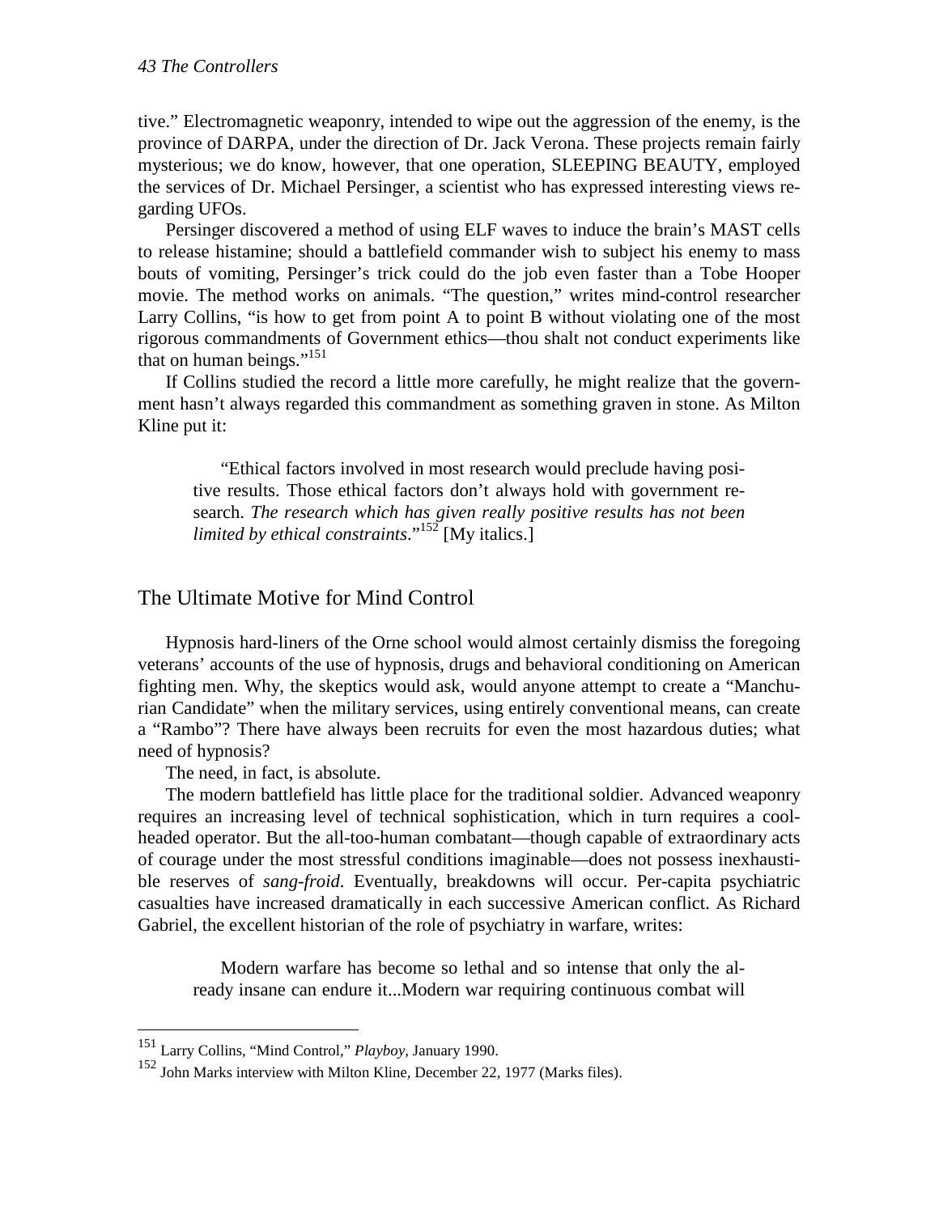tive." Electromagnetic weaponry, intended to wipe out the aggression of the enemy, is the province of DARPA, under the direction of Dr. Jack Verona. These projects remain fairly mysterious; we do know, however, that one operation, SLEEPING BEAUTY, employed the services of Dr. Michael Persinger, a scientist who has expressed interesting views regarding UFOs.

Persinger discovered a method of using ELF waves to induce the brain's MAST cells to release histamine; should a battlefield commander wish to subject his enemy to mass bouts of vomiting, Persinger's trick could do the job even faster than a Tobe Hooper movie. The method works on animals. "The question," writes mind-control researcher Larry Collins, "is how to get from point A to point B without violating one of the most rigorous commandments of Government ethics—thou shalt not conduct experiments like that on human beings."[151]

If Collins studied the record a little more carefully, he might realize that the government hasn't always regarded this commandment as something graven in stone. As Milton Kline put it:

> "Ethical factors involved in most research would preclude having positive results. Those ethical factors don't always hold with government research. *The research which has given really positive results has not been limited by ethical constraints*."[152] [My italics.]

## The Ultimate Motive for Mind Control

Hypnosis hard-liners of the Orne school would almost certainly dismiss the foregoing veterans' accounts of the use of hypnosis, drugs and behavioral conditioning on American fighting men. Why, the skeptics would ask, would anyone attempt to create a "Manchurian Candidate" when the military services, using entirely conventional means, can create a "Rambo"? There have always been recruits for even the most hazardous duties; what need of hypnosis?

The need, in fact, is absolute.

The modern battlefield has little place for the traditional soldier. Advanced weaponry requires an increasing level of technical sophistication, which in turn requires a cool-headed operator. But the all-too-human combatant—though capable of extraordinary acts of courage under the most stressful conditions imaginable—does not possess inexhaustible reserves of *sang-froid*. Eventually, breakdowns will occur. Per-capita psychiatric casualties have increased dramatically in each successive American conflict. As Richard Gabriel, the excellent historian of the role of psychiatry in warfare, writes:

> Modern warfare has become so lethal and so intense that only the already insane can endure it...Modern war requiring continuous combat will

---

[151] Larry Collins, "Mind Control," *Playboy*, January 1990.

[152] John Marks interview with Milton Kline, December 22, 1977 (Marks files).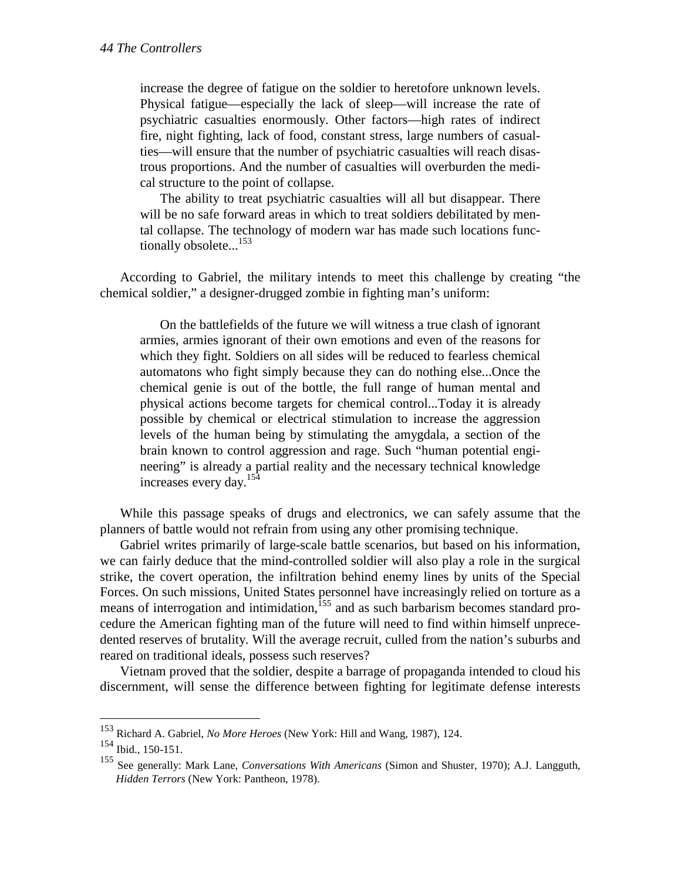> increase the degree of fatigue on the soldier to heretofore unknown levels. Physical fatigue—especially the lack of sleep—will increase the rate of psychiatric casualties enormously. Other factors—high rates of indirect fire, night fighting, lack of food, constant stress, large numbers of casualties—will ensure that the number of psychiatric casualties will reach disastrous proportions. And the number of casualties will overburden the medical structure to the point of collapse.
>
> The ability to treat psychiatric casualties will all but disappear. There will be no safe forward areas in which to treat soldiers debilitated by mental collapse. The technology of modern war has made such locations functionally obsolete...[153]

According to Gabriel, the military intends to meet this challenge by creating "the chemical soldier," a designer-drugged zombie in fighting man's uniform:

> On the battlefields of the future we will witness a true clash of ignorant armies, armies ignorant of their own emotions and even of the reasons for which they fight. Soldiers on all sides will be reduced to fearless chemical automatons who fight simply because they can do nothing else...Once the chemical genie is out of the bottle, the full range of human mental and physical actions become targets for chemical control...Today it is already possible by chemical or electrical stimulation to increase the aggression levels of the human being by stimulating the amygdala, a section of the brain known to control aggression and rage. Such "human potential engineering" is already a partial reality and the necessary technical knowledge increases every day.[154]

While this passage speaks of drugs and electronics, we can safely assume that the planners of battle would not refrain from using any other promising technique.

Gabriel writes primarily of large-scale battle scenarios, but based on his information, we can fairly deduce that the mind-controlled soldier will also play a role in the surgical strike, the covert operation, the infiltration behind enemy lines by units of the Special Forces. On such missions, United States personnel have increasingly relied on torture as a means of interrogation and intimidation,[155] and as such barbarism becomes standard procedure the American fighting man of the future will need to find within himself unprecedented reserves of brutality. Will the average recruit, culled from the nation's suburbs and reared on traditional ideals, possess such reserves?

Vietnam proved that the soldier, despite a barrage of propaganda intended to cloud his discernment, will sense the difference between fighting for legitimate defense interests

---

[153] Richard A. Gabriel, *No More Heroes* (New York: Hill and Wang, 1987), 124.

[154] Ibid., 150-151.

[155] See generally: Mark Lane, *Conversations With Americans* (Simon and Shuster, 1970); A.J. Langguth, *Hidden Terrors* (New York: Pantheon, 1978).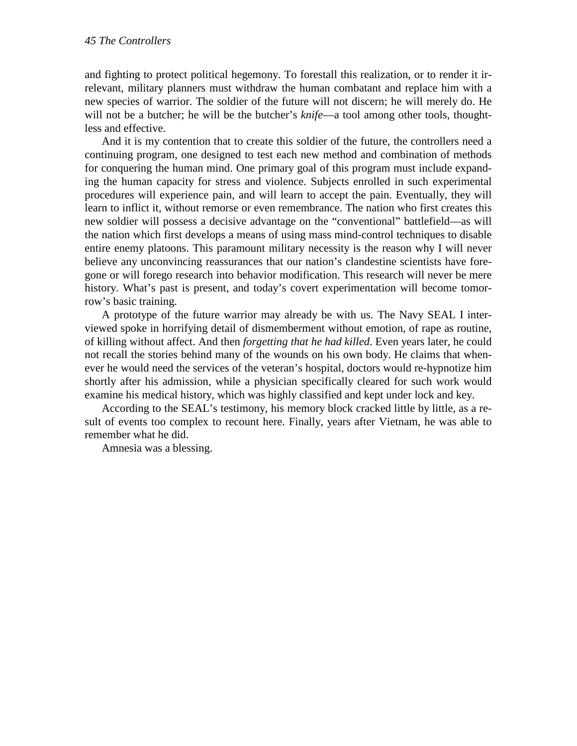and fighting to protect political hegemony. To forestall this realization, or to render it irrelevant, military planners must withdraw the human combatant and replace him with a new species of warrior. The soldier of the future will not discern; he will merely do. He will not be a butcher; he will be the butcher's *knife*—a tool among other tools, thoughtless and effective.

And it is my contention that to create this soldier of the future, the controllers need a continuing program, one designed to test each new method and combination of methods for conquering the human mind. One primary goal of this program must include expanding the human capacity for stress and violence. Subjects enrolled in such experimental procedures will experience pain, and will learn to accept the pain. Eventually, they will learn to inflict it, without remorse or even remembrance. The nation who first creates this new soldier will possess a decisive advantage on the "conventional" battlefield—as will the nation which first develops a means of using mass mind-control techniques to disable entire enemy platoons. This paramount military necessity is the reason why I will never believe any unconvincing reassurances that our nation's clandestine scientists have foregone or will forego research into behavior modification. This research will never be mere history. What's past is present, and today's covert experimentation will become tomorrow's basic training.

A prototype of the future warrior may already be with us. The Navy SEAL I interviewed spoke in horrifying detail of dismemberment without emotion, of rape as routine, of killing without affect. And then *forgetting that he had killed*. Even years later, he could not recall the stories behind many of the wounds on his own body. He claims that whenever he would need the services of the veteran's hospital, doctors would re-hypnotize him shortly after his admission, while a physician specifically cleared for such work would examine his medical history, which was highly classified and kept under lock and key.

According to the SEAL's testimony, his memory block cracked little by little, as a result of events too complex to recount here. Finally, years after Vietnam, he was able to remember what he did.

Amnesia was a blessing.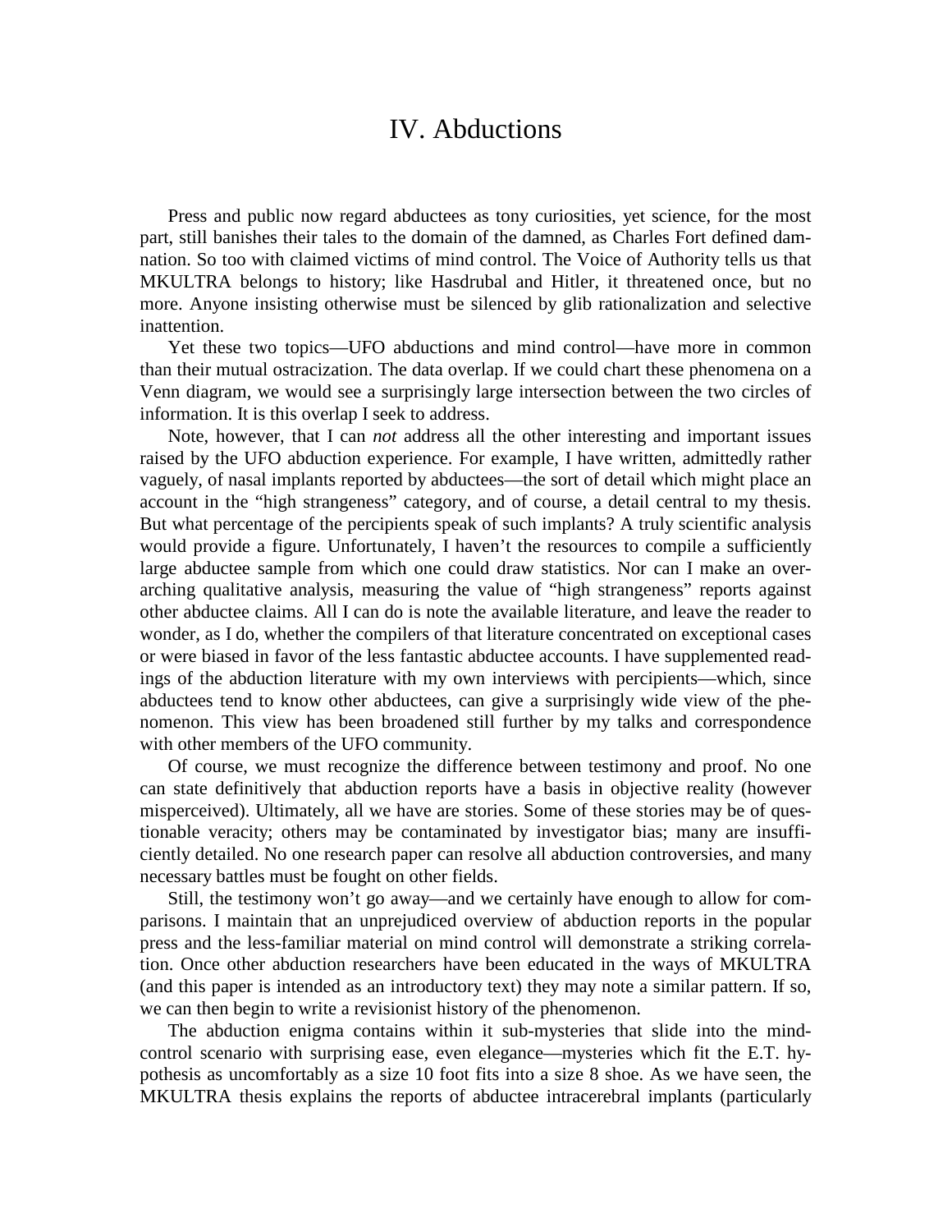# IV. Abductions

Press and public now regard abductees as tony curiosities, yet science, for the most part, still banishes their tales to the domain of the damned, as Charles Fort defined damnation. So too with claimed victims of mind control. The Voice of Authority tells us that MKULTRA belongs to history; like Hasdrubal and Hitler, it threatened once, but no more. Anyone insisting otherwise must be silenced by glib rationalization and selective inattention.

Yet these two topics—UFO abductions and mind control—have more in common than their mutual ostracization. The data overlap. If we could chart these phenomena on a Venn diagram, we would see a surprisingly large intersection between the two circles of information. It is this overlap I seek to address.

Note, however, that I can *not* address all the other interesting and important issues raised by the UFO abduction experience. For example, I have written, admittedly rather vaguely, of nasal implants reported by abductees—the sort of detail which might place an account in the "high strangeness" category, and of course, a detail central to my thesis. But what percentage of the percipients speak of such implants? A truly scientific analysis would provide a figure. Unfortunately, I haven't the resources to compile a sufficiently large abductee sample from which one could draw statistics. Nor can I make an overarching qualitative analysis, measuring the value of "high strangeness" reports against other abductee claims. All I can do is note the available literature, and leave the reader to wonder, as I do, whether the compilers of that literature concentrated on exceptional cases or were biased in favor of the less fantastic abductee accounts. I have supplemented readings of the abduction literature with my own interviews with percipients—which, since abductees tend to know other abductees, can give a surprisingly wide view of the phenomenon. This view has been broadened still further by my talks and correspondence with other members of the UFO community.

Of course, we must recognize the difference between testimony and proof. No one can state definitively that abduction reports have a basis in objective reality (however misperceived). Ultimately, all we have are stories. Some of these stories may be of questionable veracity; others may be contaminated by investigator bias; many are insufficiently detailed. No one research paper can resolve all abduction controversies, and many necessary battles must be fought on other fields.

Still, the testimony won't go away—and we certainly have enough to allow for comparisons. I maintain that an unprejudiced overview of abduction reports in the popular press and the less-familiar material on mind control will demonstrate a striking correlation. Once other abduction researchers have been educated in the ways of MKULTRA (and this paper is intended as an introductory text) they may note a similar pattern. If so, we can then begin to write a revisionist history of the phenomenon.

The abduction enigma contains within it sub-mysteries that slide into the mind-control scenario with surprising ease, even elegance—mysteries which fit the E.T. hypothesis as uncomfortably as a size 10 foot fits into a size 8 shoe. As we have seen, the MKULTRA thesis explains the reports of abductee intracerebral implants (particularly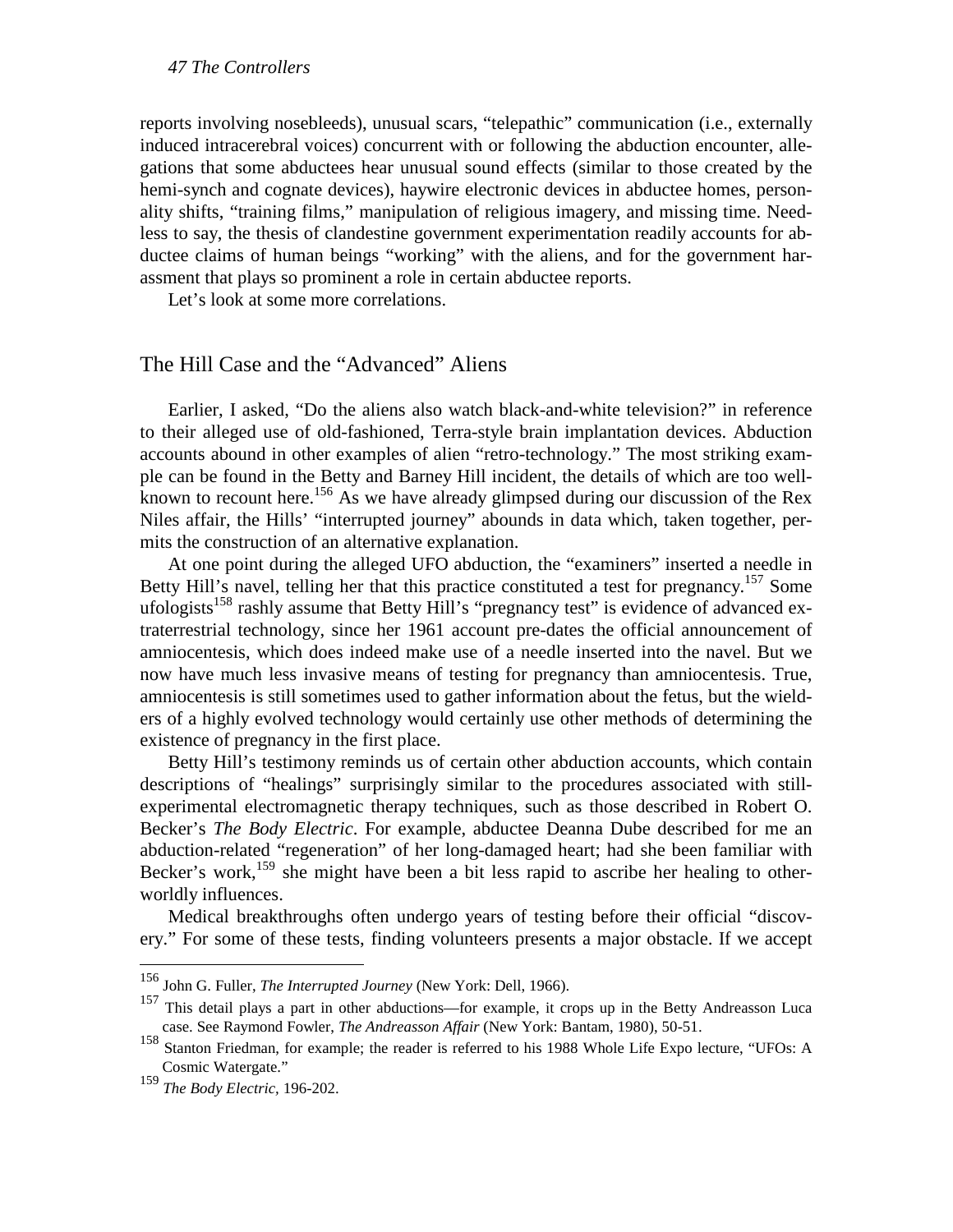reports involving nosebleeds), unusual scars, "telepathic" communication (i.e., externally induced intracerebral voices) concurrent with or following the abduction encounter, allegations that some abductees hear unusual sound effects (similar to those created by the hemi-synch and cognate devices), haywire electronic devices in abductee homes, personality shifts, "training films," manipulation of religious imagery, and missing time. Needless to say, the thesis of clandestine government experimentation readily accounts for abductee claims of human beings "working" with the aliens, and for the government harassment that plays so prominent a role in certain abductee reports.

Let's look at some more correlations.

## The Hill Case and the "Advanced" Aliens

Earlier, I asked, "Do the aliens also watch black-and-white television?" in reference to their alleged use of old-fashioned, Terra-style brain implantation devices. Abduction accounts abound in other examples of alien "retro-technology." The most striking example can be found in the Betty and Barney Hill incident, the details of which are too well-known to recount here.[156] As we have already glimpsed during our discussion of the Rex Niles affair, the Hills' "interrupted journey" abounds in data which, taken together, permits the construction of an alternative explanation.

At one point during the alleged UFO abduction, the "examiners" inserted a needle in Betty Hill's navel, telling her that this practice constituted a test for pregnancy.[157] Some ufologists[158] rashly assume that Betty Hill's "pregnancy test" is evidence of advanced extraterrestrial technology, since her 1961 account pre-dates the official announcement of amniocentesis, which does indeed make use of a needle inserted into the navel. But we now have much less invasive means of testing for pregnancy than amniocentesis. True, amniocentesis is still sometimes used to gather information about the fetus, but the wielders of a highly evolved technology would certainly use other methods of determining the existence of pregnancy in the first place.

Betty Hill's testimony reminds us of certain other abduction accounts, which contain descriptions of "healings" surprisingly similar to the procedures associated with still-experimental electromagnetic therapy techniques, such as those described in Robert O. Becker's *The Body Electric*. For example, abductee Deanna Dube described for me an abduction-related "regeneration" of her long-damaged heart; had she been familiar with Becker's work,[159] she might have been a bit less rapid to ascribe her healing to otherworldly influences.

Medical breakthroughs often undergo years of testing before their official "discovery." For some of these tests, finding volunteers presents a major obstacle. If we accept

---

[156] John G. Fuller, *The Interrupted Journey* (New York: Dell, 1966).

[157] This detail plays a part in other abductions—for example, it crops up in the Betty Andreasson Luca case. See Raymond Fowler, *The Andreasson Affair* (New York: Bantam, 1980), 50-51.

[158] Stanton Friedman, for example; the reader is referred to his 1988 Whole Life Expo lecture, "UFOs: A Cosmic Watergate."

[159] *The Body Electric*, 196-202.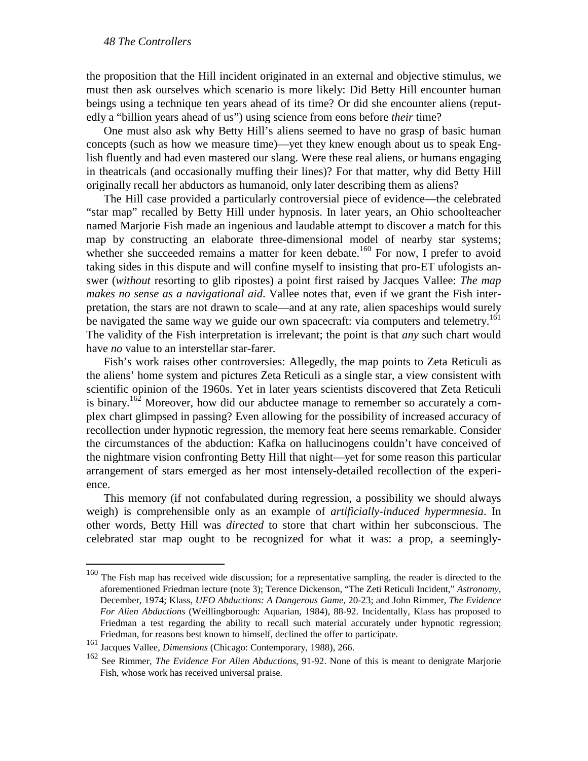the proposition that the Hill incident originated in an external and objective stimulus, we must then ask ourselves which scenario is more likely: Did Betty Hill encounter human beings using a technique ten years ahead of its time? Or did she encounter aliens (reputedly a "billion years ahead of us") using science from eons before *their* time?

One must also ask why Betty Hill's aliens seemed to have no grasp of basic human concepts (such as how we measure time)—yet they knew enough about us to speak English fluently and had even mastered our slang. Were these real aliens, or humans engaging in theatricals (and occasionally muffing their lines)? For that matter, why did Betty Hill originally recall her abductors as humanoid, only later describing them as aliens?

The Hill case provided a particularly controversial piece of evidence—the celebrated "star map" recalled by Betty Hill under hypnosis. In later years, an Ohio schoolteacher named Marjorie Fish made an ingenious and laudable attempt to discover a match for this map by constructing an elaborate three-dimensional model of nearby star systems; whether she succeeded remains a matter for keen debate.[160] For now, I prefer to avoid taking sides in this dispute and will confine myself to insisting that pro-ET ufologists answer (*without* resorting to glib ripostes) a point first raised by Jacques Vallee: *The map makes no sense as a navigational aid*. Vallee notes that, even if we grant the Fish interpretation, the stars are not drawn to scale—and at any rate, alien spaceships would surely be navigated the same way we guide our own spacecraft: via computers and telemetry.[161] The validity of the Fish interpretation is irrelevant; the point is that *any* such chart would have *no* value to an interstellar star-farer.

Fish's work raises other controversies: Allegedly, the map points to Zeta Reticuli as the aliens' home system and pictures Zeta Reticuli as a single star, a view consistent with scientific opinion of the 1960s. Yet in later years scientists discovered that Zeta Reticuli is binary.[162] Moreover, how did our abductee manage to remember so accurately a complex chart glimpsed in passing? Even allowing for the possibility of increased accuracy of recollection under hypnotic regression, the memory feat here seems remarkable. Consider the circumstances of the abduction: Kafka on hallucinogens couldn't have conceived of the nightmare vision confronting Betty Hill that night—yet for some reason this particular arrangement of stars emerged as her most intensely-detailed recollection of the experience.

This memory (if not confabulated during regression, a possibility we should always weigh) is comprehensible only as an example of *artificially-induced hypermnesia*. In other words, Betty Hill was *directed* to store that chart within her subconscious. The celebrated star map ought to be recognized for what it was: a prop, a seemingly-

---

[160] The Fish map has received wide discussion; for a representative sampling, the reader is directed to the aforementioned Friedman lecture (note 3); Terence Dickenson, "The Zeti Reticuli Incident," *Astronomy*, December, 1974; Klass, *UFO Abductions: A Dangerous Game*, 20-23; and John Rimmer, *The Evidence For Alien Abductions* (Weillingborough: Aquarian, 1984), 88-92. Incidentally, Klass has proposed to Friedman a test regarding the ability to recall such material accurately under hypnotic regression; Friedman, for reasons best known to himself, declined the offer to participate.

[161] Jacques Vallee, *Dimensions* (Chicago: Contemporary, 1988), 266.

[162] See Rimmer, *The Evidence For Alien Abductions*, 91-92. None of this is meant to denigrate Marjorie Fish, whose work has received universal praise.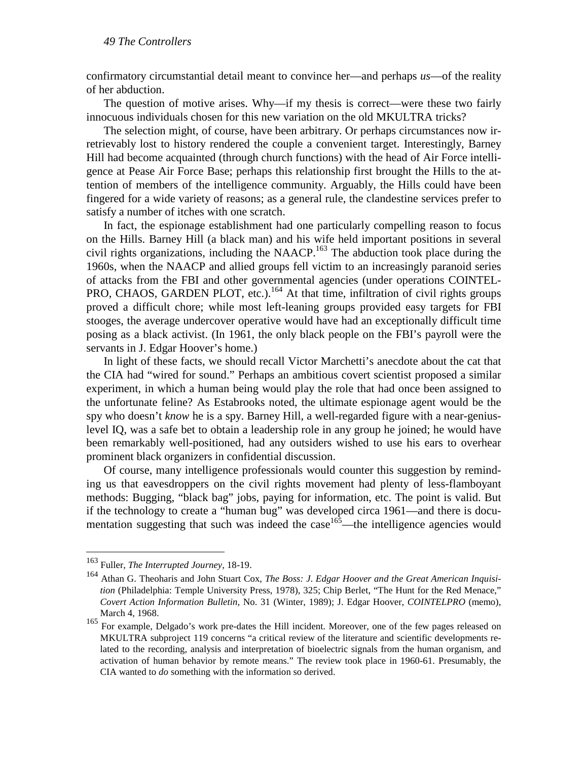confirmatory circumstantial detail meant to convince her—and perhaps *us*—of the reality of her abduction.

The question of motive arises. Why—if my thesis is correct—were these two fairly innocuous individuals chosen for this new variation on the old MKULTRA tricks?

The selection might, of course, have been arbitrary. Or perhaps circumstances now irretrievably lost to history rendered the couple a convenient target. Interestingly, Barney Hill had become acquainted (through church functions) with the head of Air Force intelligence at Pease Air Force Base; perhaps this relationship first brought the Hills to the attention of members of the intelligence community. Arguably, the Hills could have been fingered for a wide variety of reasons; as a general rule, the clandestine services prefer to satisfy a number of itches with one scratch.

In fact, the espionage establishment had one particularly compelling reason to focus on the Hills. Barney Hill (a black man) and his wife held important positions in several civil rights organizations, including the NAACP.[163] The abduction took place during the 1960s, when the NAACP and allied groups fell victim to an increasingly paranoid series of attacks from the FBI and other governmental agencies (under operations COINTELPRO, CHAOS, GARDEN PLOT, etc.).[164] At that time, infiltration of civil rights groups proved a difficult chore; while most left-leaning groups provided easy targets for FBI stooges, the average undercover operative would have had an exceptionally difficult time posing as a black activist. (In 1961, the only black people on the FBI's payroll were the servants in J. Edgar Hoover's home.)

In light of these facts, we should recall Victor Marchetti's anecdote about the cat that the CIA had "wired for sound." Perhaps an ambitious covert scientist proposed a similar experiment, in which a human being would play the role that had once been assigned to the unfortunate feline? As Estabrooks noted, the ultimate espionage agent would be the spy who doesn't *know* he is a spy. Barney Hill, a well-regarded figure with a near-genius-level IQ, was a safe bet to obtain a leadership role in any group he joined; he would have been remarkably well-positioned, had any outsiders wished to use his ears to overhear prominent black organizers in confidential discussion.

Of course, many intelligence professionals would counter this suggestion by reminding us that eavesdroppers on the civil rights movement had plenty of less-flamboyant methods: Bugging, "black bag" jobs, paying for information, etc. The point is valid. But if the technology to create a "human bug" was developed circa 1961—and there is documentation suggesting that such was indeed the case[165]—the intelligence agencies would

---

[163] Fuller, *The Interrupted Journey*, 18-19.

[164] Athan G. Theoharis and John Stuart Cox, *The Boss: J. Edgar Hoover and the Great American Inquisition* (Philadelphia: Temple University Press, 1978), 325; Chip Berlet, "The Hunt for the Red Menace," *Covert Action Information Bulletin,* No. 31 (Winter, 1989); J. Edgar Hoover, *COINTELPRO* (memo), March 4, 1968.

[165] For example, Delgado's work pre-dates the Hill incident. Moreover, one of the few pages released on MKULTRA subproject 119 concerns "a critical review of the literature and scientific developments related to the recording, analysis and interpretation of bioelectric signals from the human organism, and activation of human behavior by remote means." The review took place in 1960-61. Presumably, the CIA wanted to *do* something with the information so derived.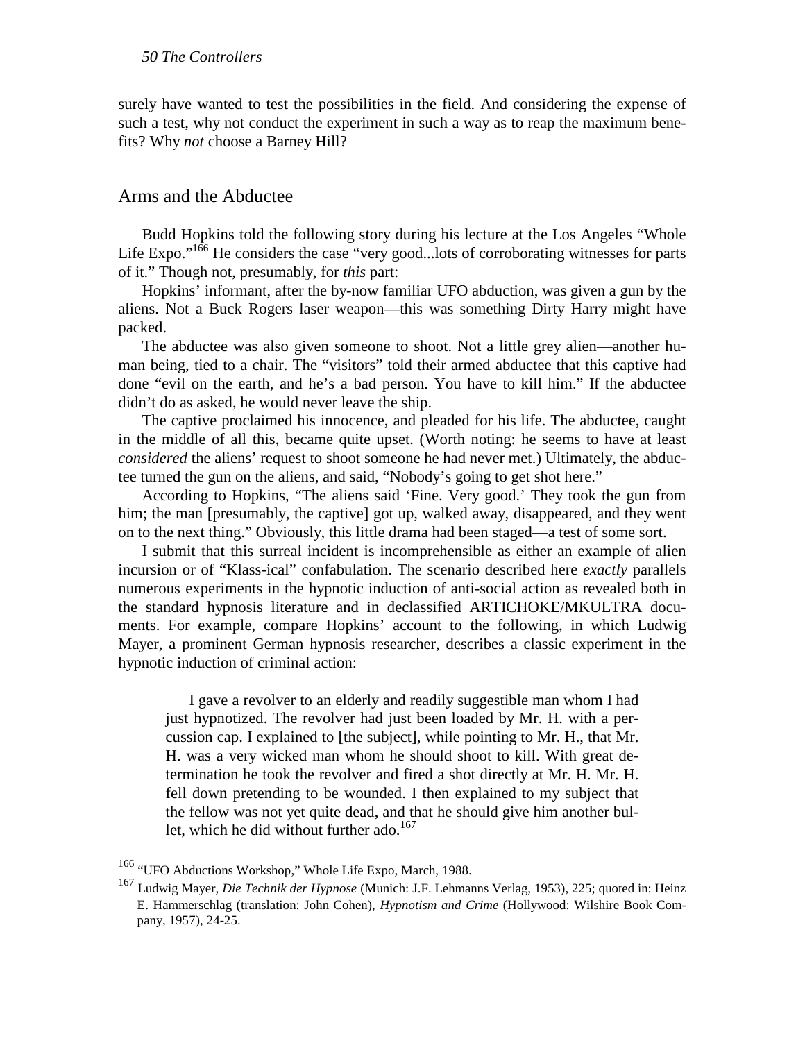surely have wanted to test the possibilities in the field. And considering the expense of such a test, why not conduct the experiment in such a way as to reap the maximum benefits? Why *not* choose a Barney Hill?

## Arms and the Abductee

Budd Hopkins told the following story during his lecture at the Los Angeles "Whole Life Expo."[166] He considers the case "very good...lots of corroborating witnesses for parts of it." Though not, presumably, for *this* part:

Hopkins' informant, after the by-now familiar UFO abduction, was given a gun by the aliens. Not a Buck Rogers laser weapon—this was something Dirty Harry might have packed.

The abductee was also given someone to shoot. Not a little grey alien—another human being, tied to a chair. The "visitors" told their armed abductee that this captive had done "evil on the earth, and he's a bad person. You have to kill him." If the abductee didn't do as asked, he would never leave the ship.

The captive proclaimed his innocence, and pleaded for his life. The abductee, caught in the middle of all this, became quite upset. (Worth noting: he seems to have at least *considered* the aliens' request to shoot someone he had never met.) Ultimately, the abductee turned the gun on the aliens, and said, "Nobody's going to get shot here."

According to Hopkins, "The aliens said 'Fine. Very good.' They took the gun from him; the man [presumably, the captive] got up, walked away, disappeared, and they went on to the next thing." Obviously, this little drama had been staged—a test of some sort.

I submit that this surreal incident is incomprehensible as either an example of alien incursion or of "Klass-ical" confabulation. The scenario described here *exactly* parallels numerous experiments in the hypnotic induction of anti-social action as revealed both in the standard hypnosis literature and in declassified ARTICHOKE/MKULTRA documents. For example, compare Hopkins' account to the following, in which Ludwig Mayer, a prominent German hypnosis researcher, describes a classic experiment in the hypnotic induction of criminal action:

> I gave a revolver to an elderly and readily suggestible man whom I had just hypnotized. The revolver had just been loaded by Mr. H. with a percussion cap. I explained to [the subject], while pointing to Mr. H., that Mr. H. was a very wicked man whom he should shoot to kill. With great determination he took the revolver and fired a shot directly at Mr. H. Mr. H. fell down pretending to be wounded. I then explained to my subject that the fellow was not yet quite dead, and that he should give him another bullet, which he did without further ado.[167]

---

[166] "UFO Abductions Workshop," Whole Life Expo, March, 1988.

[167] Ludwig Mayer, *Die Technik der Hypnose* (Munich: J.F. Lehmanns Verlag, 1953), 225; quoted in: Heinz E. Hammerschlag (translation: John Cohen), *Hypnotism and Crime* (Hollywood: Wilshire Book Company, 1957), 24-25.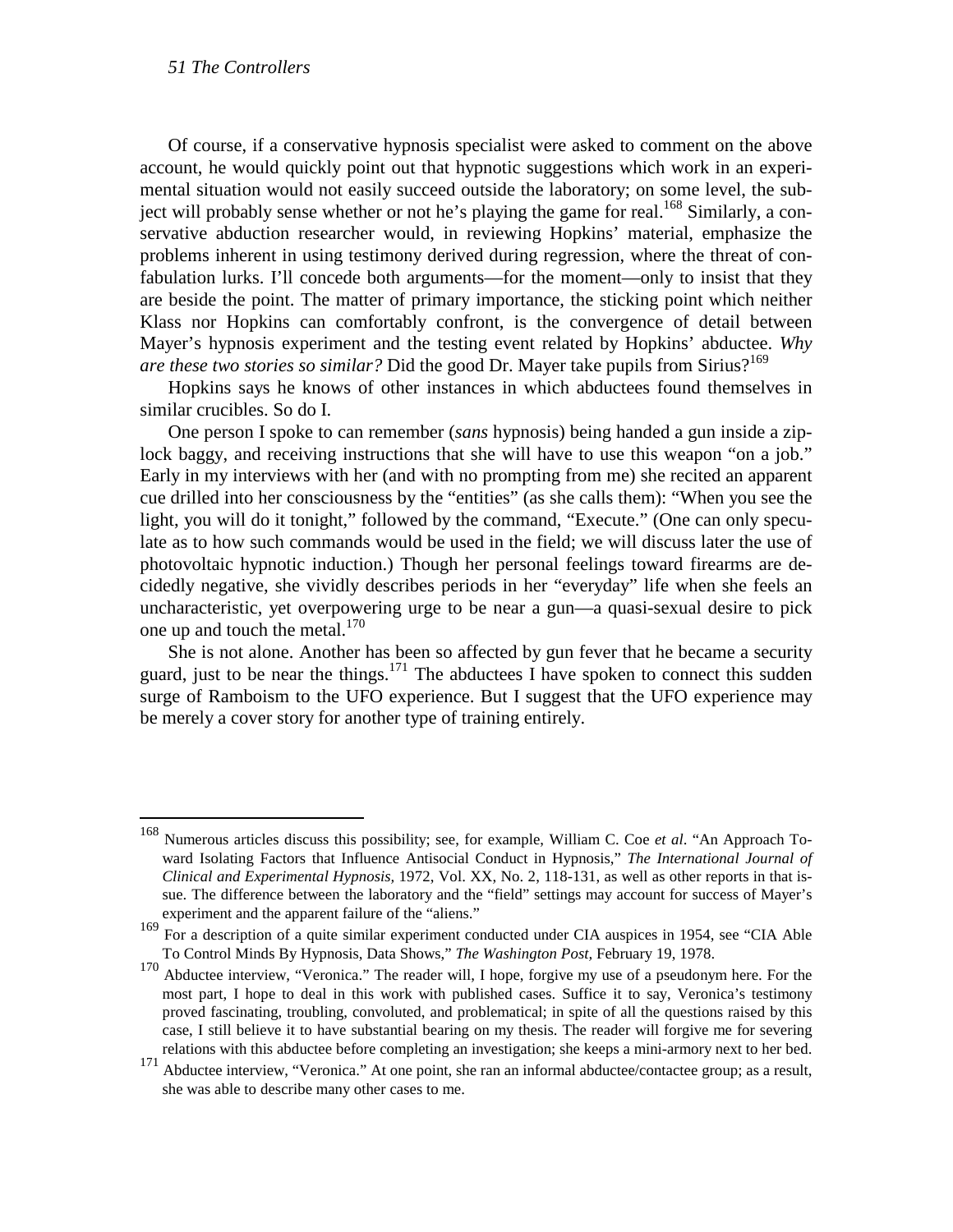Of course, if a conservative hypnosis specialist were asked to comment on the above account, he would quickly point out that hypnotic suggestions which work in an experimental situation would not easily succeed outside the laboratory; on some level, the subject will probably sense whether or not he's playing the game for real.[168] Similarly, a conservative abduction researcher would, in reviewing Hopkins' material, emphasize the problems inherent in using testimony derived during regression, where the threat of confabulation lurks. I'll concede both arguments—for the moment—only to insist that they are beside the point. The matter of primary importance, the sticking point which neither Klass nor Hopkins can comfortably confront, is the convergence of detail between Mayer's hypnosis experiment and the testing event related by Hopkins' abductee. *Why are these two stories so similar?* Did the good Dr. Mayer take pupils from Sirius?[169]

Hopkins says he knows of other instances in which abductees found themselves in similar crucibles. So do I.

One person I spoke to can remember (*sans* hypnosis) being handed a gun inside a ziplock baggy, and receiving instructions that she will have to use this weapon "on a job." Early in my interviews with her (and with no prompting from me) she recited an apparent cue drilled into her consciousness by the "entities" (as she calls them): "When you see the light, you will do it tonight," followed by the command, "Execute." (One can only speculate as to how such commands would be used in the field; we will discuss later the use of photovoltaic hypnotic induction.) Though her personal feelings toward firearms are decidedly negative, she vividly describes periods in her "everyday" life when she feels an uncharacteristic, yet overpowering urge to be near a gun—a quasi-sexual desire to pick one up and touch the metal.[170]

She is not alone. Another has been so affected by gun fever that he became a security guard, just to be near the things.[171] The abductees I have spoken to connect this sudden surge of Ramboism to the UFO experience. But I suggest that the UFO experience may be merely a cover story for another type of training entirely.

---

[168] Numerous articles discuss this possibility; see, for example, William C. Coe *et al*. "An Approach Toward Isolating Factors that Influence Antisocial Conduct in Hypnosis," *The International Journal of Clinical and Experimental Hypnosis,* 1972, Vol. XX, No. 2, 118-131, as well as other reports in that issue. The difference between the laboratory and the "field" settings may account for success of Mayer's experiment and the apparent failure of the "aliens."

[169] For a description of a quite similar experiment conducted under CIA auspices in 1954, see "CIA Able To Control Minds By Hypnosis, Data Shows," *The Washington Post,* February 19, 1978.

[170] Abductee interview, "Veronica." The reader will, I hope, forgive my use of a pseudonym here. For the most part, I hope to deal in this work with published cases. Suffice it to say, Veronica's testimony proved fascinating, troubling, convoluted, and problematical; in spite of all the questions raised by this case, I still believe it to have substantial bearing on my thesis. The reader will forgive me for severing relations with this abductee before completing an investigation; she keeps a mini-armory next to her bed.

[171] Abductee interview, "Veronica." At one point, she ran an informal abductee/contactee group; as a result, she was able to describe many other cases to me.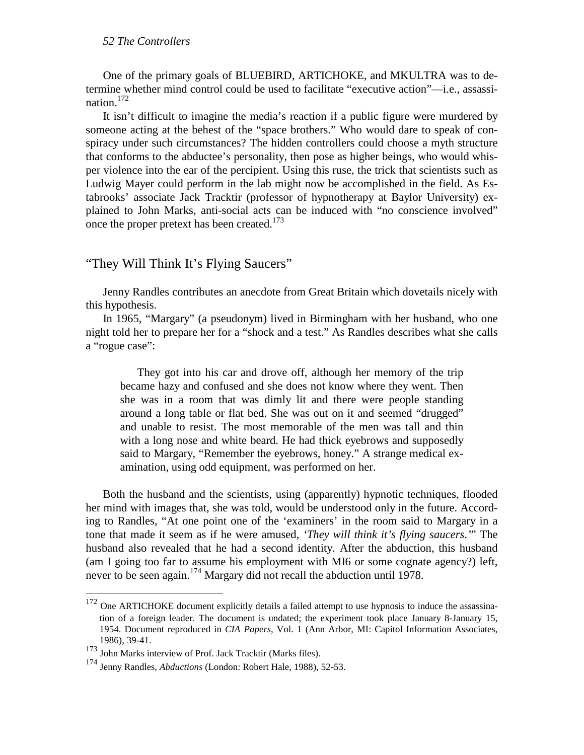One of the primary goals of BLUEBIRD, ARTICHOKE, and MKULTRA was to determine whether mind control could be used to facilitate "executive action"—i.e., assassination.[172]

It isn't difficult to imagine the media's reaction if a public figure were murdered by someone acting at the behest of the "space brothers." Who would dare to speak of conspiracy under such circumstances? The hidden controllers could choose a myth structure that conforms to the abductee's personality, then pose as higher beings, who would whisper violence into the ear of the percipient. Using this ruse, the trick that scientists such as Ludwig Mayer could perform in the lab might now be accomplished in the field. As Estabrooks' associate Jack Tracktir (professor of hypnotherapy at Baylor University) explained to John Marks, anti-social acts can be induced with "no conscience involved" once the proper pretext has been created.[173]

## "They Will Think It's Flying Saucers"

Jenny Randles contributes an anecdote from Great Britain which dovetails nicely with this hypothesis.

In 1965, "Margary" (a pseudonym) lived in Birmingham with her husband, who one night told her to prepare her for a "shock and a test." As Randles describes what she calls a "rogue case":

> They got into his car and drove off, although her memory of the trip became hazy and confused and she does not know where they went. Then she was in a room that was dimly lit and there were people standing around a long table or flat bed. She was out on it and seemed "drugged" and unable to resist. The most memorable of the men was tall and thin with a long nose and white beard. He had thick eyebrows and supposedly said to Margary, "Remember the eyebrows, honey." A strange medical examination, using odd equipment, was performed on her.

Both the husband and the scientists, using (apparently) hypnotic techniques, flooded her mind with images that, she was told, would be understood only in the future. According to Randles, "At one point one of the 'examiners' in the room said to Margary in a tone that made it seem as if he were amused, *'They will think it's flying saucers.'*" The husband also revealed that he had a second identity. After the abduction, this husband (am I going too far to assume his employment with MI6 or some cognate agency?) left, never to be seen again.[174] Margary did not recall the abduction until 1978.

---

[172] One ARTICHOKE document explicitly details a failed attempt to use hypnosis to induce the assassination of a foreign leader. The document is undated; the experiment took place January 8-January 15, 1954. Document reproduced in *CIA Papers,* Vol. 1 (Ann Arbor, MI: Capitol Information Associates, 1986), 39-41.

[173] John Marks interview of Prof. Jack Tracktir (Marks files).

[174] Jenny Randles, *Abductions* (London: Robert Hale, 1988), 52-53.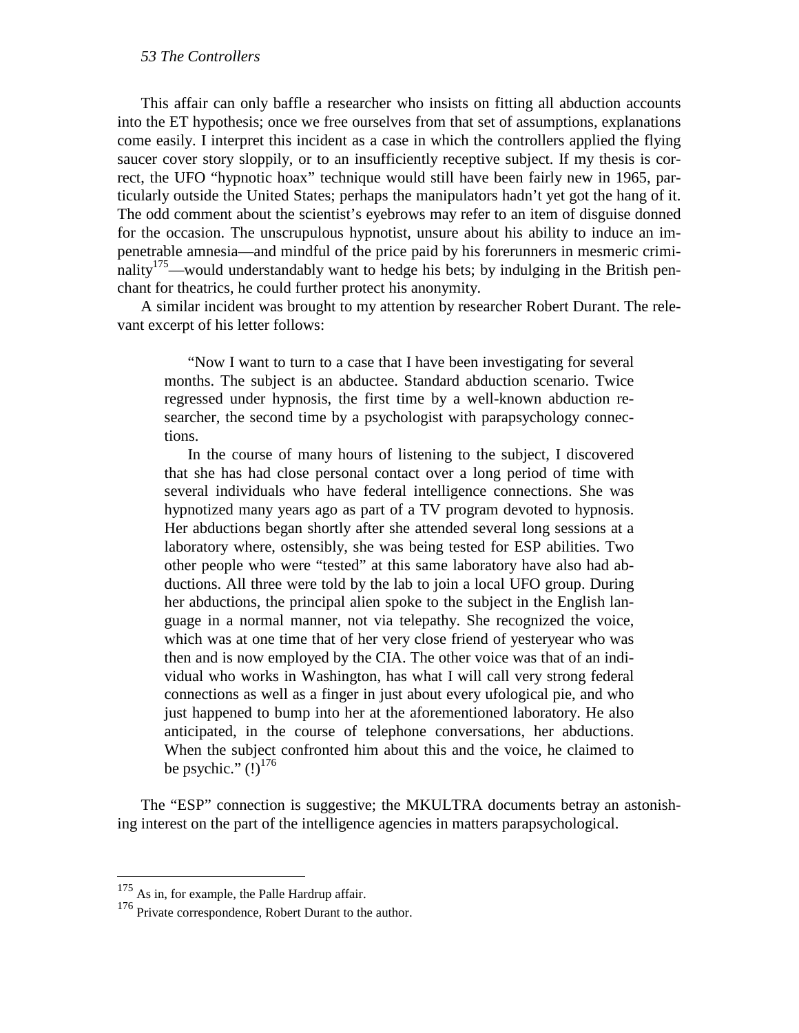This affair can only baffle a researcher who insists on fitting all abduction accounts into the ET hypothesis; once we free ourselves from that set of assumptions, explanations come easily. I interpret this incident as a case in which the controllers applied the flying saucer cover story sloppily, or to an insufficiently receptive subject. If my thesis is correct, the UFO "hypnotic hoax" technique would still have been fairly new in 1965, particularly outside the United States; perhaps the manipulators hadn't yet got the hang of it. The odd comment about the scientist's eyebrows may refer to an item of disguise donned for the occasion. The unscrupulous hypnotist, unsure about his ability to induce an impenetrable amnesia—and mindful of the price paid by his forerunners in mesmeric criminality[175]—would understandably want to hedge his bets; by indulging in the British penchant for theatrics, he could further protect his anonymity.

A similar incident was brought to my attention by researcher Robert Durant. The relevant excerpt of his letter follows:

> "Now I want to turn to a case that I have been investigating for several months. The subject is an abductee. Standard abduction scenario. Twice regressed under hypnosis, the first time by a well-known abduction researcher, the second time by a psychologist with parapsychology connections.
>
> In the course of many hours of listening to the subject, I discovered that she has had close personal contact over a long period of time with several individuals who have federal intelligence connections. She was hypnotized many years ago as part of a TV program devoted to hypnosis. Her abductions began shortly after she attended several long sessions at a laboratory where, ostensibly, she was being tested for ESP abilities. Two other people who were "tested" at this same laboratory have also had abductions. All three were told by the lab to join a local UFO group. During her abductions, the principal alien spoke to the subject in the English language in a normal manner, not via telepathy. She recognized the voice, which was at one time that of her very close friend of yesteryear who was then and is now employed by the CIA. The other voice was that of an individual who works in Washington, has what I will call very strong federal connections as well as a finger in just about every ufological pie, and who just happened to bump into her at the aforementioned laboratory. He also anticipated, in the course of telephone conversations, her abductions. When the subject confronted him about this and the voice, he claimed to be psychic." (!)[176]

The "ESP" connection is suggestive; the MKULTRA documents betray an astonishing interest on the part of the intelligence agencies in matters parapsychological.

---

[175] As in, for example, the Palle Hardrup affair.

[176] Private correspondence, Robert Durant to the author.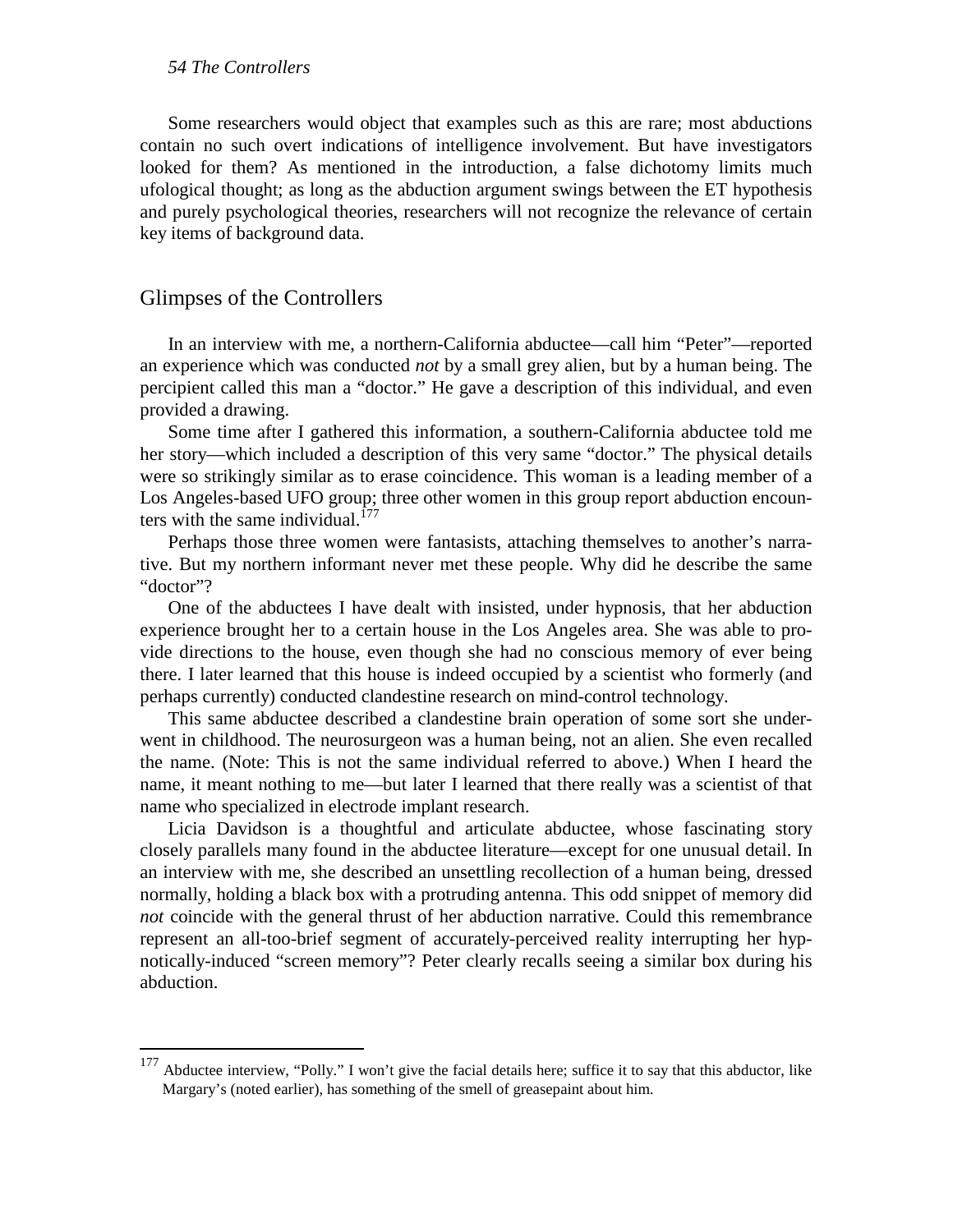Some researchers would object that examples such as this are rare; most abductions contain no such overt indications of intelligence involvement. But have investigators looked for them? As mentioned in the introduction, a false dichotomy limits much ufological thought; as long as the abduction argument swings between the ET hypothesis and purely psychological theories, researchers will not recognize the relevance of certain key items of background data.

## Glimpses of the Controllers

In an interview with me, a northern-California abductee—call him "Peter"—reported an experience which was conducted *not* by a small grey alien, but by a human being. The percipient called this man a "doctor." He gave a description of this individual, and even provided a drawing.

Some time after I gathered this information, a southern-California abductee told me her story—which included a description of this very same "doctor." The physical details were so strikingly similar as to erase coincidence. This woman is a leading member of a Los Angeles-based UFO group; three other women in this group report abduction encounters with the same individual.[177]

Perhaps those three women were fantasists, attaching themselves to another's narrative. But my northern informant never met these people. Why did he describe the same "doctor"?

One of the abductees I have dealt with insisted, under hypnosis, that her abduction experience brought her to a certain house in the Los Angeles area. She was able to provide directions to the house, even though she had no conscious memory of ever being there. I later learned that this house is indeed occupied by a scientist who formerly (and perhaps currently) conducted clandestine research on mind-control technology.

This same abductee described a clandestine brain operation of some sort she underwent in childhood. The neurosurgeon was a human being, not an alien. She even recalled the name. (Note: This is not the same individual referred to above.) When I heard the name, it meant nothing to me—but later I learned that there really was a scientist of that name who specialized in electrode implant research.

Licia Davidson is a thoughtful and articulate abductee, whose fascinating story closely parallels many found in the abductee literature—except for one unusual detail. In an interview with me, she described an unsettling recollection of a human being, dressed normally, holding a black box with a protruding antenna. This odd snippet of memory did *not* coincide with the general thrust of her abduction narrative. Could this remembrance represent an all-too-brief segment of accurately-perceived reality interrupting her hypnotically-induced "screen memory"? Peter clearly recalls seeing a similar box during his abduction.

---

[177] Abductee interview, "Polly." I won't give the facial details here; suffice it to say that this abductor, like Margary's (noted earlier), has something of the smell of greasepaint about him.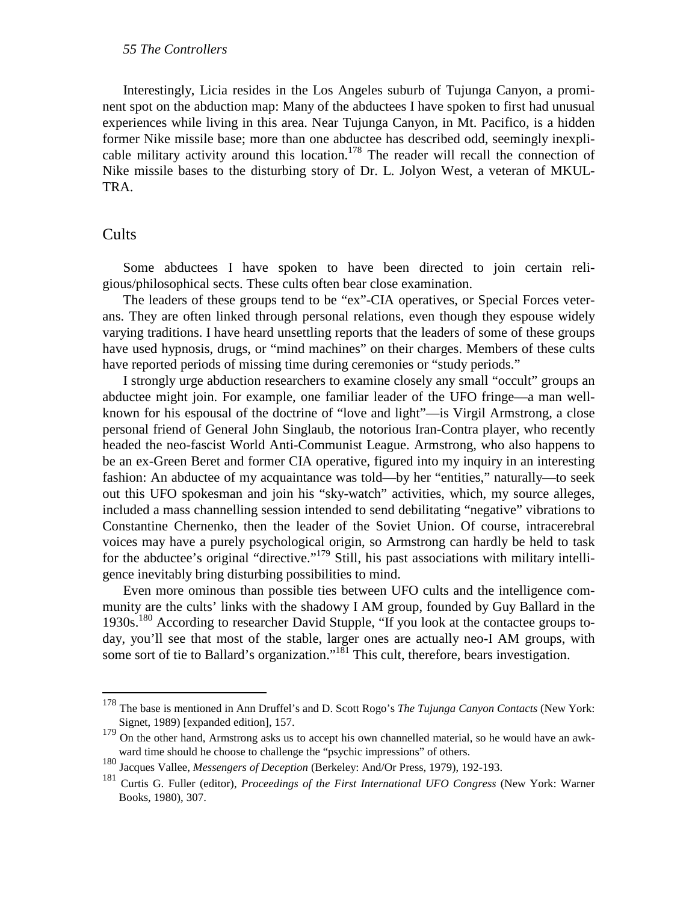Interestingly, Licia resides in the Los Angeles suburb of Tujunga Canyon, a prominent spot on the abduction map: Many of the abductees I have spoken to first had unusual experiences while living in this area. Near Tujunga Canyon, in Mt. Pacifico, is a hidden former Nike missile base; more than one abductee has described odd, seemingly inexplicable military activity around this location.[178] The reader will recall the connection of Nike missile bases to the disturbing story of Dr. L. Jolyon West, a veteran of MKULTRA.

## Cults

Some abductees I have spoken to have been directed to join certain religious/philosophical sects. These cults often bear close examination.

The leaders of these groups tend to be "ex"-CIA operatives, or Special Forces veterans. They are often linked through personal relations, even though they espouse widely varying traditions. I have heard unsettling reports that the leaders of some of these groups have used hypnosis, drugs, or "mind machines" on their charges. Members of these cults have reported periods of missing time during ceremonies or "study periods."

I strongly urge abduction researchers to examine closely any small "occult" groups an abductee might join. For example, one familiar leader of the UFO fringe—a man well-known for his espousal of the doctrine of "love and light"—is Virgil Armstrong, a close personal friend of General John Singlaub, the notorious Iran-Contra player, who recently headed the neo-fascist World Anti-Communist League. Armstrong, who also happens to be an ex-Green Beret and former CIA operative, figured into my inquiry in an interesting fashion: An abductee of my acquaintance was told—by her "entities," naturally—to seek out this UFO spokesman and join his "sky-watch" activities, which, my source alleges, included a mass channelling session intended to send debilitating "negative" vibrations to Constantine Chernenko, then the leader of the Soviet Union. Of course, intracerebral voices may have a purely psychological origin, so Armstrong can hardly be held to task for the abductee's original "directive."[179] Still, his past associations with military intelligence inevitably bring disturbing possibilities to mind.

Even more ominous than possible ties between UFO cults and the intelligence community are the cults' links with the shadowy I AM group, founded by Guy Ballard in the 1930s.[180] According to researcher David Stupple, "If you look at the contactee groups today, you'll see that most of the stable, larger ones are actually neo-I AM groups, with some sort of tie to Ballard's organization."[181] This cult, therefore, bears investigation.

---

[178] The base is mentioned in Ann Druffel's and D. Scott Rogo's *The Tujunga Canyon Contacts* (New York: Signet, 1989) [expanded edition], 157.

[179] On the other hand, Armstrong asks us to accept his own channelled material, so he would have an awkward time should he choose to challenge the "psychic impressions" of others.

[180] Jacques Vallee, *Messengers of Deception* (Berkeley: And/Or Press, 1979), 192-193.

[181] Curtis G. Fuller (editor), *Proceedings of the First International UFO Congress* (New York: Warner Books, 1980), 307.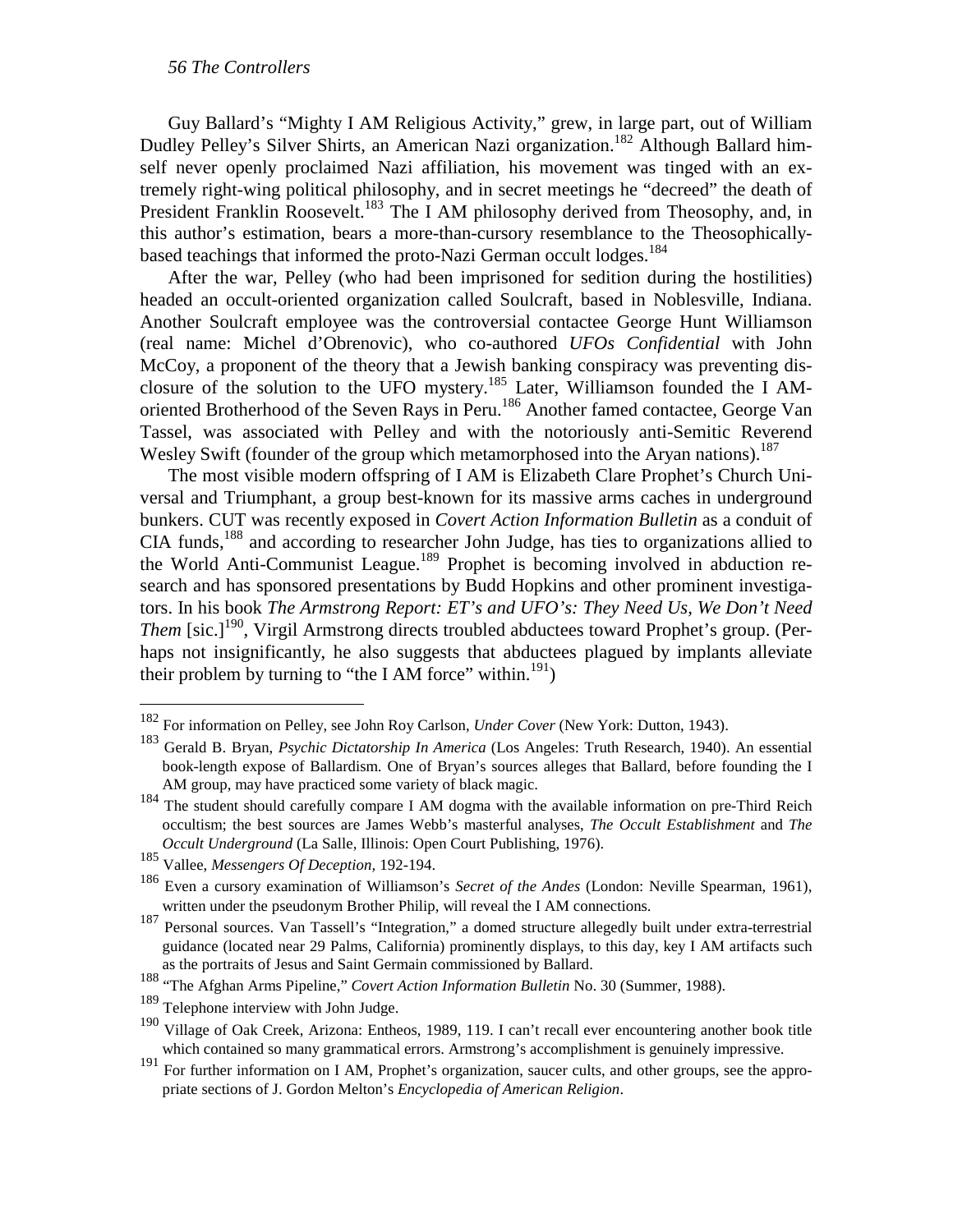Guy Ballard's "Mighty I AM Religious Activity," grew, in large part, out of William Dudley Pelley's Silver Shirts, an American Nazi organization.[182] Although Ballard himself never openly proclaimed Nazi affiliation, his movement was tinged with an extremely right-wing political philosophy, and in secret meetings he "decreed" the death of President Franklin Roosevelt.[183] The I AM philosophy derived from Theosophy, and, in this author's estimation, bears a more-than-cursory resemblance to the Theosophically-based teachings that informed the proto-Nazi German occult lodges.[184]

After the war, Pelley (who had been imprisoned for sedition during the hostilities) headed an occult-oriented organization called Soulcraft, based in Noblesville, Indiana. Another Soulcraft employee was the controversial contactee George Hunt Williamson (real name: Michel d'Obrenovic), who co-authored *UFOs Confidential* with John McCoy, a proponent of the theory that a Jewish banking conspiracy was preventing disclosure of the solution to the UFO mystery.[185] Later, Williamson founded the I AM-oriented Brotherhood of the Seven Rays in Peru.[186] Another famed contactee, George Van Tassel, was associated with Pelley and with the notoriously anti-Semitic Reverend Wesley Swift (founder of the group which metamorphosed into the Aryan nations).[187]

The most visible modern offspring of I AM is Elizabeth Clare Prophet's Church Universal and Triumphant, a group best-known for its massive arms caches in underground bunkers. CUT was recently exposed in *Covert Action Information Bulletin* as a conduit of CIA funds,[188] and according to researcher John Judge, has ties to organizations allied to the World Anti-Communist League.[189] Prophet is becoming involved in abduction research and has sponsored presentations by Budd Hopkins and other prominent investigators. In his book *The Armstrong Report: ET's and UFO's: They Need Us, We Don't Need Them* [sic.][190], Virgil Armstrong directs troubled abductees toward Prophet's group. (Perhaps not insignificantly, he also suggests that abductees plagued by implants alleviate their problem by turning to "the I AM force" within.[191])

---

[182] For information on Pelley, see John Roy Carlson, *Under Cover* (New York: Dutton, 1943).

[183] Gerald B. Bryan, *Psychic Dictatorship In America* (Los Angeles: Truth Research, 1940). An essential book-length expose of Ballardism. One of Bryan's sources alleges that Ballard, before founding the I AM group, may have practiced some variety of black magic.

[184] The student should carefully compare I AM dogma with the available information on pre-Third Reich occultism; the best sources are James Webb's masterful analyses, *The Occult Establishment* and *The Occult Underground* (La Salle, Illinois: Open Court Publishing, 1976).

[185] Vallee, *Messengers Of Deception,* 192-194.

[186] Even a cursory examination of Williamson's *Secret of the Andes* (London: Neville Spearman, 1961), written under the pseudonym Brother Philip, will reveal the I AM connections.

[187] Personal sources. Van Tassell's "Integration," a domed structure allegedly built under extra-terrestrial guidance (located near 29 Palms, California) prominently displays, to this day, key I AM artifacts such as the portraits of Jesus and Saint Germain commissioned by Ballard.

[188] "The Afghan Arms Pipeline," *Covert Action Information Bulletin* No. 30 (Summer, 1988).

[189] Telephone interview with John Judge.

[190] Village of Oak Creek, Arizona: Entheos, 1989, 119. I can't recall ever encountering another book title which contained so many grammatical errors. Armstrong's accomplishment is genuinely impressive.

[191] For further information on I AM, Prophet's organization, saucer cults, and other groups, see the appropriate sections of J. Gordon Melton's *Encyclopedia of American Religion*.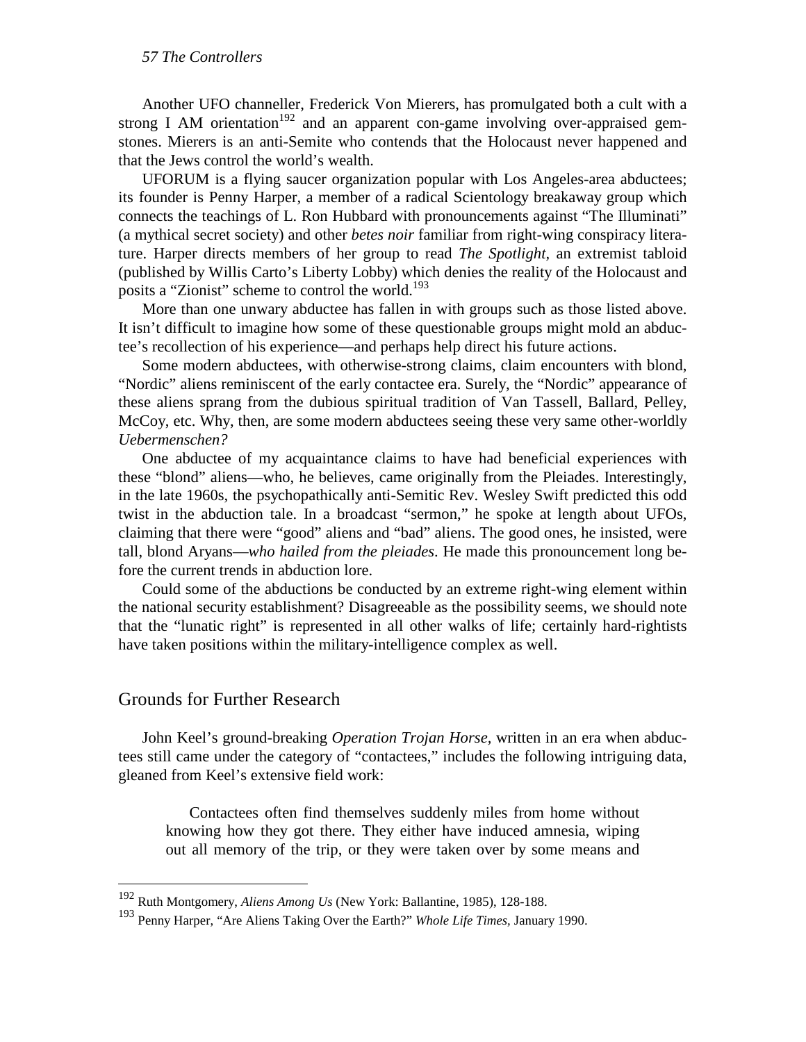Another UFO channeller, Frederick Von Mierers, has promulgated both a cult with a strong I AM orientation[192] and an apparent con-game involving over-appraised gemstones. Mierers is an anti-Semite who contends that the Holocaust never happened and that the Jews control the world's wealth.

UFORUM is a flying saucer organization popular with Los Angeles-area abductees; its founder is Penny Harper, a member of a radical Scientology breakaway group which connects the teachings of L. Ron Hubbard with pronouncements against "The Illuminati" (a mythical secret society) and other *betes noir* familiar from right-wing conspiracy literature. Harper directs members of her group to read *The Spotlight*, an extremist tabloid (published by Willis Carto's Liberty Lobby) which denies the reality of the Holocaust and posits a "Zionist" scheme to control the world.[193]

More than one unwary abductee has fallen in with groups such as those listed above. It isn't difficult to imagine how some of these questionable groups might mold an abductee's recollection of his experience—and perhaps help direct his future actions.

Some modern abductees, with otherwise-strong claims, claim encounters with blond, "Nordic" aliens reminiscent of the early contactee era. Surely, the "Nordic" appearance of these aliens sprang from the dubious spiritual tradition of Van Tassell, Ballard, Pelley, McCoy, etc. Why, then, are some modern abductees seeing these very same other-worldly *Uebermenschen?*

One abductee of my acquaintance claims to have had beneficial experiences with these "blond" aliens—who, he believes, came originally from the Pleiades. Interestingly, in the late 1960s, the psychopathically anti-Semitic Rev. Wesley Swift predicted this odd twist in the abduction tale. In a broadcast "sermon," he spoke at length about UFOs, claiming that there were "good" aliens and "bad" aliens. The good ones, he insisted, were tall, blond Aryans—*who hailed from the pleiades*. He made this pronouncement long before the current trends in abduction lore.

Could some of the abductions be conducted by an extreme right-wing element within the national security establishment? Disagreeable as the possibility seems, we should note that the "lunatic right" is represented in all other walks of life; certainly hard-rightists have taken positions within the military-intelligence complex as well.

## Grounds for Further Research

John Keel's ground-breaking *Operation Trojan Horse*, written in an era when abductees still came under the category of "contactees," includes the following intriguing data, gleaned from Keel's extensive field work:

> Contactees often find themselves suddenly miles from home without knowing how they got there. They either have induced amnesia, wiping out all memory of the trip, or they were taken over by some means and

[192] Ruth Montgomery, *Aliens Among Us* (New York: Ballantine, 1985), 128-188.

[193] Penny Harper, "Are Aliens Taking Over the Earth?" *Whole Life Times*, January 1990.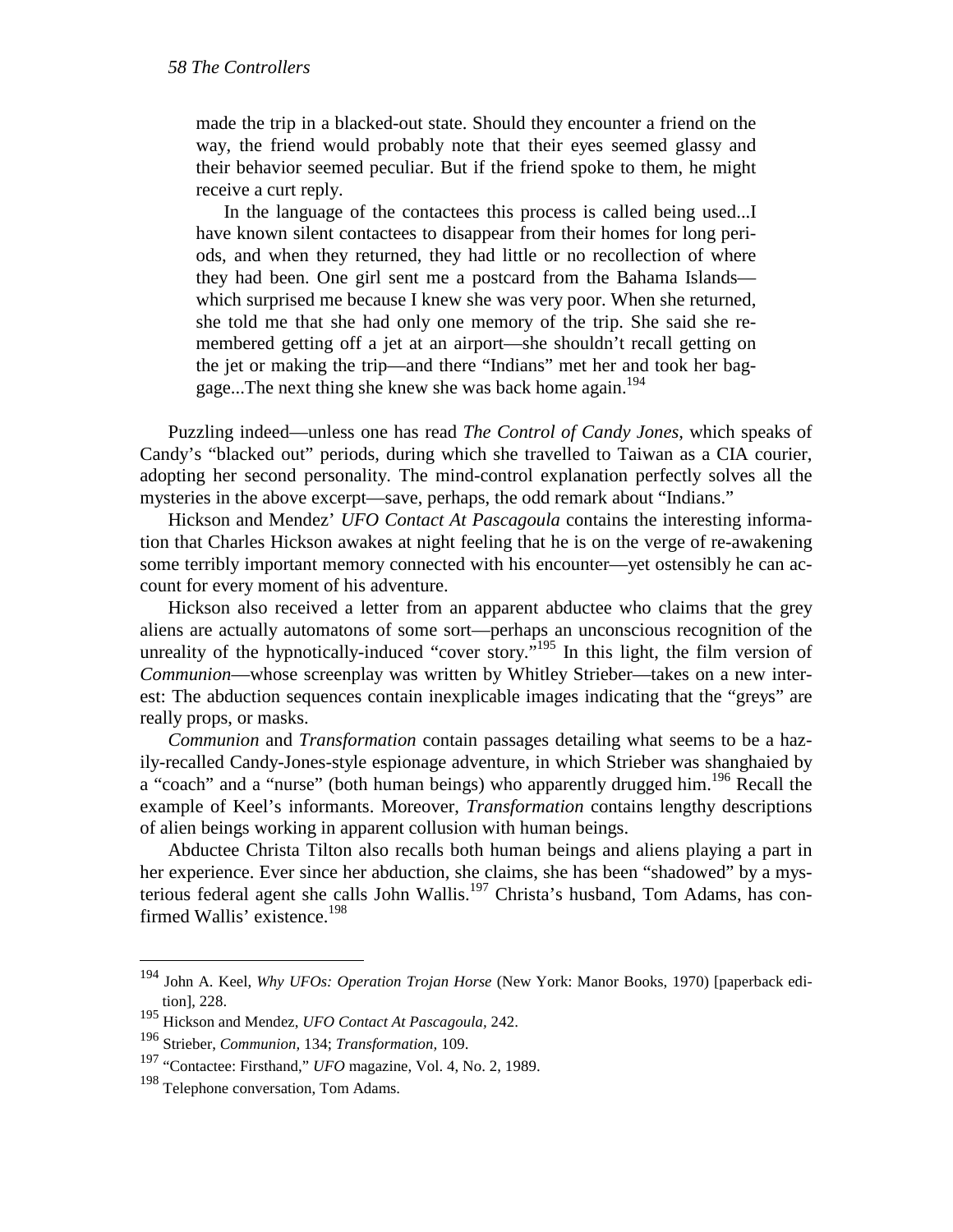> made the trip in a blacked-out state. Should they encounter a friend on the way, the friend would probably note that their eyes seemed glassy and their behavior seemed peculiar. But if the friend spoke to them, he might receive a curt reply.
>
> In the language of the contactees this process is called being used...I have known silent contactees to disappear from their homes for long periods, and when they returned, they had little or no recollection of where they had been. One girl sent me a postcard from the Bahama Islands—which surprised me because I knew she was very poor. When she returned, she told me that she had only one memory of the trip. She said she remembered getting off a jet at an airport—she shouldn't recall getting on the jet or making the trip—and there "Indians" met her and took her baggage...The next thing she knew she was back home again.[194]

Puzzling indeed—unless one has read *The Control of Candy Jones*, which speaks of Candy's "blacked out" periods, during which she travelled to Taiwan as a CIA courier, adopting her second personality. The mind-control explanation perfectly solves all the mysteries in the above excerpt—save, perhaps, the odd remark about "Indians."

Hickson and Mendez' *UFO Contact At Pascagoula* contains the interesting information that Charles Hickson awakes at night feeling that he is on the verge of re-awakening some terribly important memory connected with his encounter—yet ostensibly he can account for every moment of his adventure.

Hickson also received a letter from an apparent abductee who claims that the grey aliens are actually automatons of some sort—perhaps an unconscious recognition of the unreality of the hypnotically-induced "cover story."[195] In this light, the film version of *Communion*—whose screenplay was written by Whitley Strieber—takes on a new interest: The abduction sequences contain inexplicable images indicating that the "greys" are really props, or masks.

*Communion* and *Transformation* contain passages detailing what seems to be a hazily-recalled Candy-Jones-style espionage adventure, in which Strieber was shanghaied by a "coach" and a "nurse" (both human beings) who apparently drugged him.[196] Recall the example of Keel's informants. Moreover, *Transformation* contains lengthy descriptions of alien beings working in apparent collusion with human beings.

Abductee Christa Tilton also recalls both human beings and aliens playing a part in her experience. Ever since her abduction, she claims, she has been "shadowed" by a mysterious federal agent she calls John Wallis.[197] Christa's husband, Tom Adams, has confirmed Wallis' existence.[198]

---

[194] John A. Keel, *Why UFOs: Operation Trojan Horse* (New York: Manor Books, 1970) [paperback edition], 228.

[195] Hickson and Mendez, *UFO Contact At Pascagoula,* 242.

[196] Strieber, *Communion,* 134; *Transformation,* 109.

[197] "Contactee: Firsthand," *UFO* magazine, Vol. 4, No. 2, 1989.

[198] Telephone conversation, Tom Adams.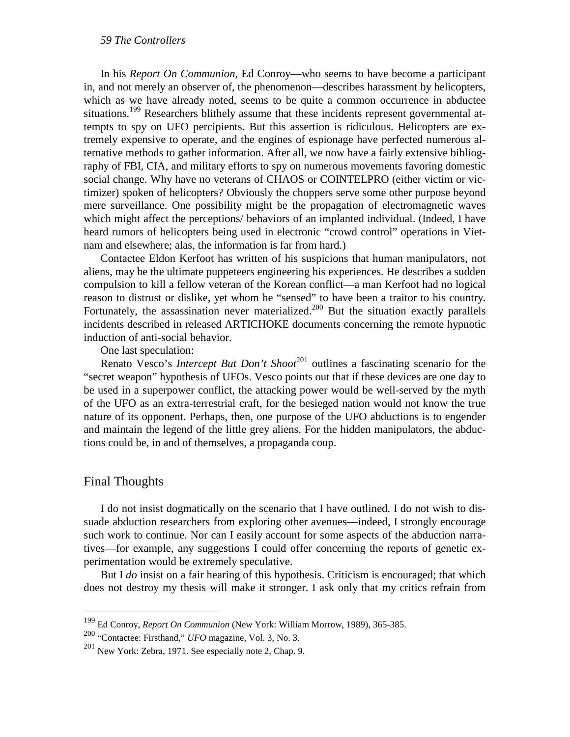In his *Report On Communion,* Ed Conroy—who seems to have become a participant in, and not merely an observer of, the phenomenon—describes harassment by helicopters, which as we have already noted, seems to be quite a common occurrence in abductee situations.[199] Researchers blithely assume that these incidents represent governmental attempts to spy on UFO percipients. But this assertion is ridiculous. Helicopters are extremely expensive to operate, and the engines of espionage have perfected numerous alternative methods to gather information. After all, we now have a fairly extensive bibliography of FBI, CIA, and military efforts to spy on numerous movements favoring domestic social change. Why have no veterans of CHAOS or COINTELPRO (either victim or victimizer) spoken of helicopters? Obviously the choppers serve some other purpose beyond mere surveillance. One possibility might be the propagation of electromagnetic waves which might affect the perceptions/ behaviors of an implanted individual. (Indeed, I have heard rumors of helicopters being used in electronic "crowd control" operations in Vietnam and elsewhere; alas, the information is far from hard.)

Contactee Eldon Kerfoot has written of his suspicions that human manipulators, not aliens, may be the ultimate puppeteers engineering his experiences. He describes a sudden compulsion to kill a fellow veteran of the Korean conflict—a man Kerfoot had no logical reason to distrust or dislike, yet whom he "sensed" to have been a traitor to his country. Fortunately, the assassination never materialized.[200] But the situation exactly parallels incidents described in released ARTICHOKE documents concerning the remote hypnotic induction of anti-social behavior.

One last speculation:

Renato Vesco's *Intercept But Don't Shoot*[201] outlines a fascinating scenario for the "secret weapon" hypothesis of UFOs. Vesco points out that if these devices are one day to be used in a superpower conflict, the attacking power would be well-served by the myth of the UFO as an extra-terrestrial craft, for the besieged nation would not know the true nature of its opponent. Perhaps, then, one purpose of the UFO abductions is to engender and maintain the legend of the little grey aliens. For the hidden manipulators, the abductions could be, in and of themselves, a propaganda coup.

## Final Thoughts

I do not insist dogmatically on the scenario that I have outlined. I do not wish to dissuade abduction researchers from exploring other avenues—indeed, I strongly encourage such work to continue. Nor can I easily account for some aspects of the abduction narratives—for example, any suggestions I could offer concerning the reports of genetic experimentation would be extremely speculative.

But I *do* insist on a fair hearing of this hypothesis. Criticism is encouraged; that which does not destroy my thesis will make it stronger. I ask only that my critics refrain from

---

[199] Ed Conroy, *Report On Communion* (New York: William Morrow, 1989), 365-385.

[200] "Contactee: Firsthand," *UFO* magazine, Vol. 3, No. 3.

[201] New York: Zebra, 1971. See especially note 2, Chap. 9.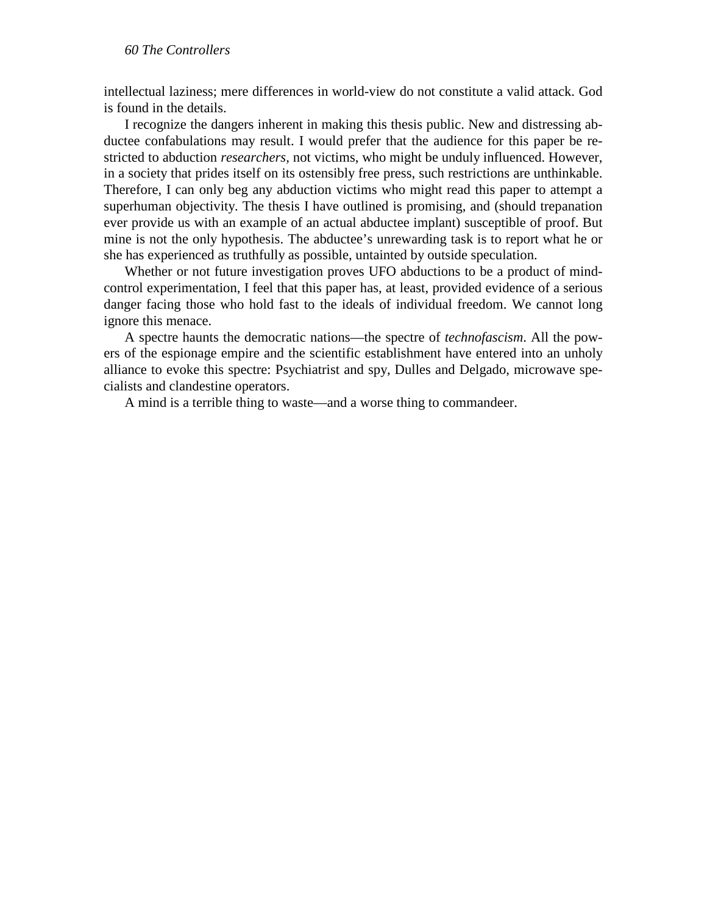intellectual laziness; mere differences in world-view do not constitute a valid attack. God is found in the details.

I recognize the dangers inherent in making this thesis public. New and distressing abductee confabulations may result. I would prefer that the audience for this paper be restricted to abduction *researchers*, not victims, who might be unduly influenced. However, in a society that prides itself on its ostensibly free press, such restrictions are unthinkable. Therefore, I can only beg any abduction victims who might read this paper to attempt a superhuman objectivity. The thesis I have outlined is promising, and (should trepanation ever provide us with an example of an actual abductee implant) susceptible of proof. But mine is not the only hypothesis. The abductee's unrewarding task is to report what he or she has experienced as truthfully as possible, untainted by outside speculation.

Whether or not future investigation proves UFO abductions to be a product of mind-control experimentation, I feel that this paper has, at least, provided evidence of a serious danger facing those who hold fast to the ideals of individual freedom. We cannot long ignore this menace.

A spectre haunts the democratic nations—the spectre of *technofascism*. All the powers of the espionage empire and the scientific establishment have entered into an unholy alliance to evoke this spectre: Psychiatrist and spy, Dulles and Delgado, microwave specialists and clandestine operators.

A mind is a terrible thing to waste—and a worse thing to commandeer.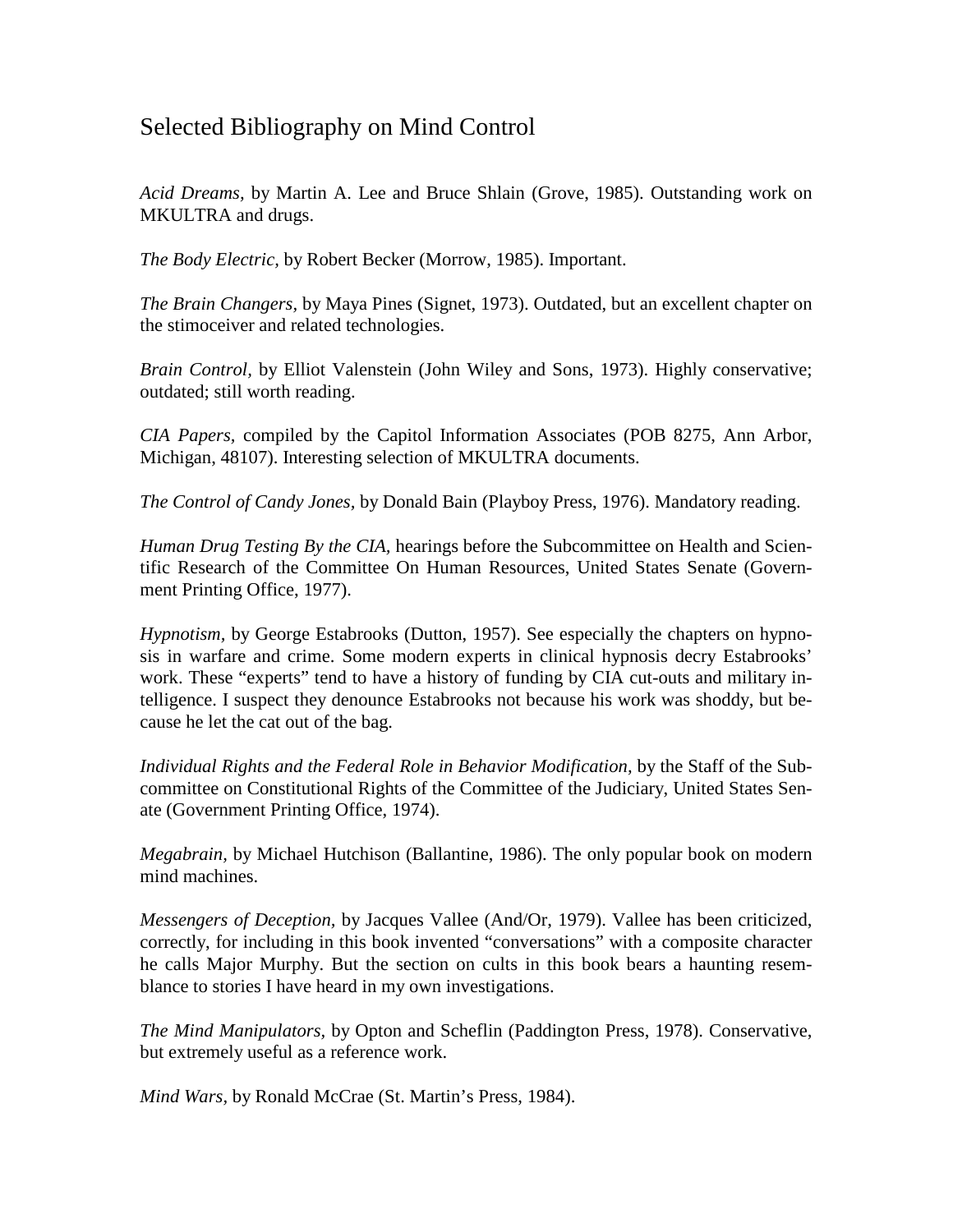# Selected Bibliography on Mind Control

*Acid Dreams,* by Martin A. Lee and Bruce Shlain (Grove, 1985). Outstanding work on MKULTRA and drugs.

*The Body Electric,* by Robert Becker (Morrow, 1985). Important.

*The Brain Changers,* by Maya Pines (Signet, 1973). Outdated, but an excellent chapter on the stimoceiver and related technologies.

*Brain Control,* by Elliot Valenstein (John Wiley and Sons, 1973). Highly conservative; outdated; still worth reading.

*CIA Papers,* compiled by the Capitol Information Associates (POB 8275, Ann Arbor, Michigan, 48107). Interesting selection of MKULTRA documents.

*The Control of Candy Jones,* by Donald Bain (Playboy Press, 1976). Mandatory reading.

*Human Drug Testing By the CIA,* hearings before the Subcommittee on Health and Scientific Research of the Committee On Human Resources, United States Senate (Government Printing Office, 1977).

*Hypnotism,* by George Estabrooks (Dutton, 1957). See especially the chapters on hypnosis in warfare and crime. Some modern experts in clinical hypnosis decry Estabrooks' work. These "experts" tend to have a history of funding by CIA cut-outs and military intelligence. I suspect they denounce Estabrooks not because his work was shoddy, but because he let the cat out of the bag.

*Individual Rights and the Federal Role in Behavior Modification,* by the Staff of the Subcommittee on Constitutional Rights of the Committee of the Judiciary, United States Senate (Government Printing Office, 1974).

*Megabrain,* by Michael Hutchison (Ballantine, 1986). The only popular book on modern mind machines.

*Messengers of Deception,* by Jacques Vallee (And/Or, 1979). Vallee has been criticized, correctly, for including in this book invented "conversations" with a composite character he calls Major Murphy. But the section on cults in this book bears a haunting resemblance to stories I have heard in my own investigations.

*The Mind Manipulators,* by Opton and Scheflin (Paddington Press, 1978). Conservative, but extremely useful as a reference work.

*Mind Wars,* by Ronald McCrae (St. Martin's Press, 1984).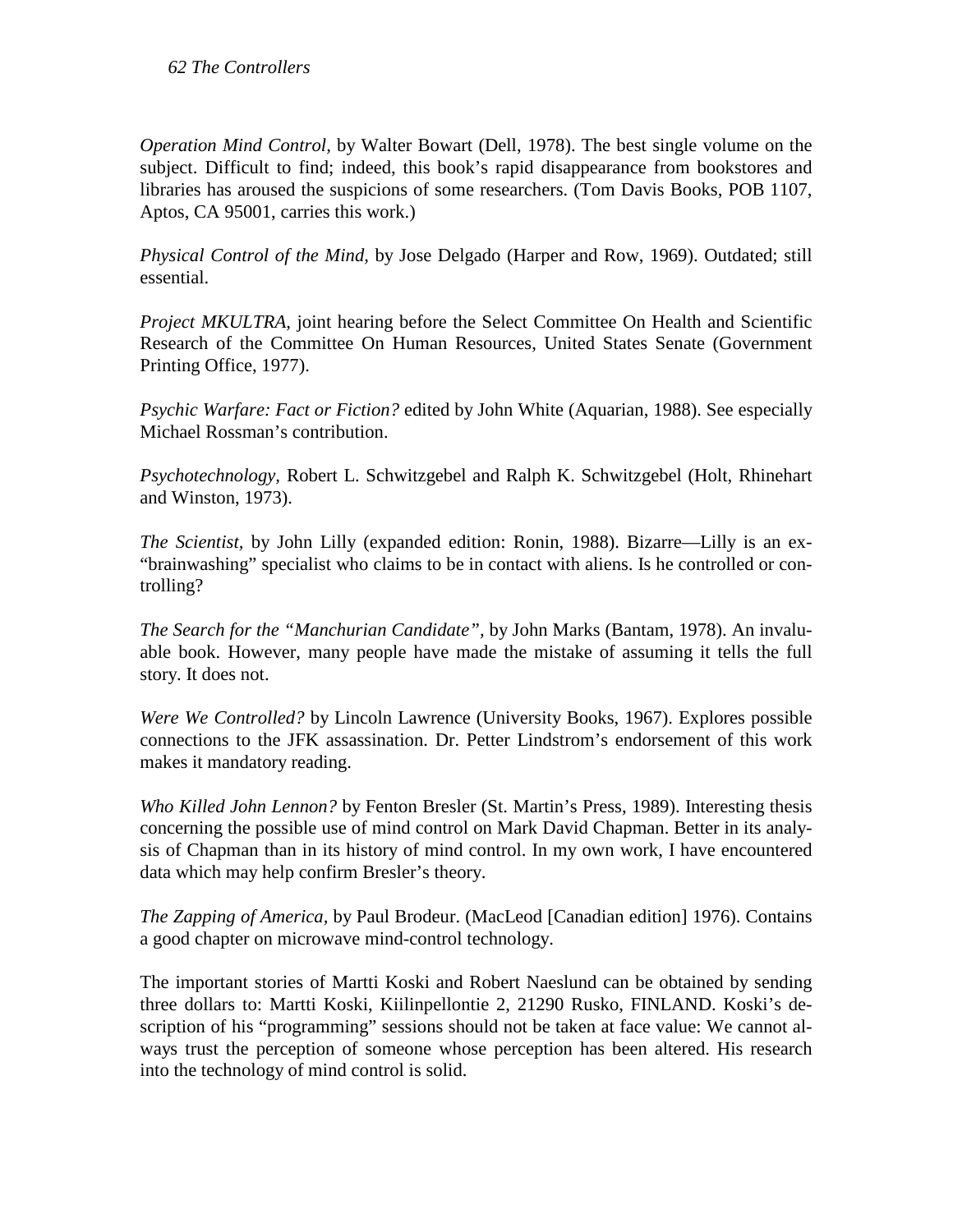*Operation Mind Control*, by Walter Bowart (Dell, 1978). The best single volume on the subject. Difficult to find; indeed, this book's rapid disappearance from bookstores and libraries has aroused the suspicions of some researchers. (Tom Davis Books, POB 1107, Aptos, CA 95001, carries this work.)

*Physical Control of the Mind*, by Jose Delgado (Harper and Row, 1969). Outdated; still essential.

*Project MKULTRA*, joint hearing before the Select Committee On Health and Scientific Research of the Committee On Human Resources, United States Senate (Government Printing Office, 1977).

*Psychic Warfare: Fact or Fiction?* edited by John White (Aquarian, 1988). See especially Michael Rossman's contribution.

*Psychotechnology*, Robert L. Schwitzgebel and Ralph K. Schwitzgebel (Holt, Rhinehart and Winston, 1973).

*The Scientist*, by John Lilly (expanded edition: Ronin, 1988). Bizarre—Lilly is an ex-"brainwashing" specialist who claims to be in contact with aliens. Is he controlled or controlling?

*The Search for the "Manchurian Candidate"*, by John Marks (Bantam, 1978). An invaluable book. However, many people have made the mistake of assuming it tells the full story. It does not.

*Were We Controlled?* by Lincoln Lawrence (University Books, 1967). Explores possible connections to the JFK assassination. Dr. Petter Lindstrom's endorsement of this work makes it mandatory reading.

*Who Killed John Lennon?* by Fenton Bresler (St. Martin's Press, 1989). Interesting thesis concerning the possible use of mind control on Mark David Chapman. Better in its analysis of Chapman than in its history of mind control. In my own work, I have encountered data which may help confirm Bresler's theory.

*The Zapping of America*, by Paul Brodeur. (MacLeod [Canadian edition] 1976). Contains a good chapter on microwave mind-control technology.

The important stories of Martti Koski and Robert Naeslund can be obtained by sending three dollars to: Martti Koski, Kiilinpellontie 2, 21290 Rusko, FINLAND. Koski's description of his "programming" sessions should not be taken at face value: We cannot always trust the perception of someone whose perception has been altered. His research into the technology of mind control is solid.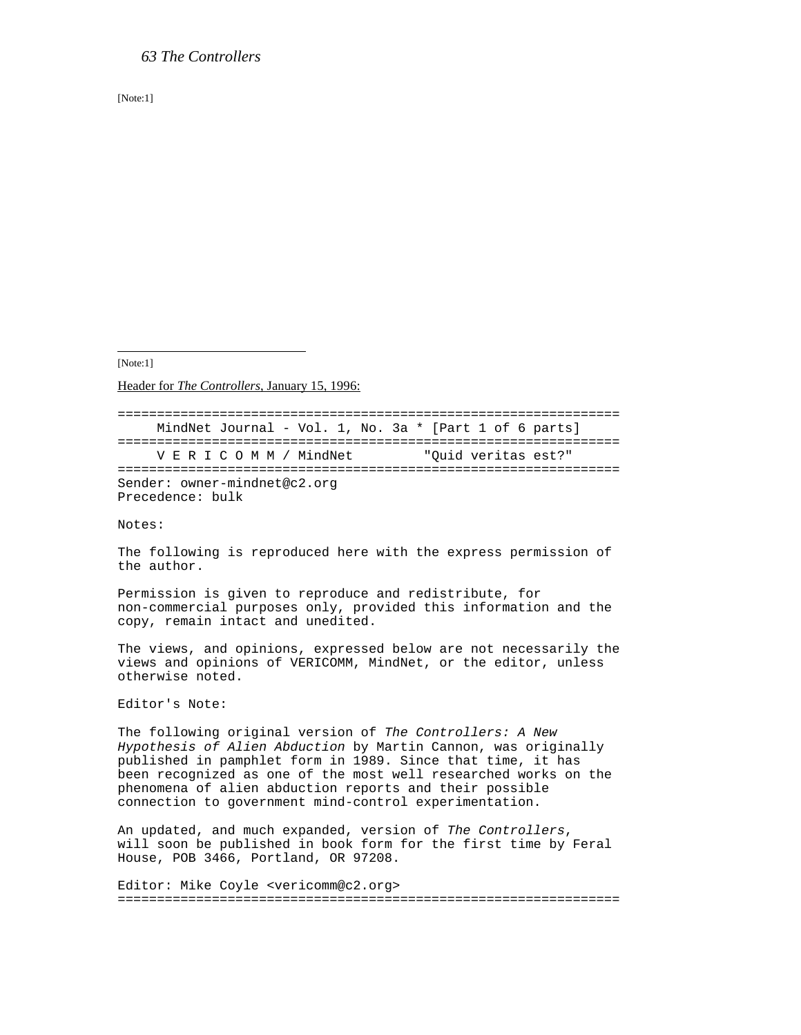*63 The Controllers*

[Note:1]

---

[Note:1]

Header for *The Controllers*, January 15, 1996:

```
===============================================================
     MindNet Journal - Vol. 1, No. 3a * [Part 1 of 6 parts]
===============================================================
     V E R I C O M M / MindNet         "Quid veritas est?"
===============================================================
Sender: owner-mindnet@c2.org
Precedence: bulk

Notes:

The following is reproduced here with the express permission of
the author.

Permission is given to reproduce and redistribute, for
non-commercial purposes only, provided this information and the
copy, remain intact and unedited.

The views, and opinions, expressed below are not necessarily the
views and opinions of VERICOMM, MindNet, or the editor, unless
otherwise noted.

Editor's Note:

The following original version of The Controllers: A New
Hypothesis of Alien Abduction by Martin Cannon, was originally
published in pamphlet form in 1989. Since that time, it has
been recognized as one of the most well researched works on the
phenomena of alien abduction reports and their possible
connection to government mind-control experimentation.

An updated, and much expanded, version of The Controllers,
will soon be published in book form for the first time by Feral
House, POB 3466, Portland, OR 97208.

Editor: Mike Coyle <vericomm@c2.org>
===============================================================
```